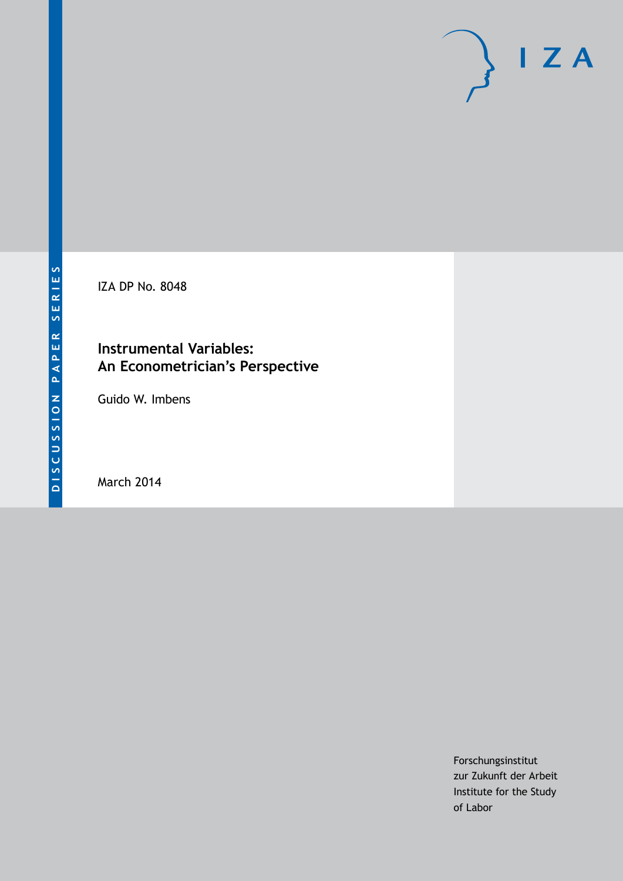DISCUSSION PAPER SERIES

IZA DP No. 8048

# Instrumental Variables: An Econometrician's Perspective

Guido W. Imbens

March 2014

Forschungsinstitut
zur Zukunft der Arbeit
Institute for the Study
of Labor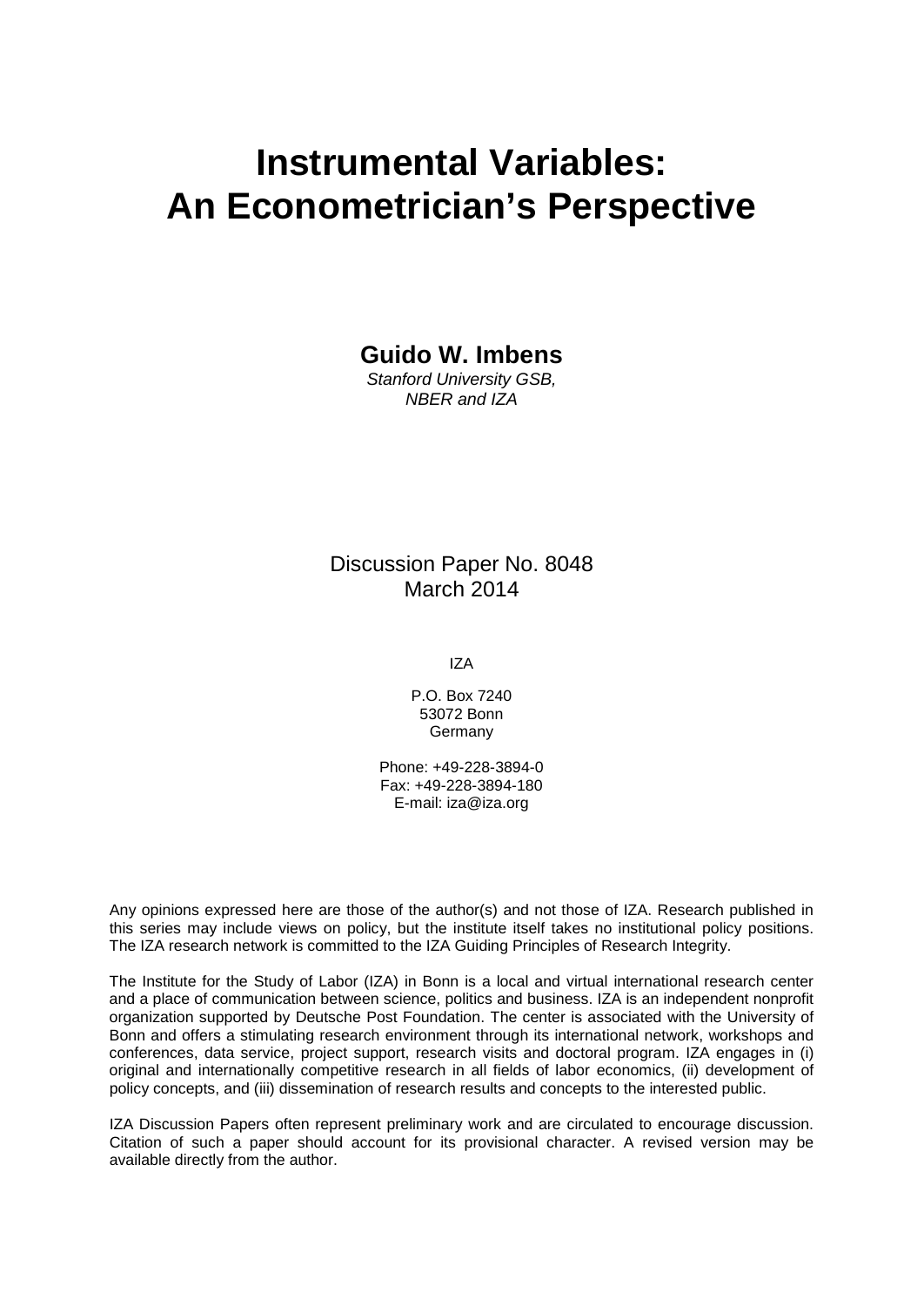# Instrumental Variables: An Econometrician's Perspective

**Guido W. Imbens**

*Stanford University GSB, NBER and IZA*

Discussion Paper No. 8048
March 2014

IZA

P.O. Box 7240
53072 Bonn
Germany

Phone: +49-228-3894-0
Fax: +49-228-3894-180
E-mail: iza@iza.org

Any opinions expressed here are those of the author(s) and not those of IZA. Research published in this series may include views on policy, but the institute itself takes no institutional policy positions. The IZA research network is committed to the IZA Guiding Principles of Research Integrity.

The Institute for the Study of Labor (IZA) in Bonn is a local and virtual international research center and a place of communication between science, politics and business. IZA is an independent nonprofit organization supported by Deutsche Post Foundation. The center is associated with the University of Bonn and offers a stimulating research environment through its international network, workshops and conferences, data service, project support, research visits and doctoral program. IZA engages in (i) original and internationally competitive research in all fields of labor economics, (ii) development of policy concepts, and (iii) dissemination of research results and concepts to the interested public.

IZA Discussion Papers often represent preliminary work and are circulated to encourage discussion. Citation of such a paper should account for its provisional character. A revised version may be available directly from the author.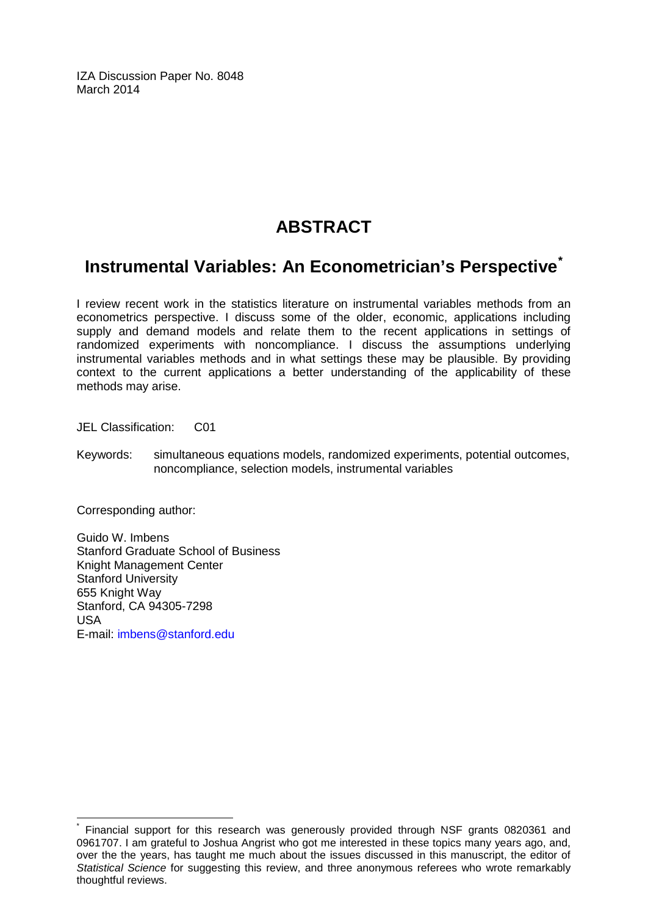IZA Discussion Paper No. 8048
March 2014

# ABSTRACT

## Instrumental Variables: An Econometrician's Perspective*

I review recent work in the statistics literature on instrumental variables methods from an econometrics perspective. I discuss some of the older, economic, applications including supply and demand models and relate them to the recent applications in settings of randomized experiments with noncompliance. I discuss the assumptions underlying instrumental variables methods and in what settings these may be plausible. By providing context to the current applications a better understanding of the applicability of these methods may arise.

JEL Classification: C01

Keywords: simultaneous equations models, randomized experiments, potential outcomes, noncompliance, selection models, instrumental variables

Corresponding author:

Guido W. Imbens
Stanford Graduate School of Business
Knight Management Center
Stanford University
655 Knight Way
Stanford, CA 94305-7298
USA
E-mail: imbens@stanford.edu

---

* Financial support for this research was generously provided through NSF grants 0820361 and 0961707. I am grateful to Joshua Angrist who got me interested in these topics many years ago, and, over the the years, has taught me much about the issues discussed in this manuscript, the editor of *Statistical Science* for suggesting this review, and three anonymous referees who wrote remarkably thoughtful reviews.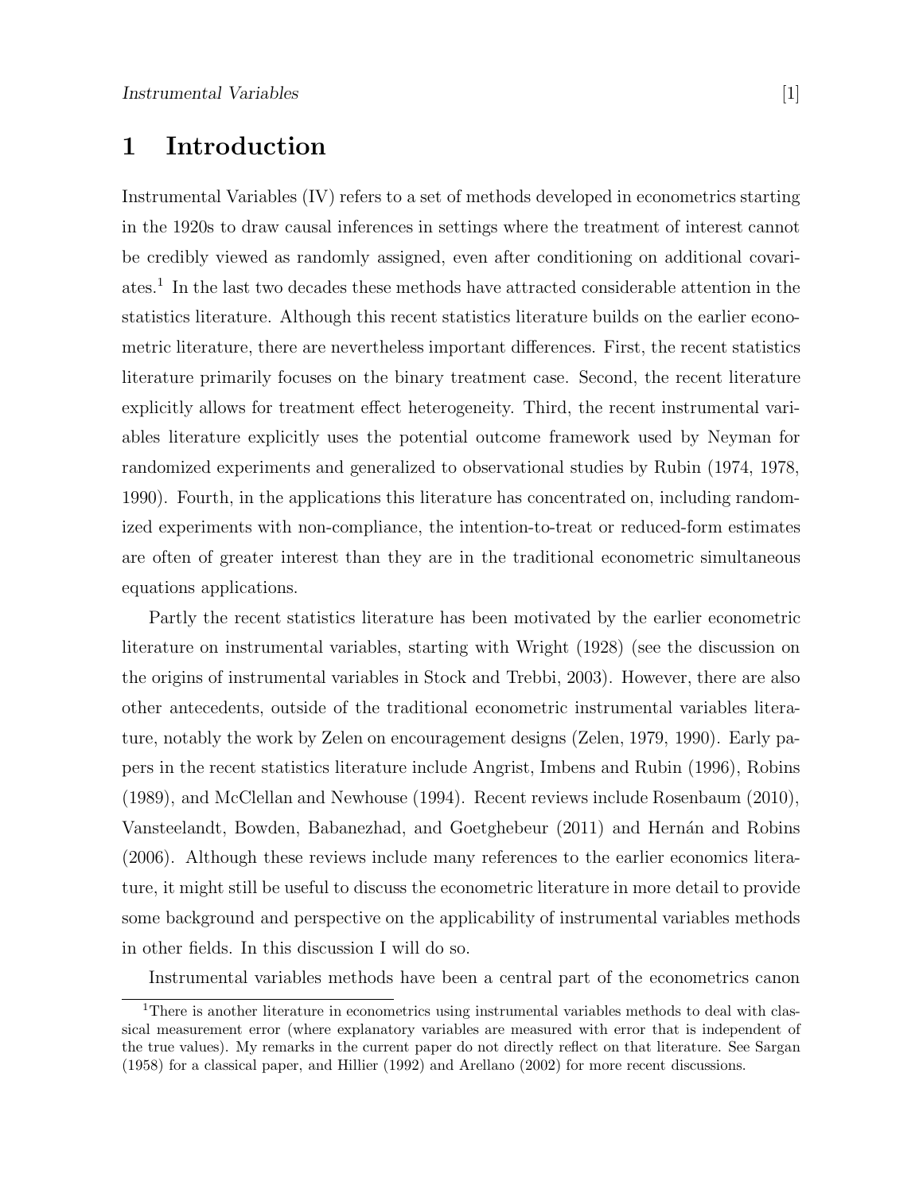# 1 Introduction

Instrumental Variables (IV) refers to a set of methods developed in econometrics starting in the 1920s to draw causal inferences in settings where the treatment of interest cannot be credibly viewed as randomly assigned, even after conditioning on additional covariates.[1] In the last two decades these methods have attracted considerable attention in the statistics literature. Although this recent statistics literature builds on the earlier econometric literature, there are nevertheless important differences. First, the recent statistics literature primarily focuses on the binary treatment case. Second, the recent literature explicitly allows for treatment effect heterogeneity. Third, the recent instrumental variables literature explicitly uses the potential outcome framework used by Neyman for randomized experiments and generalized to observational studies by Rubin (1974, 1978, 1990). Fourth, in the applications this literature has concentrated on, including randomized experiments with non-compliance, the intention-to-treat or reduced-form estimates are often of greater interest than they are in the traditional econometric simultaneous equations applications.

Partly the recent statistics literature has been motivated by the earlier econometric literature on instrumental variables, starting with Wright (1928) (see the discussion on the origins of instrumental variables in Stock and Trebbi, 2003). However, there are also other antecedents, outside of the traditional econometric instrumental variables literature, notably the work by Zelen on encouragement designs (Zelen, 1979, 1990). Early papers in the recent statistics literature include Angrist, Imbens and Rubin (1996), Robins (1989), and McClellan and Newhouse (1994). Recent reviews include Rosenbaum (2010), Vansteelandt, Bowden, Babanezhad, and Goetghebeur (2011) and Hernán and Robins (2006). Although these reviews include many references to the earlier economics literature, it might still be useful to discuss the econometric literature in more detail to provide some background and perspective on the applicability of instrumental variables methods in other fields. In this discussion I will do so.

Instrumental variables methods have been a central part of the econometrics canon

[1] There is another literature in econometrics using instrumental variables methods to deal with classical measurement error (where explanatory variables are measured with error that is independent of the true values). My remarks in the current paper do not directly reflect on that literature. See Sargan (1958) for a classical paper, and Hillier (1992) and Arellano (2002) for more recent discussions.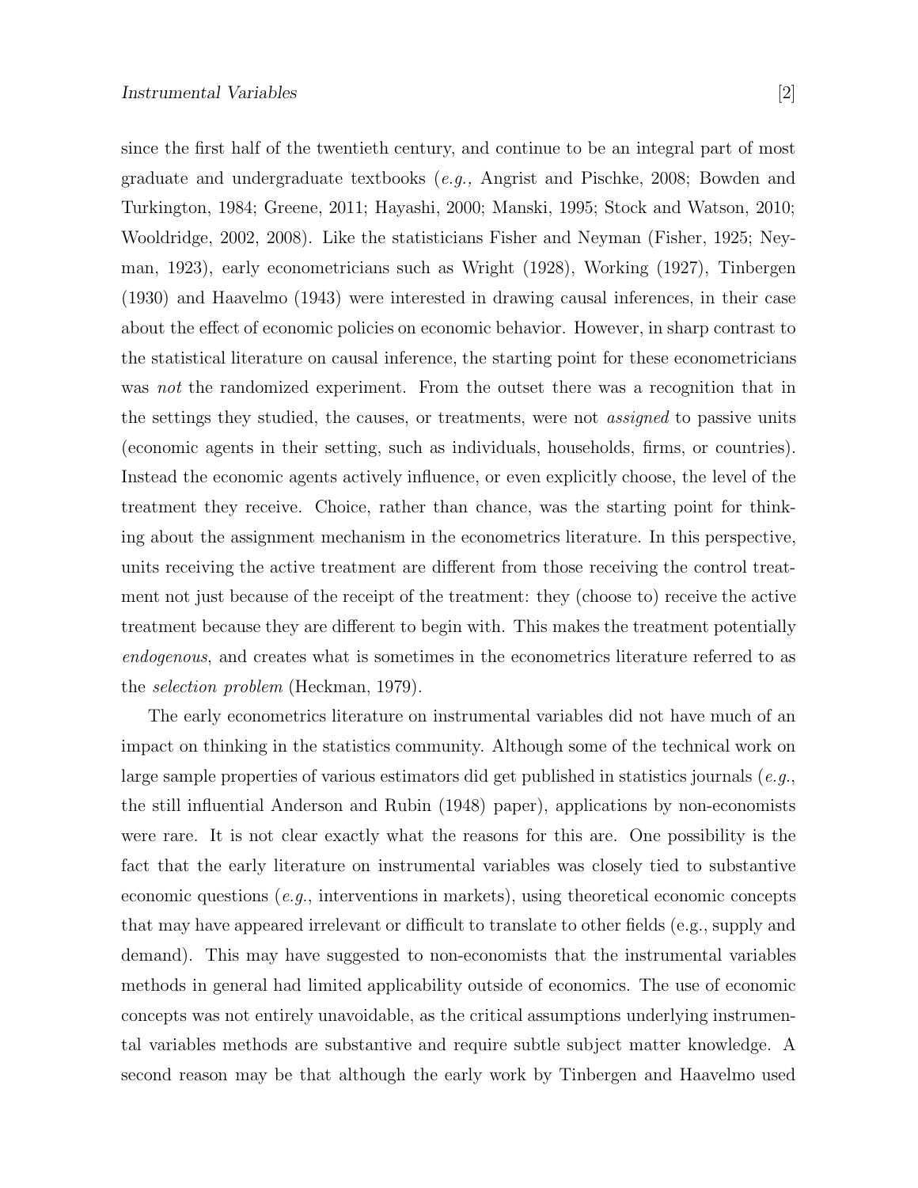since the first half of the twentieth century, and continue to be an integral part of most graduate and undergraduate textbooks (*e.g.,* Angrist and Pischke, 2008; Bowden and Turkington, 1984; Greene, 2011; Hayashi, 2000; Manski, 1995; Stock and Watson, 2010; Wooldridge, 2002, 2008). Like the statisticians Fisher and Neyman (Fisher, 1925; Neyman, 1923), early econometricians such as Wright (1928), Working (1927), Tinbergen (1930) and Haavelmo (1943) were interested in drawing causal inferences, in their case about the effect of economic policies on economic behavior. However, in sharp contrast to the statistical literature on causal inference, the starting point for these econometricians was *not* the randomized experiment. From the outset there was a recognition that in the settings they studied, the causes, or treatments, were not *assigned* to passive units (economic agents in their setting, such as individuals, households, firms, or countries). Instead the economic agents actively influence, or even explicitly choose, the level of the treatment they receive. Choice, rather than chance, was the starting point for thinking about the assignment mechanism in the econometrics literature. In this perspective, units receiving the active treatment are different from those receiving the control treatment not just because of the receipt of the treatment: they (choose to) receive the active treatment because they are different to begin with. This makes the treatment potentially *endogenous*, and creates what is sometimes in the econometrics literature referred to as the *selection problem* (Heckman, 1979).

The early econometrics literature on instrumental variables did not have much of an impact on thinking in the statistics community. Although some of the technical work on large sample properties of various estimators did get published in statistics journals (*e.g.*, the still influential Anderson and Rubin (1948) paper), applications by non-economists were rare. It is not clear exactly what the reasons for this are. One possibility is the fact that the early literature on instrumental variables was closely tied to substantive economic questions (*e.g.*, interventions in markets), using theoretical economic concepts that may have appeared irrelevant or difficult to translate to other fields (e.g., supply and demand). This may have suggested to non-economists that the instrumental variables methods in general had limited applicability outside of economics. The use of economic concepts was not entirely unavoidable, as the critical assumptions underlying instrumental variables methods are substantive and require subtle subject matter knowledge. A second reason may be that although the early work by Tinbergen and Haavelmo used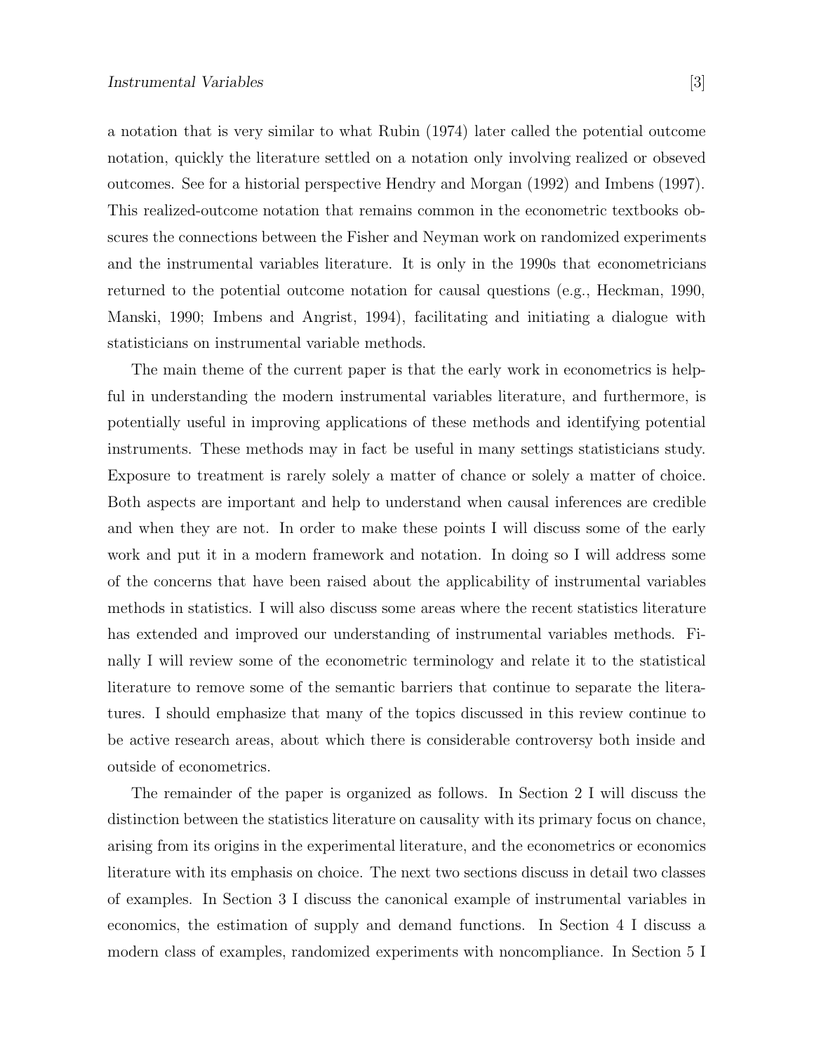a notation that is very similar to what Rubin (1974) later called the potential outcome notation, quickly the literature settled on a notation only involving realized or obseved outcomes. See for a historial perspective Hendry and Morgan (1992) and Imbens (1997). This realized-outcome notation that remains common in the econometric textbooks obscures the connections between the Fisher and Neyman work on randomized experiments and the instrumental variables literature. It is only in the 1990s that econometricians returned to the potential outcome notation for causal questions (e.g., Heckman, 1990, Manski, 1990; Imbens and Angrist, 1994), facilitating and initiating a dialogue with statisticians on instrumental variable methods.

The main theme of the current paper is that the early work in econometrics is helpful in understanding the modern instrumental variables literature, and furthermore, is potentially useful in improving applications of these methods and identifying potential instruments. These methods may in fact be useful in many settings statisticians study. Exposure to treatment is rarely solely a matter of chance or solely a matter of choice. Both aspects are important and help to understand when causal inferences are credible and when they are not. In order to make these points I will discuss some of the early work and put it in a modern framework and notation. In doing so I will address some of the concerns that have been raised about the applicability of instrumental variables methods in statistics. I will also discuss some areas where the recent statistics literature has extended and improved our understanding of instrumental variables methods. Finally I will review some of the econometric terminology and relate it to the statistical literature to remove some of the semantic barriers that continue to separate the literatures. I should emphasize that many of the topics discussed in this review continue to be active research areas, about which there is considerable controversy both inside and outside of econometrics.

The remainder of the paper is organized as follows. In Section 2 I will discuss the distinction between the statistics literature on causality with its primary focus on chance, arising from its origins in the experimental literature, and the econometrics or economics literature with its emphasis on choice. The next two sections discuss in detail two classes of examples. In Section 3 I discuss the canonical example of instrumental variables in economics, the estimation of supply and demand functions. In Section 4 I discuss a modern class of examples, randomized experiments with noncompliance. In Section 5 I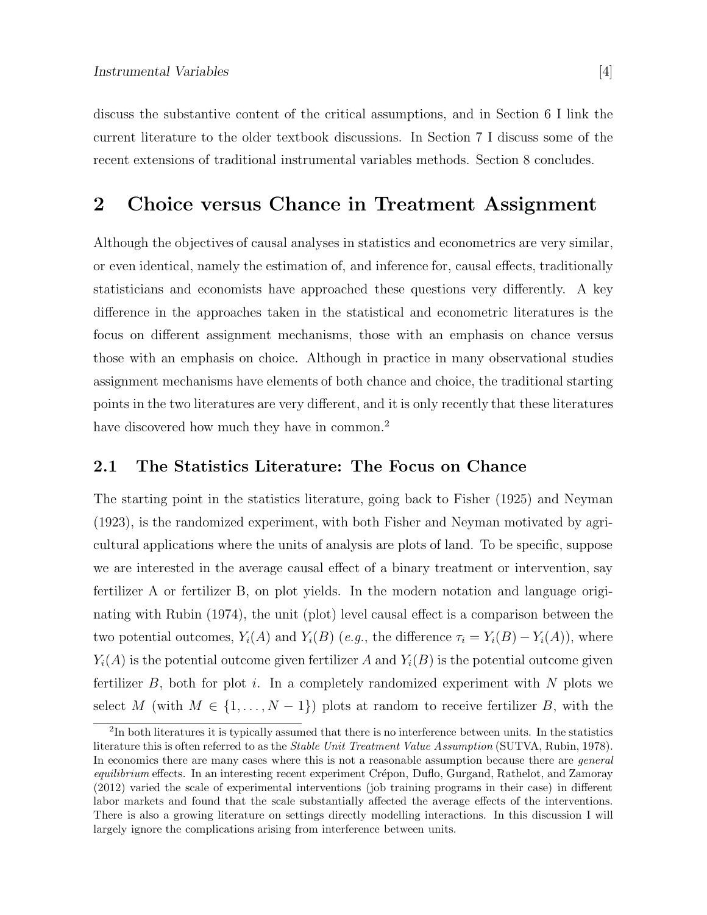discuss the substantive content of the critical assumptions, and in Section 6 I link the current literature to the older textbook discussions. In Section 7 I discuss some of the recent extensions of traditional instrumental variables methods. Section 8 concludes.

## 2 Choice versus Chance in Treatment Assignment

Although the objectives of causal analyses in statistics and econometrics are very similar, or even identical, namely the estimation of, and inference for, causal effects, traditionally statisticians and economists have approached these questions very differently. A key difference in the approaches taken in the statistical and econometric literatures is the focus on different assignment mechanisms, those with an emphasis on chance versus those with an emphasis on choice. Although in practice in many observational studies assignment mechanisms have elements of both chance and choice, the traditional starting points in the two literatures are very different, and it is only recently that these literatures have discovered how much they have in common.[2]

### 2.1 The Statistics Literature: The Focus on Chance

The starting point in the statistics literature, going back to Fisher (1925) and Neyman (1923), is the randomized experiment, with both Fisher and Neyman motivated by agricultural applications where the units of analysis are plots of land. To be specific, suppose we are interested in the average causal effect of a binary treatment or intervention, say fertilizer A or fertilizer B, on plot yields. In the modern notation and language originating with Rubin (1974), the unit (plot) level causal effect is a comparison between the two potential outcomes, $Y_i(A)$ and $Y_i(B)$ (*e.g.*, the difference $\tau_i = Y_i(B) - Y_i(A)$), where $Y_i(A)$ is the potential outcome given fertilizer $A$ and $Y_i(B)$ is the potential outcome given fertilizer $B$, both for plot $i$. In a completely randomized experiment with $N$ plots we select $M$ (with $M \in \{1, \ldots, N-1\}$) plots at random to receive fertilizer $B$, with the

[2] In both literatures it is typically assumed that there is no interference between units. In the statistics literature this is often referred to as the *Stable Unit Treatment Value Assumption* (SUTVA, Rubin, 1978). In economics there are many cases where this is not a reasonable assumption because there are *general equilibrium* effects. In an interesting recent experiment Crépon, Duflo, Gurgand, Rathelot, and Zamoray (2012) varied the scale of experimental interventions (job training programs in their case) in different labor markets and found that the scale substantially affected the average effects of the interventions. There is also a growing literature on settings directly modelling interactions. In this discussion I will largely ignore the complications arising from interference between units.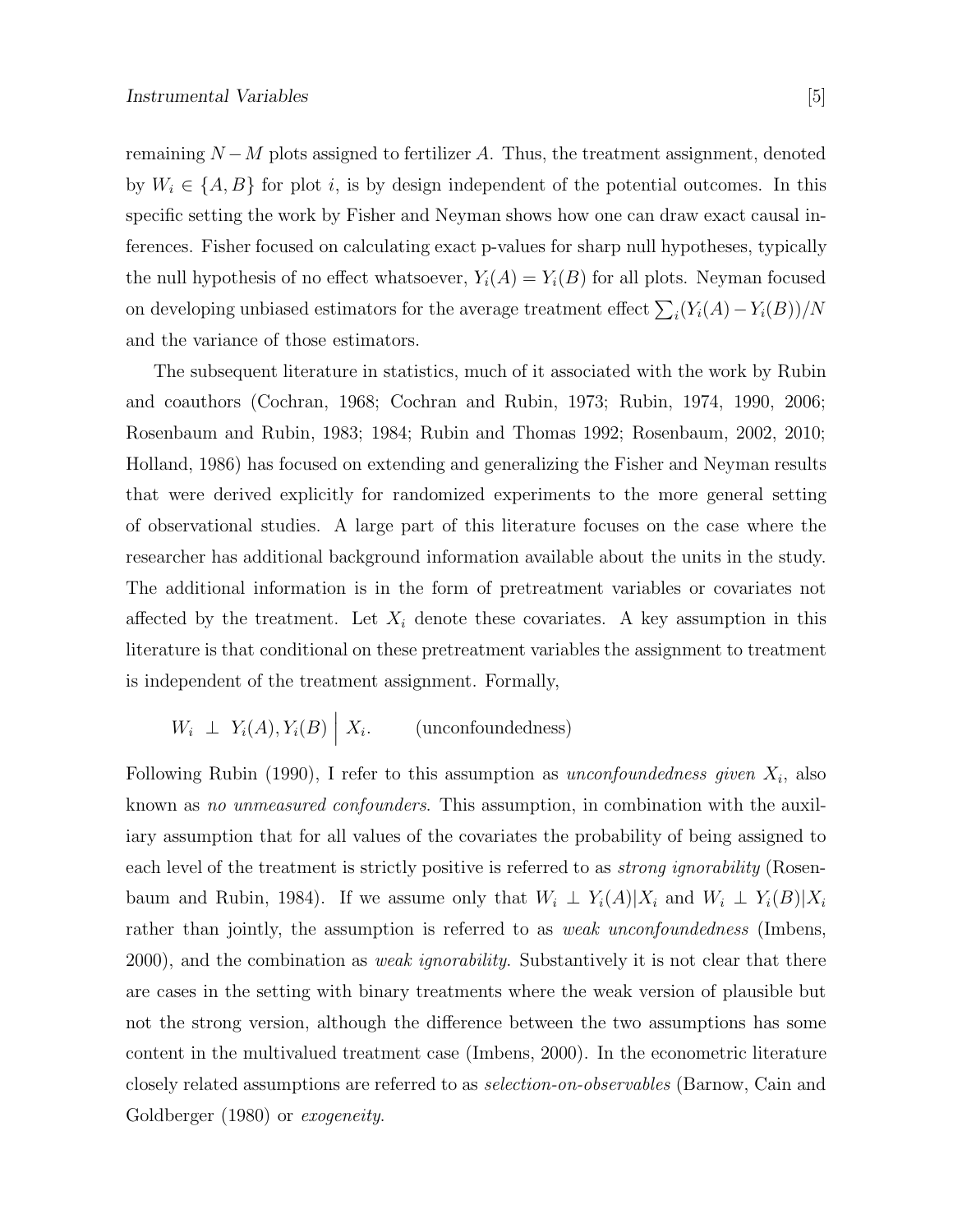remaining $N - M$ plots assigned to fertilizer $A$. Thus, the treatment assignment, denoted by $W_i \in \{A, B\}$ for plot $i$, is by design independent of the potential outcomes. In this specific setting the work by Fisher and Neyman shows how one can draw exact causal inferences. Fisher focused on calculating exact p-values for sharp null hypotheses, typically the null hypothesis of no effect whatsoever, $Y_i(A) = Y_i(B)$ for all plots. Neyman focused on developing unbiased estimators for the average treatment effect $\sum_i (Y_i(A) - Y_i(B))/N$ and the variance of those estimators.

The subsequent literature in statistics, much of it associated with the work by Rubin and coauthors (Cochran, 1968; Cochran and Rubin, 1973; Rubin, 1974, 1990, 2006; Rosenbaum and Rubin, 1983; 1984; Rubin and Thomas 1992; Rosenbaum, 2002, 2010; Holland, 1986) has focused on extending and generalizing the Fisher and Neyman results that were derived explicitly for randomized experiments to the more general setting of observational studies. A large part of this literature focuses on the case where the researcher has additional background information available about the units in the study. The additional information is in the form of pretreatment variables or covariates not affected by the treatment. Let $X_i$ denote these covariates. A key assumption in this literature is that conditional on these pretreatment variables the assignment to treatment is independent of the treatment assignment. Formally,

$$W_i \perp Y_i(A), Y_i(B) \Big| X_i. \qquad \text{(unconfoundedness)}$$

Following Rubin (1990), I refer to this assumption as *unconfoundedness given* $X_i$, also known as *no unmeasured confounders*. This assumption, in combination with the auxiliary assumption that for all values of the covariates the probability of being assigned to each level of the treatment is strictly positive is referred to as *strong ignorability* (Rosenbaum and Rubin, 1984). If we assume only that $W_i \perp Y_i(A)|X_i$ and $W_i \perp Y_i(B)|X_i$ rather than jointly, the assumption is referred to as *weak unconfoundedness* (Imbens, 2000), and the combination as *weak ignorability*. Substantively it is not clear that there are cases in the setting with binary treatments where the weak version of plausible but not the strong version, although the difference between the two assumptions has some content in the multivalued treatment case (Imbens, 2000). In the econometric literature closely related assumptions are referred to as *selection-on-observables* (Barnow, Cain and Goldberger (1980) or *exogeneity*.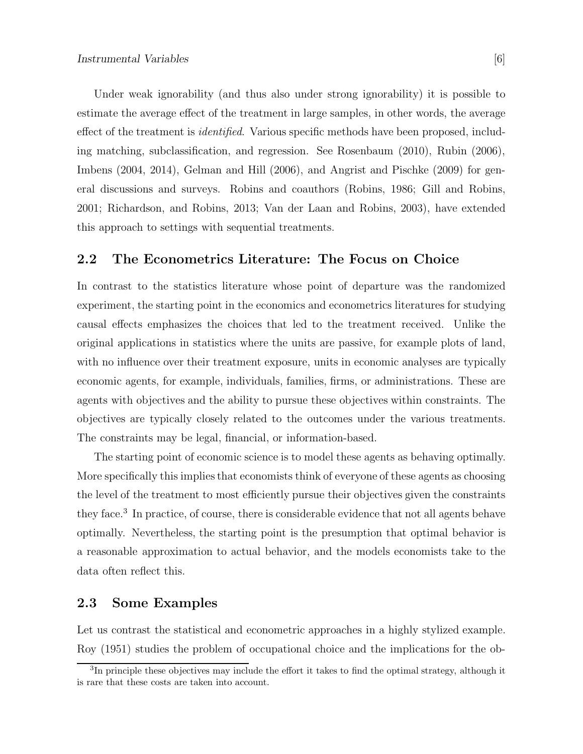Under weak ignorability (and thus also under strong ignorability) it is possible to estimate the average effect of the treatment in large samples, in other words, the average effect of the treatment is *identified*. Various specific methods have been proposed, including matching, subclassification, and regression. See Rosenbaum (2010), Rubin (2006), Imbens (2004, 2014), Gelman and Hill (2006), and Angrist and Pischke (2009) for general discussions and surveys. Robins and coauthors (Robins, 1986; Gill and Robins, 2001; Richardson, and Robins, 2013; Van der Laan and Robins, 2003), have extended this approach to settings with sequential treatments.

## 2.2 The Econometrics Literature: The Focus on Choice

In contrast to the statistics literature whose point of departure was the randomized experiment, the starting point in the economics and econometrics literatures for studying causal effects emphasizes the choices that led to the treatment received. Unlike the original applications in statistics where the units are passive, for example plots of land, with no influence over their treatment exposure, units in economic analyses are typically economic agents, for example, individuals, families, firms, or administrations. These are agents with objectives and the ability to pursue these objectives within constraints. The objectives are typically closely related to the outcomes under the various treatments. The constraints may be legal, financial, or information-based.

The starting point of economic science is to model these agents as behaving optimally. More specifically this implies that economists think of everyone of these agents as choosing the level of the treatment to most efficiently pursue their objectives given the constraints they face.[3] In practice, of course, there is considerable evidence that not all agents behave optimally. Nevertheless, the starting point is the presumption that optimal behavior is a reasonable approximation to actual behavior, and the models economists take to the data often reflect this.

## 2.3 Some Examples

Let us contrast the statistical and econometric approaches in a highly stylized example. Roy (1951) studies the problem of occupational choice and the implications for the ob-

[3] In principle these objectives may include the effort it takes to find the optimal strategy, although it is rare that these costs are taken into account.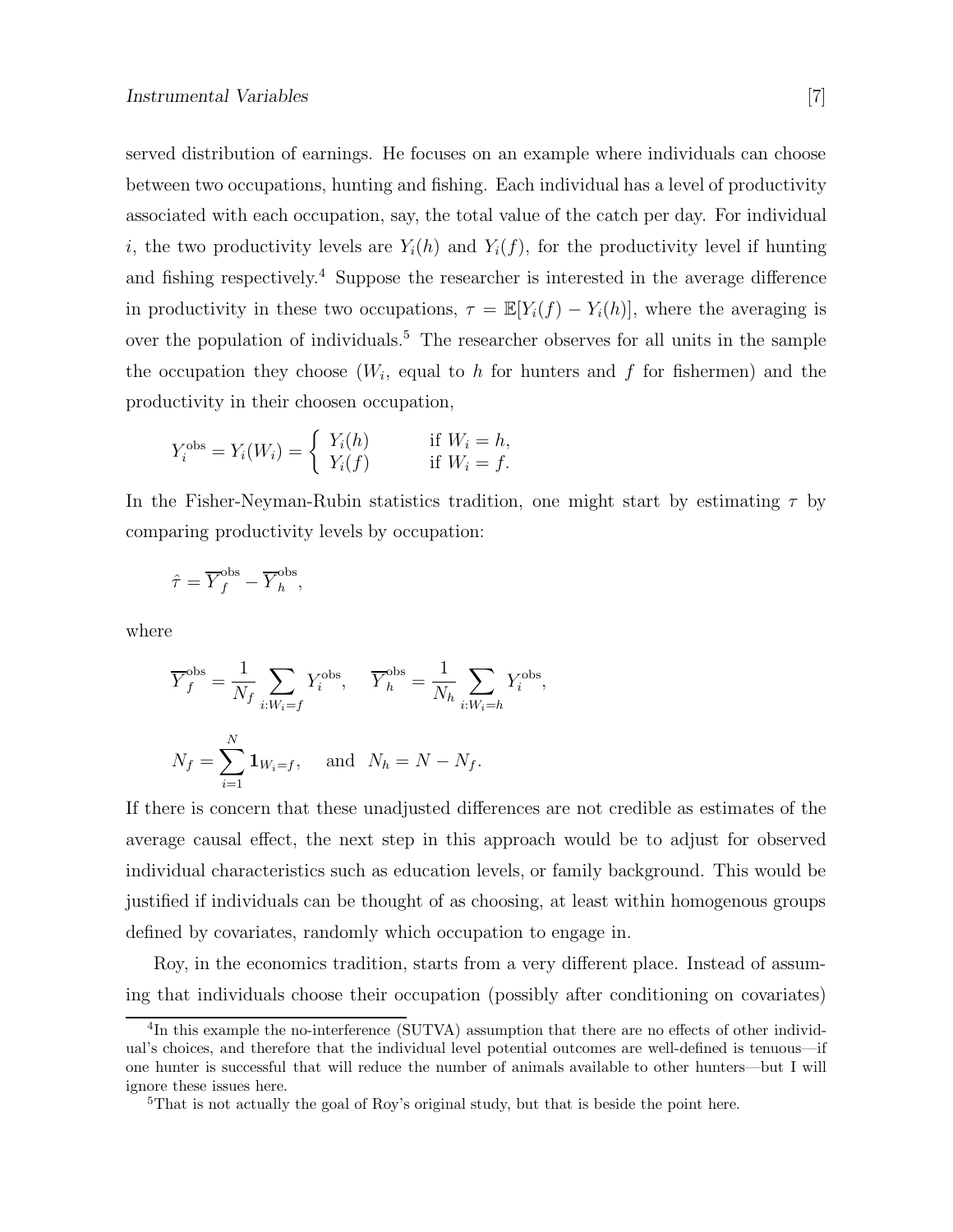served distribution of earnings. He focuses on an example where individuals can choose between two occupations, hunting and fishing. Each individual has a level of productivity associated with each occupation, say, the total value of the catch per day. For individual $i$, the two productivity levels are $Y_i(h)$ and $Y_i(f)$, for the productivity level if hunting and fishing respectively.[4] Suppose the researcher is interested in the average difference in productivity in these two occupations, $\tau = \mathbb{E}[Y_i(f) - Y_i(h)]$, where the averaging is over the population of individuals.[5] The researcher observes for all units in the sample the occupation they choose ($W_i$, equal to $h$ for hunters and $f$ for fishermen) and the productivity in their choosen occupation,

$$Y_i^{\text{obs}} = Y_i(W_i) = \begin{cases} Y_i(h) & \text{if } W_i = h, \\ Y_i(f) & \text{if } W_i = f. \end{cases}$$

In the Fisher-Neyman-Rubin statistics tradition, one might start by estimating $\tau$ by comparing productivity levels by occupation:

$$\hat{\tau} = \overline{Y}_f^{\text{obs}} - \overline{Y}_h^{\text{obs}},$$

where

$$\overline{Y}_f^{\text{obs}} = \frac{1}{N_f} \sum_{i:W_i=f} Y_i^{\text{obs}}, \quad \overline{Y}_h^{\text{obs}} = \frac{1}{N_h} \sum_{i:W_i=h} Y_i^{\text{obs}},$$

$$N_f = \sum_{i=1}^{N} \mathbf{1}_{W_i=f}, \quad \text{and} \quad N_h = N - N_f.$$

If there is concern that these unadjusted differences are not credible as estimates of the average causal effect, the next step in this approach would be to adjust for observed individual characteristics such as education levels, or family background. This would be justified if individuals can be thought of as choosing, at least within homogenous groups defined by covariates, randomly which occupation to engage in.

Roy, in the economics tradition, starts from a very different place. Instead of assuming that individuals choose their occupation (possibly after conditioning on covariates)

[4] In this example the no-interference (SUTVA) assumption that there are no effects of other individual's choices, and therefore that the individual level potential outcomes are well-defined is tenuous—if one hunter is successful that will reduce the number of animals available to other hunters—but I will ignore these issues here.

[5] That is not actually the goal of Roy's original study, but that is beside the point here.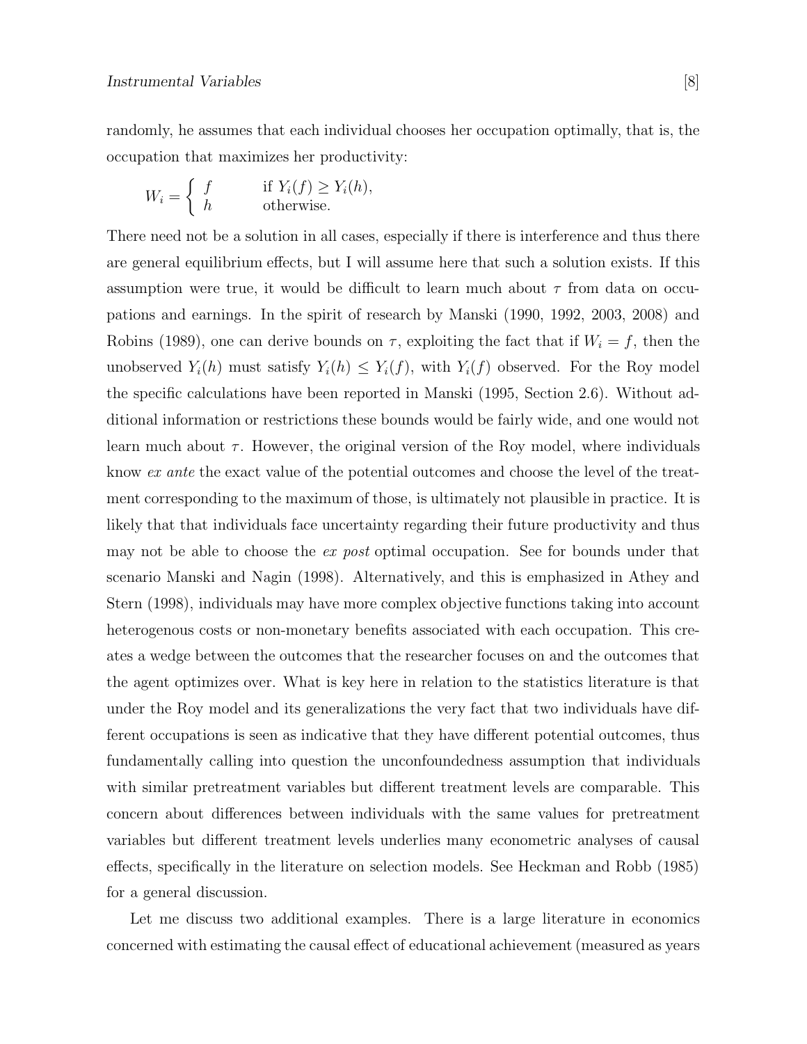randomly, he assumes that each individual chooses her occupation optimally, that is, the occupation that maximizes her productivity:

$$W_i = \begin{cases} f & \text{if } Y_i(f) \geq Y_i(h), \\ h & \text{otherwise.} \end{cases}$$

There need not be a solution in all cases, especially if there is interference and thus there are general equilibrium effects, but I will assume here that such a solution exists. If this assumption were true, it would be difficult to learn much about $\tau$ from data on occupations and earnings. In the spirit of research by Manski (1990, 1992, 2003, 2008) and Robins (1989), one can derive bounds on $\tau$, exploiting the fact that if $W_i = f$, then the unobserved $Y_i(h)$ must satisfy $Y_i(h) \leq Y_i(f)$, with $Y_i(f)$ observed. For the Roy model the specific calculations have been reported in Manski (1995, Section 2.6). Without additional information or restrictions these bounds would be fairly wide, and one would not learn much about $\tau$. However, the original version of the Roy model, where individuals know *ex ante* the exact value of the potential outcomes and choose the level of the treatment corresponding to the maximum of those, is ultimately not plausible in practice. It is likely that that individuals face uncertainty regarding their future productivity and thus may not be able to choose the *ex post* optimal occupation. See for bounds under that scenario Manski and Nagin (1998). Alternatively, and this is emphasized in Athey and Stern (1998), individuals may have more complex objective functions taking into account heterogenous costs or non-monetary benefits associated with each occupation. This creates a wedge between the outcomes that the researcher focuses on and the outcomes that the agent optimizes over. What is key here in relation to the statistics literature is that under the Roy model and its generalizations the very fact that two individuals have different occupations is seen as indicative that they have different potential outcomes, thus fundamentally calling into question the unconfoundedness assumption that individuals with similar pretreatment variables but different treatment levels are comparable. This concern about differences between individuals with the same values for pretreatment variables but different treatment levels underlies many econometric analyses of causal effects, specifically in the literature on selection models. See Heckman and Robb (1985) for a general discussion.

Let me discuss two additional examples. There is a large literature in economics concerned with estimating the causal effect of educational achievement (measured as years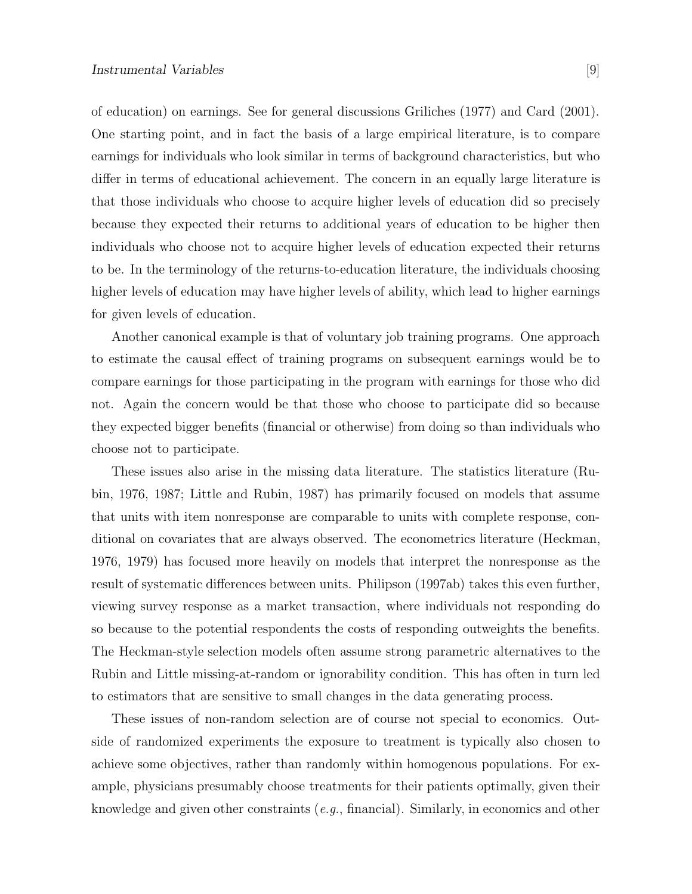of education) on earnings. See for general discussions Griliches (1977) and Card (2001). One starting point, and in fact the basis of a large empirical literature, is to compare earnings for individuals who look similar in terms of background characteristics, but who differ in terms of educational achievement. The concern in an equally large literature is that those individuals who choose to acquire higher levels of education did so precisely because they expected their returns to additional years of education to be higher then individuals who choose not to acquire higher levels of education expected their returns to be. In the terminology of the returns-to-education literature, the individuals choosing higher levels of education may have higher levels of ability, which lead to higher earnings for given levels of education.

Another canonical example is that of voluntary job training programs. One approach to estimate the causal effect of training programs on subsequent earnings would be to compare earnings for those participating in the program with earnings for those who did not. Again the concern would be that those who choose to participate did so because they expected bigger benefits (financial or otherwise) from doing so than individuals who choose not to participate.

These issues also arise in the missing data literature. The statistics literature (Rubin, 1976, 1987; Little and Rubin, 1987) has primarily focused on models that assume that units with item nonresponse are comparable to units with complete response, conditional on covariates that are always observed. The econometrics literature (Heckman, 1976, 1979) has focused more heavily on models that interpret the nonresponse as the result of systematic differences between units. Philipson (1997ab) takes this even further, viewing survey response as a market transaction, where individuals not responding do so because to the potential respondents the costs of responding outweights the benefits. The Heckman-style selection models often assume strong parametric alternatives to the Rubin and Little missing-at-random or ignorability condition. This has often in turn led to estimators that are sensitive to small changes in the data generating process.

These issues of non-random selection are of course not special to economics. Outside of randomized experiments the exposure to treatment is typically also chosen to achieve some objectives, rather than randomly within homogenous populations. For example, physicians presumably choose treatments for their patients optimally, given their knowledge and given other constraints (*e.g.*, financial). Similarly, in economics and other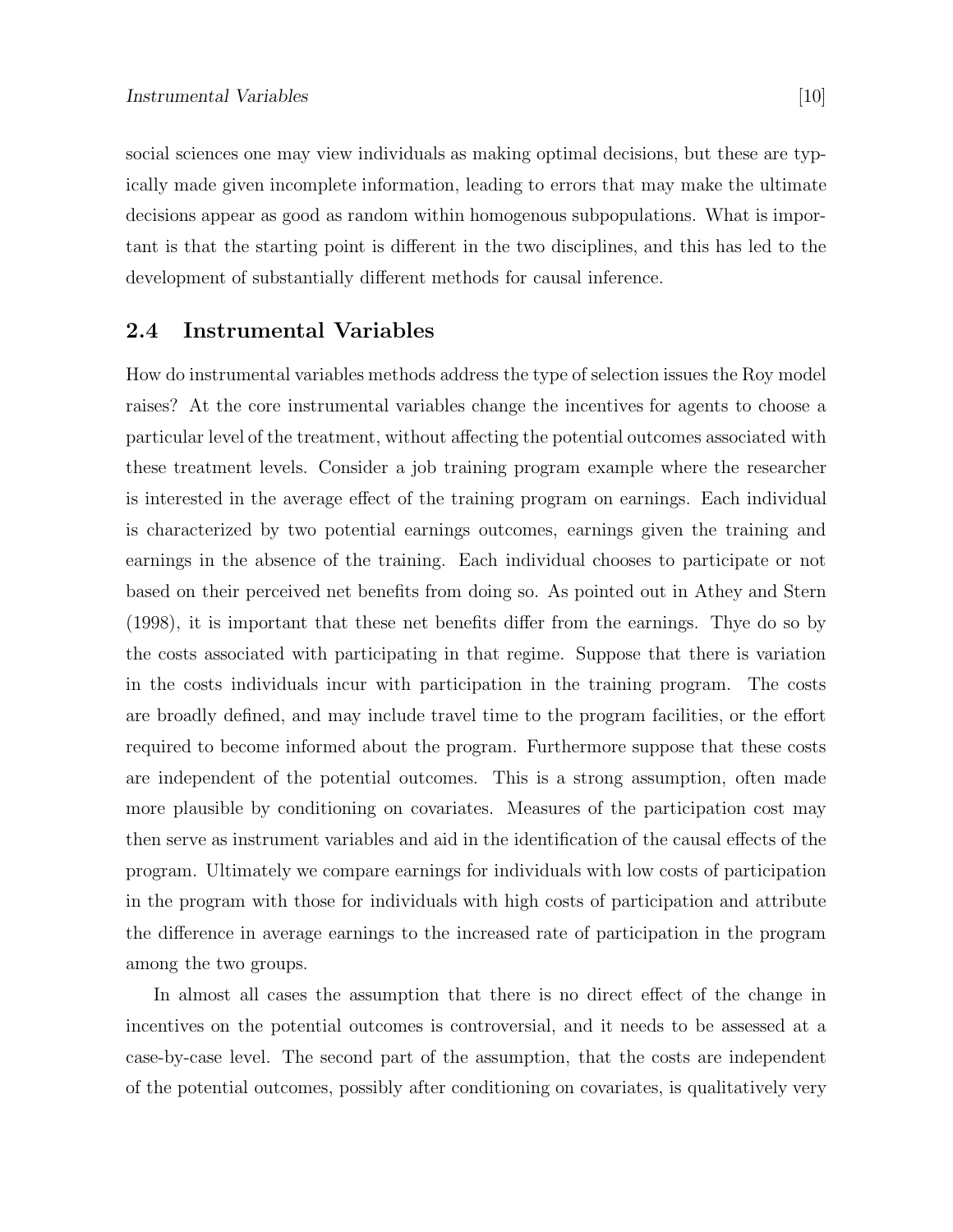social sciences one may view individuals as making optimal decisions, but these are typically made given incomplete information, leading to errors that may make the ultimate decisions appear as good as random within homogenous subpopulations. What is important is that the starting point is different in the two disciplines, and this has led to the development of substantially different methods for causal inference.

## 2.4 Instrumental Variables

How do instrumental variables methods address the type of selection issues the Roy model raises? At the core instrumental variables change the incentives for agents to choose a particular level of the treatment, without affecting the potential outcomes associated with these treatment levels. Consider a job training program example where the researcher is interested in the average effect of the training program on earnings. Each individual is characterized by two potential earnings outcomes, earnings given the training and earnings in the absence of the training. Each individual chooses to participate or not based on their perceived net benefits from doing so. As pointed out in Athey and Stern (1998), it is important that these net benefits differ from the earnings. Thye do so by the costs associated with participating in that regime. Suppose that there is variation in the costs individuals incur with participation in the training program. The costs are broadly defined, and may include travel time to the program facilities, or the effort required to become informed about the program. Furthermore suppose that these costs are independent of the potential outcomes. This is a strong assumption, often made more plausible by conditioning on covariates. Measures of the participation cost may then serve as instrument variables and aid in the identification of the causal effects of the program. Ultimately we compare earnings for individuals with low costs of participation in the program with those for individuals with high costs of participation and attribute the difference in average earnings to the increased rate of participation in the program among the two groups.

In almost all cases the assumption that there is no direct effect of the change in incentives on the potential outcomes is controversial, and it needs to be assessed at a case-by-case level. The second part of the assumption, that the costs are independent of the potential outcomes, possibly after conditioning on covariates, is qualitatively very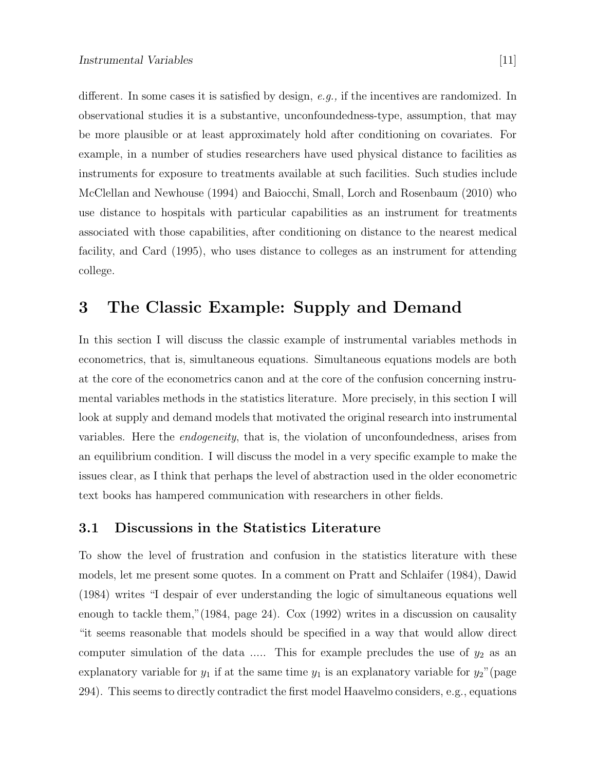different. In some cases it is satisfied by design, *e.g.,* if the incentives are randomized. In observational studies it is a substantive, unconfoundedness-type, assumption, that may be more plausible or at least approximately hold after conditioning on covariates. For example, in a number of studies researchers have used physical distance to facilities as instruments for exposure to treatments available at such facilities. Such studies include McClellan and Newhouse (1994) and Baiocchi, Small, Lorch and Rosenbaum (2010) who use distance to hospitals with particular capabilities as an instrument for treatments associated with those capabilities, after conditioning on distance to the nearest medical facility, and Card (1995), who uses distance to colleges as an instrument for attending college.

# 3 The Classic Example: Supply and Demand

In this section I will discuss the classic example of instrumental variables methods in econometrics, that is, simultaneous equations. Simultaneous equations models are both at the core of the econometrics canon and at the core of the confusion concerning instrumental variables methods in the statistics literature. More precisely, in this section I will look at supply and demand models that motivated the original research into instrumental variables. Here the *endogeneity*, that is, the violation of unconfoundedness, arises from an equilibrium condition. I will discuss the model in a very specific example to make the issues clear, as I think that perhaps the level of abstraction used in the older econometric text books has hampered communication with researchers in other fields.

## 3.1 Discussions in the Statistics Literature

To show the level of frustration and confusion in the statistics literature with these models, let me present some quotes. In a comment on Pratt and Schlaifer (1984), Dawid (1984) writes "I despair of ever understanding the logic of simultaneous equations well enough to tackle them,"(1984, page 24). Cox (1992) writes in a discussion on causality "it seems reasonable that models should be specified in a way that would allow direct computer simulation of the data ..... This for example precludes the use of $y_2$ as an explanatory variable for $y_1$ if at the same time $y_1$ is an explanatory variable for $y_2$"(page 294). This seems to directly contradict the first model Haavelmo considers, e.g., equations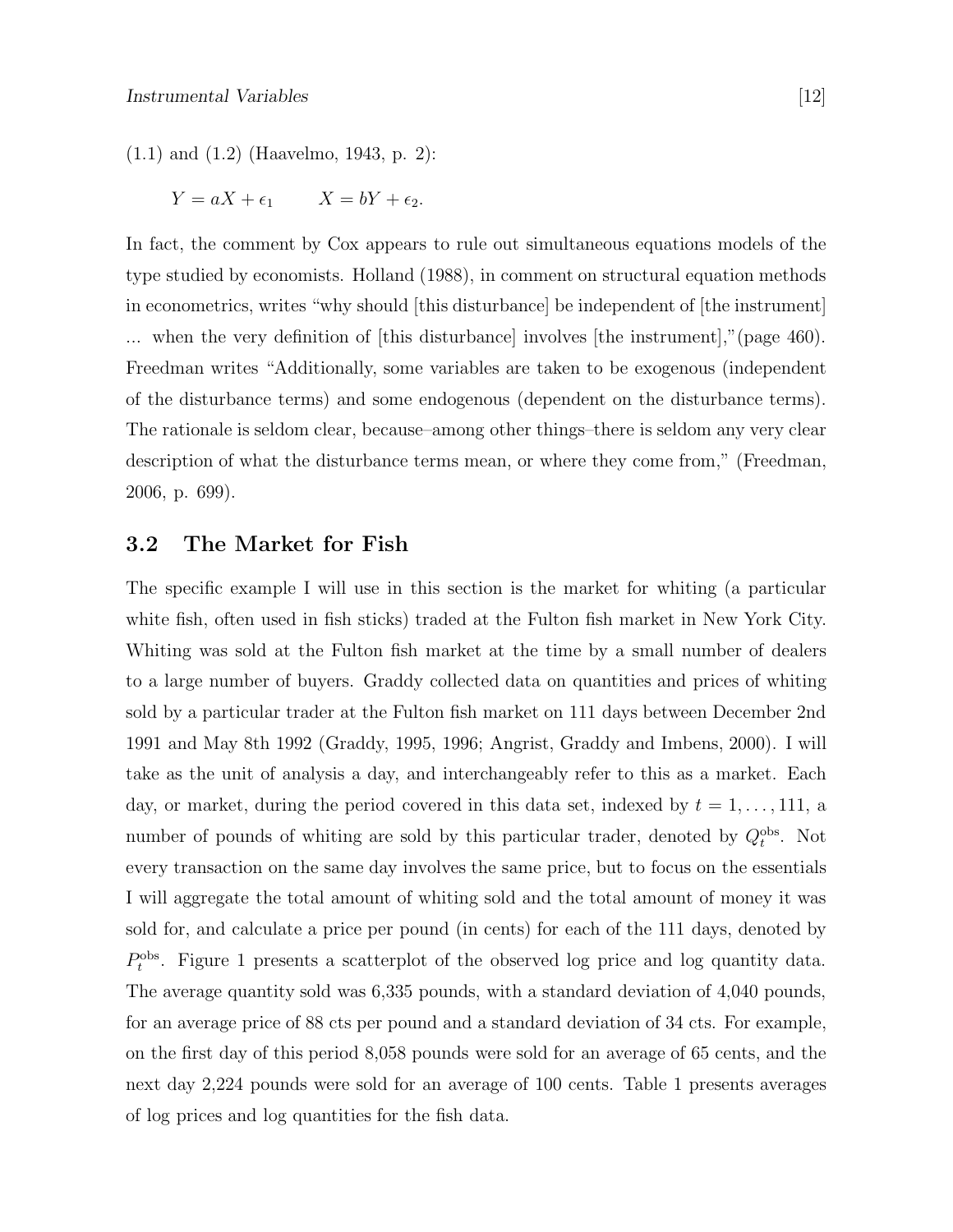(1.1) and (1.2) (Haavelmo, 1943, p. 2):

$$Y = aX + \epsilon_1 \qquad X = bY + \epsilon_2.$$

In fact, the comment by Cox appears to rule out simultaneous equations models of the type studied by economists. Holland (1988), in comment on structural equation methods in econometrics, writes "why should [this disturbance] be independent of [the instrument] ... when the very definition of [this disturbance] involves [the instrument],"(page 460). Freedman writes "Additionally, some variables are taken to be exogenous (independent of the disturbance terms) and some endogenous (dependent on the disturbance terms). The rationale is seldom clear, because–among other things–there is seldom any very clear description of what the disturbance terms mean, or where they come from," (Freedman, 2006, p. 699).

## 3.2 The Market for Fish

The specific example I will use in this section is the market for whiting (a particular white fish, often used in fish sticks) traded at the Fulton fish market in New York City. Whiting was sold at the Fulton fish market at the time by a small number of dealers to a large number of buyers. Graddy collected data on quantities and prices of whiting sold by a particular trader at the Fulton fish market on 111 days between December 2nd 1991 and May 8th 1992 (Graddy, 1995, 1996; Angrist, Graddy and Imbens, 2000). I will take as the unit of analysis a day, and interchangeably refer to this as a market. Each day, or market, during the period covered in this data set, indexed by $t = 1, \ldots, 111$, a number of pounds of whiting are sold by this particular trader, denoted by $Q_t^{\text{obs}}$. Not every transaction on the same day involves the same price, but to focus on the essentials I will aggregate the total amount of whiting sold and the total amount of money it was sold for, and calculate a price per pound (in cents) for each of the 111 days, denoted by $P_t^{\text{obs}}$. Figure 1 presents a scatterplot of the observed log price and log quantity data. The average quantity sold was 6,335 pounds, with a standard deviation of 4,040 pounds, for an average price of 88 cts per pound and a standard deviation of 34 cts. For example, on the first day of this period 8,058 pounds were sold for an average of 65 cents, and the next day 2,224 pounds were sold for an average of 100 cents. Table 1 presents averages of log prices and log quantities for the fish data.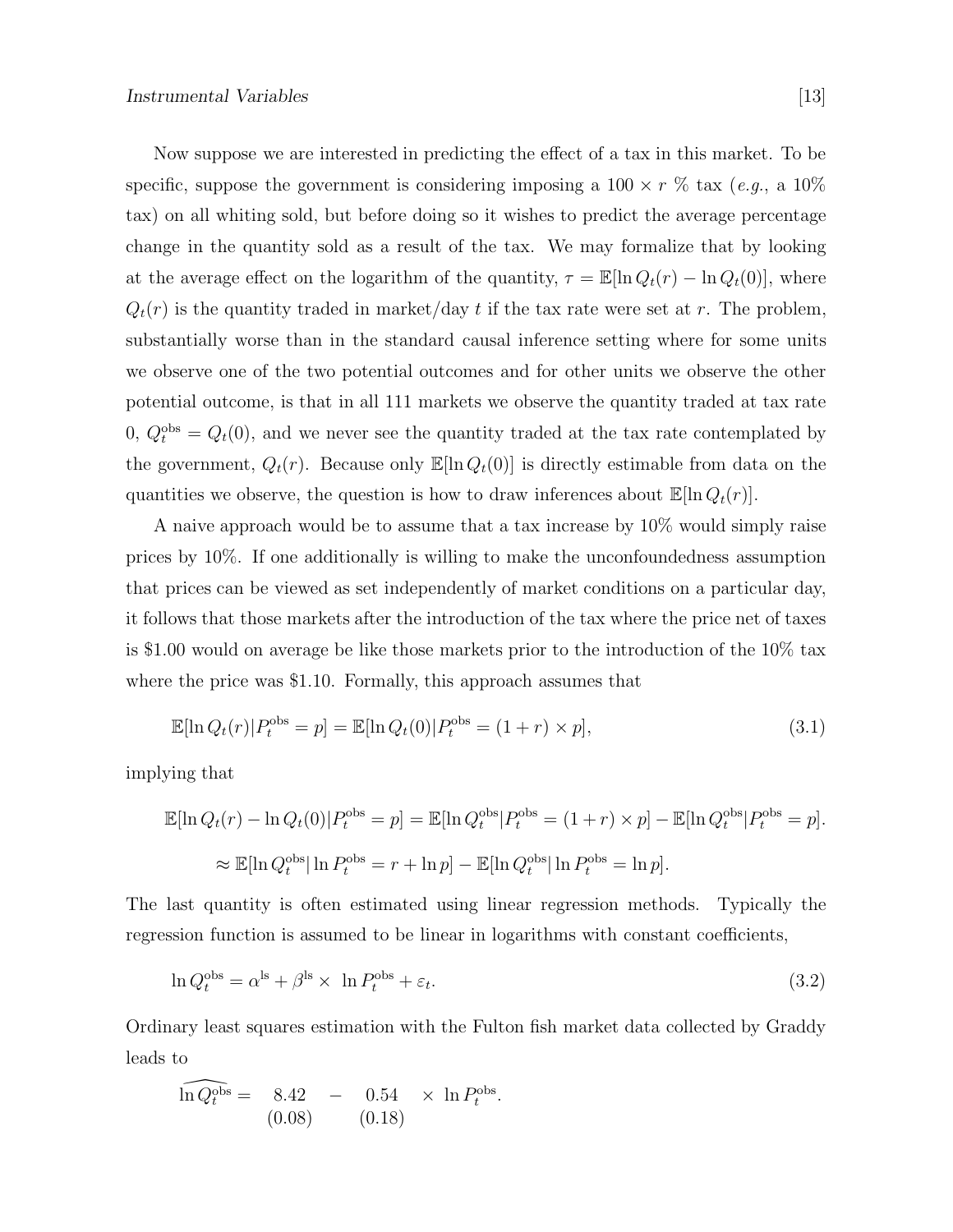Now suppose we are interested in predicting the effect of a tax in this market. To be specific, suppose the government is considering imposing a $100 \times r$ % tax (*e.g.*, a 10% tax) on all whiting sold, but before doing so it wishes to predict the average percentage change in the quantity sold as a result of the tax. We may formalize that by looking at the average effect on the logarithm of the quantity, $\tau = \mathbb{E}[\ln Q_t(r) - \ln Q_t(0)]$, where $Q_t(r)$ is the quantity traded in market/day $t$ if the tax rate were set at $r$. The problem, substantially worse than in the standard causal inference setting where for some units we observe one of the two potential outcomes and for other units we observe the other potential outcome, is that in all 111 markets we observe the quantity traded at tax rate 0, $Q_t^{\text{obs}} = Q_t(0)$, and we never see the quantity traded at the tax rate contemplated by the government, $Q_t(r)$. Because only $\mathbb{E}[\ln Q_t(0)]$ is directly estimable from data on the quantities we observe, the question is how to draw inferences about $\mathbb{E}[\ln Q_t(r)]$.

A naive approach would be to assume that a tax increase by 10% would simply raise prices by 10%. If one additionally is willing to make the unconfoundedness assumption that prices can be viewed as set independently of market conditions on a particular day, it follows that those markets after the introduction of the tax where the price net of taxes is \$1.00 would on average be like those markets prior to the introduction of the 10% tax where the price was \$1.10. Formally, this approach assumes that

$$\mathbb{E}[\ln Q_t(r)|P_t^{\text{obs}} = p] = \mathbb{E}[\ln Q_t(0)|P_t^{\text{obs}} = (1+r) \times p], \tag{3.1}$$

implying that

$$\mathbb{E}[\ln Q_t(r) - \ln Q_t(0)|P_t^{\text{obs}} = p] = \mathbb{E}[\ln Q_t^{\text{obs}}|P_t^{\text{obs}} = (1+r) \times p] - \mathbb{E}[\ln Q_t^{\text{obs}}|P_t^{\text{obs}} = p].$$

$$\approx \mathbb{E}[\ln Q_t^{\text{obs}}|\ln P_t^{\text{obs}} = r + \ln p] - \mathbb{E}[\ln Q_t^{\text{obs}}|\ln P_t^{\text{obs}} = \ln p].$$

The last quantity is often estimated using linear regression methods. Typically the regression function is assumed to be linear in logarithms with constant coefficients,

$$\ln Q_t^{\text{obs}} = \alpha^{\text{ls}} + \beta^{\text{ls}} \times \ln P_t^{\text{obs}} + \varepsilon_t. \tag{3.2}$$

Ordinary least squares estimation with the Fulton fish market data collected by Graddy leads to

$$\widehat{\ln Q_t^{\text{obs}}} = \underset{(0.08)}{8.42} - \underset{(0.18)}{0.54} \times \ln P_t^{\text{obs}}.$$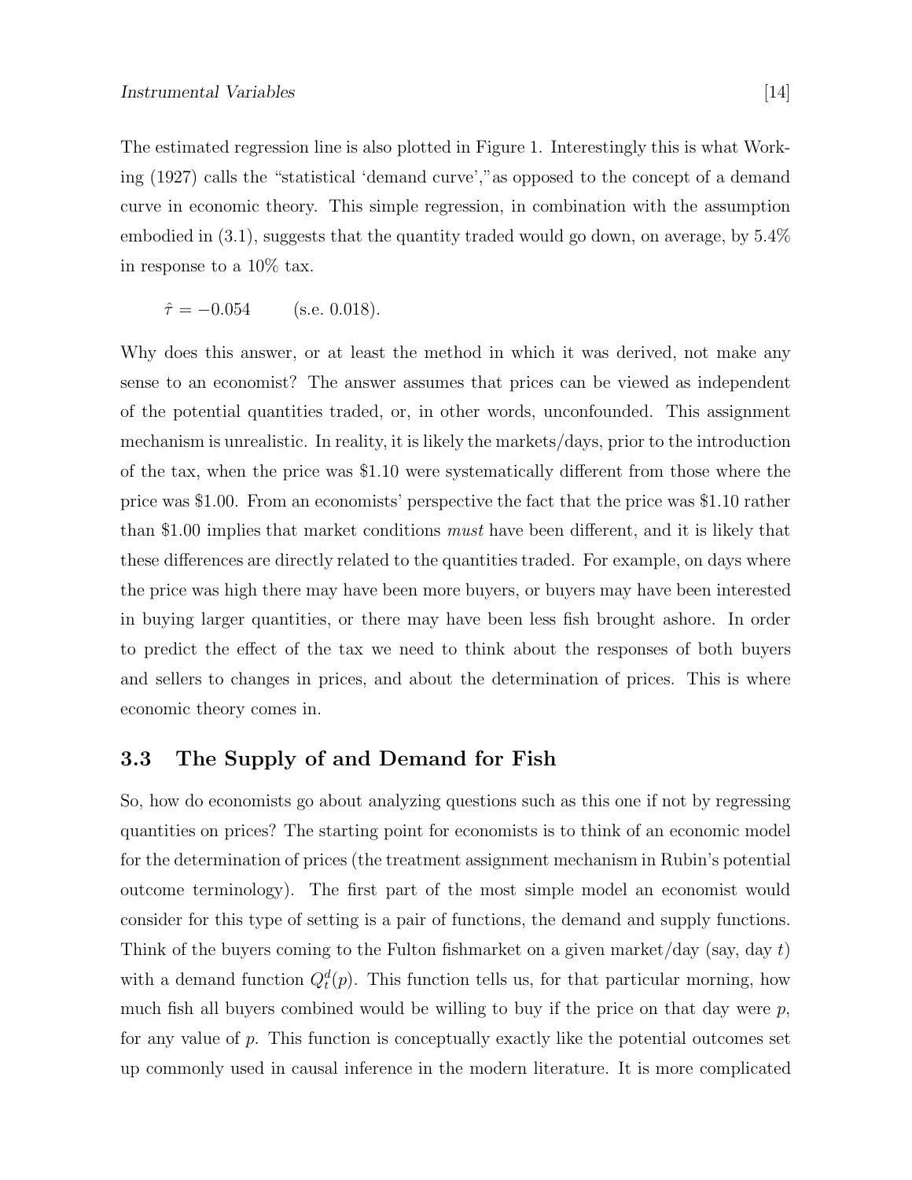The estimated regression line is also plotted in Figure 1. Interestingly this is what Working (1927) calls the "statistical 'demand curve'," as opposed to the concept of a demand curve in economic theory. This simple regression, in combination with the assumption embodied in (3.1), suggests that the quantity traded would go down, on average, by 5.4% in response to a 10% tax.

$$\hat{\tau} = -0.054 \qquad \text{(s.e. 0.018)}.$$

Why does this answer, or at least the method in which it was derived, not make any sense to an economist? The answer assumes that prices can be viewed as independent of the potential quantities traded, or, in other words, unconfounded. This assignment mechanism is unrealistic. In reality, it is likely the markets/days, prior to the introduction of the tax, when the price was \$1.10 were systematically different from those where the price was \$1.00. From an economists' perspective the fact that the price was \$1.10 rather than \$1.00 implies that market conditions *must* have been different, and it is likely that these differences are directly related to the quantities traded. For example, on days where the price was high there may have been more buyers, or buyers may have been interested in buying larger quantities, or there may have been less fish brought ashore. In order to predict the effect of the tax we need to think about the responses of both buyers and sellers to changes in prices, and about the determination of prices. This is where economic theory comes in.

### 3.3 The Supply of and Demand for Fish

So, how do economists go about analyzing questions such as this one if not by regressing quantities on prices? The starting point for economists is to think of an economic model for the determination of prices (the treatment assignment mechanism in Rubin's potential outcome terminology). The first part of the most simple model an economist would consider for this type of setting is a pair of functions, the demand and supply functions. Think of the buyers coming to the Fulton fishmarket on a given market/day (say, day $t$) with a demand function $Q_t^d(p)$. This function tells us, for that particular morning, how much fish all buyers combined would be willing to buy if the price on that day were $p$, for any value of $p$. This function is conceptually exactly like the potential outcomes set up commonly used in causal inference in the modern literature. It is more complicated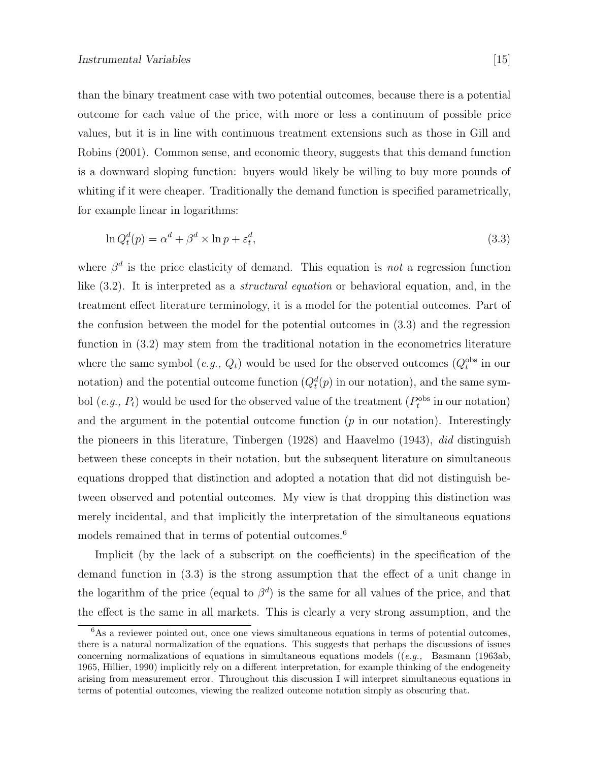than the binary treatment case with two potential outcomes, because there is a potential outcome for each value of the price, with more or less a continuum of possible price values, but it is in line with continuous treatment extensions such as those in Gill and Robins (2001). Common sense, and economic theory, suggests that this demand function is a downward sloping function: buyers would likely be willing to buy more pounds of whiting if it were cheaper. Traditionally the demand function is specified parametrically, for example linear in logarithms:

$$\ln Q_t^d(p) = \alpha^d + \beta^d \times \ln p + \varepsilon_t^d, \tag{3.3}$$

where $\beta^d$ is the price elasticity of demand. This equation is *not* a regression function like (3.2). It is interpreted as a *structural equation* or behavioral equation, and, in the treatment effect literature terminology, it is a model for the potential outcomes. Part of the confusion between the model for the potential outcomes in (3.3) and the regression function in (3.2) may stem from the traditional notation in the econometrics literature where the same symbol (*e.g.,* $Q_t$) would be used for the observed outcomes ($Q_t^{\text{obs}}$ in our notation) and the potential outcome function ($Q_t^d(p)$ in our notation), and the same symbol (*e.g.,* $P_t$) would be used for the observed value of the treatment ($P_t^{\text{obs}}$ in our notation) and the argument in the potential outcome function ($p$ in our notation). Interestingly the pioneers in this literature, Tinbergen (1928) and Haavelmo (1943), *did* distinguish between these concepts in their notation, but the subsequent literature on simultaneous equations dropped that distinction and adopted a notation that did not distinguish between observed and potential outcomes. My view is that dropping this distinction was merely incidental, and that implicitly the interpretation of the simultaneous equations models remained that in terms of potential outcomes.[6]

Implicit (by the lack of a subscript on the coefficients) in the specification of the demand function in (3.3) is the strong assumption that the effect of a unit change in the logarithm of the price (equal to $\beta^d$) is the same for all values of the price, and that the effect is the same in all markets. This is clearly a very strong assumption, and the

[6] As a reviewer pointed out, once one views simultaneous equations in terms of potential outcomes, there is a natural normalization of the equations. This suggests that perhaps the discussions of issues concerning normalizations of equations in simultaneous equations models ((*e.g.,* Basmann (1963ab, 1965, Hillier, 1990) implicitly rely on a different interpretation, for example thinking of the endogeneity arising from measurement error. Throughout this discussion I will interpret simultaneous equations in terms of potential outcomes, viewing the realized outcome notation simply as obscuring that.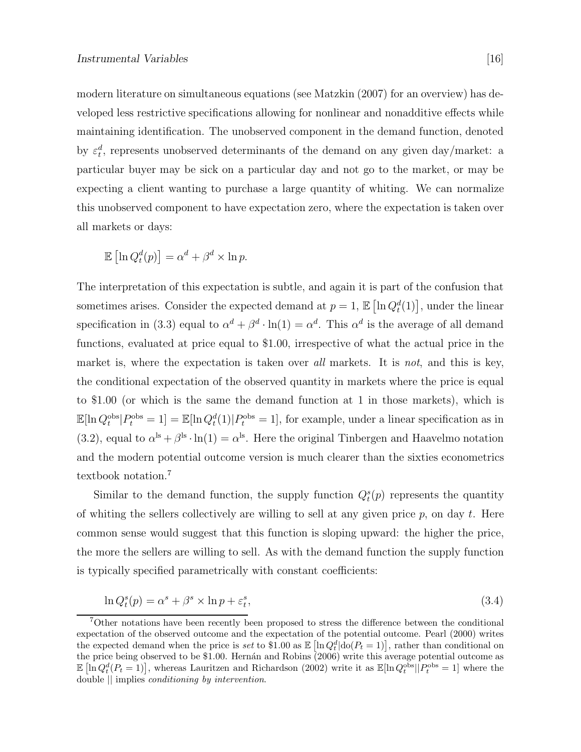modern literature on simultaneous equations (see Matzkin (2007) for an overview) has developed less restrictive specifications allowing for nonlinear and nonadditive effects while maintaining identification. The unobserved component in the demand function, denoted by $\varepsilon_t^d$, represents unobserved determinants of the demand on any given day/market: a particular buyer may be sick on a particular day and not go to the market, or may be expecting a client wanting to purchase a large quantity of whiting. We can normalize this unobserved component to have expectation zero, where the expectation is taken over all markets or days:

$$\mathbb{E}\left[\ln Q_t^d(p)\right] = \alpha^d + \beta^d \times \ln p.$$

The interpretation of this expectation is subtle, and again it is part of the confusion that sometimes arises. Consider the expected demand at $p = 1$, $\mathbb{E}\left[\ln Q_t^d(1)\right]$, under the linear specification in (3.3) equal to $\alpha^d + \beta^d \cdot \ln(1) = \alpha^d$. This $\alpha^d$ is the average of all demand functions, evaluated at price equal to \$1.00, irrespective of what the actual price in the market is, where the expectation is taken over *all* markets. It is *not*, and this is key, the conditional expectation of the observed quantity in markets where the price is equal to \$1.00 (or which is the same the demand function at 1 in those markets), which is $\mathbb{E}[\ln Q_t^{\text{obs}} | P_t^{\text{obs}} = 1] = \mathbb{E}[\ln Q_t^d(1) | P_t^{\text{obs}} = 1]$, for example, under a linear specification as in (3.2), equal to $\alpha^{\text{ls}} + \beta^{\text{ls}} \cdot \ln(1) = \alpha^{\text{ls}}$. Here the original Tinbergen and Haavelmo notation and the modern potential outcome version is much clearer than the sixties econometrics textbook notation.[7]

Similar to the demand function, the supply function $Q_t^s(p)$ represents the quantity of whiting the sellers collectively are willing to sell at any given price $p$, on day $t$. Here common sense would suggest that this function is sloping upward: the higher the price, the more the sellers are willing to sell. As with the demand function the supply function is typically specified parametrically with constant coefficients:

$$\ln Q_t^s(p) = \alpha^s + \beta^s \times \ln p + \varepsilon_t^s, \tag{3.4}$$

[7] Other notations have been recently been proposed to stress the difference between the conditional expectation of the observed outcome and the expectation of the potential outcome. Pearl (2000) writes the expected demand when the price is *set* to \$1.00 as $\mathbb{E}\left[\ln Q_t^d | \text{do}(P_t = 1)\right]$, rather than conditional on the price being observed to be \$1.00. Hernán and Robins (2006) write this average potential outcome as $\mathbb{E}\left[\ln Q_t^d(P_t = 1)\right]$, whereas Lauritzen and Richardson (2002) write it as $\mathbb{E}[\ln Q_t^{\text{obs}} || P_t^{\text{obs}} = 1]$ where the double $||$ implies *conditioning by intervention*.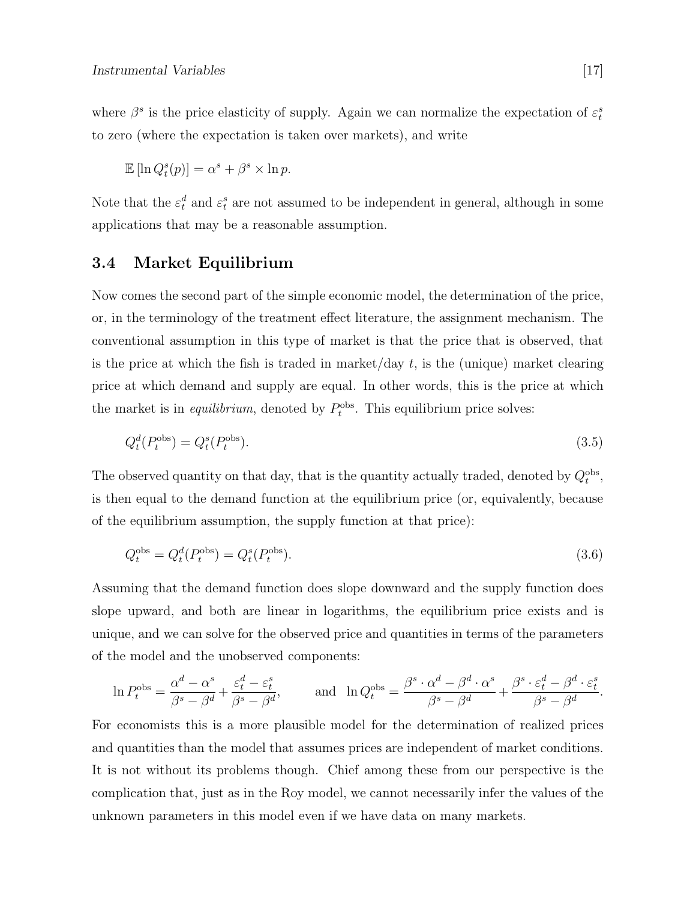where $\beta^s$ is the price elasticity of supply. Again we can normalize the expectation of $\varepsilon_t^s$ to zero (where the expectation is taken over markets), and write

$$\mathbb{E}\left[\ln Q_t^s(p)\right] = \alpha^s + \beta^s \times \ln p.$$

Note that the $\varepsilon_t^d$ and $\varepsilon_t^s$ are not assumed to be independent in general, although in some applications that may be a reasonable assumption.

### 3.4 Market Equilibrium

Now comes the second part of the simple economic model, the determination of the price, or, in the terminology of the treatment effect literature, the assignment mechanism. The conventional assumption in this type of market is that the price that is observed, that is the price at which the fish is traded in market/day $t$, is the (unique) market clearing price at which demand and supply are equal. In other words, this is the price at which the market is in *equilibrium*, denoted by $P_t^{\text{obs}}$. This equilibrium price solves:

$$Q_t^d(P_t^{\text{obs}}) = Q_t^s(P_t^{\text{obs}}). \tag{3.5}$$

The observed quantity on that day, that is the quantity actually traded, denoted by $Q_t^{\text{obs}}$, is then equal to the demand function at the equilibrium price (or, equivalently, because of the equilibrium assumption, the supply function at that price):

$$Q_t^{\text{obs}} = Q_t^d(P_t^{\text{obs}}) = Q_t^s(P_t^{\text{obs}}). \tag{3.6}$$

Assuming that the demand function does slope downward and the supply function does slope upward, and both are linear in logarithms, the equilibrium price exists and is unique, and we can solve for the observed price and quantities in terms of the parameters of the model and the unobserved components:

$$\ln P_t^{\text{obs}} = \frac{\alpha^d - \alpha^s}{\beta^s - \beta^d} + \frac{\varepsilon_t^d - \varepsilon_t^s}{\beta^s - \beta^d}, \qquad \text{and} \quad \ln Q_t^{\text{obs}} = \frac{\beta^s \cdot \alpha^d - \beta^d \cdot \alpha^s}{\beta^s - \beta^d} + \frac{\beta^s \cdot \varepsilon_t^d - \beta^d \cdot \varepsilon_t^s}{\beta^s - \beta^d}.$$

For economists this is a more plausible model for the determination of realized prices and quantities than the model that assumes prices are independent of market conditions. It is not without its problems though. Chief among these from our perspective is the complication that, just as in the Roy model, we cannot necessarily infer the values of the unknown parameters in this model even if we have data on many markets.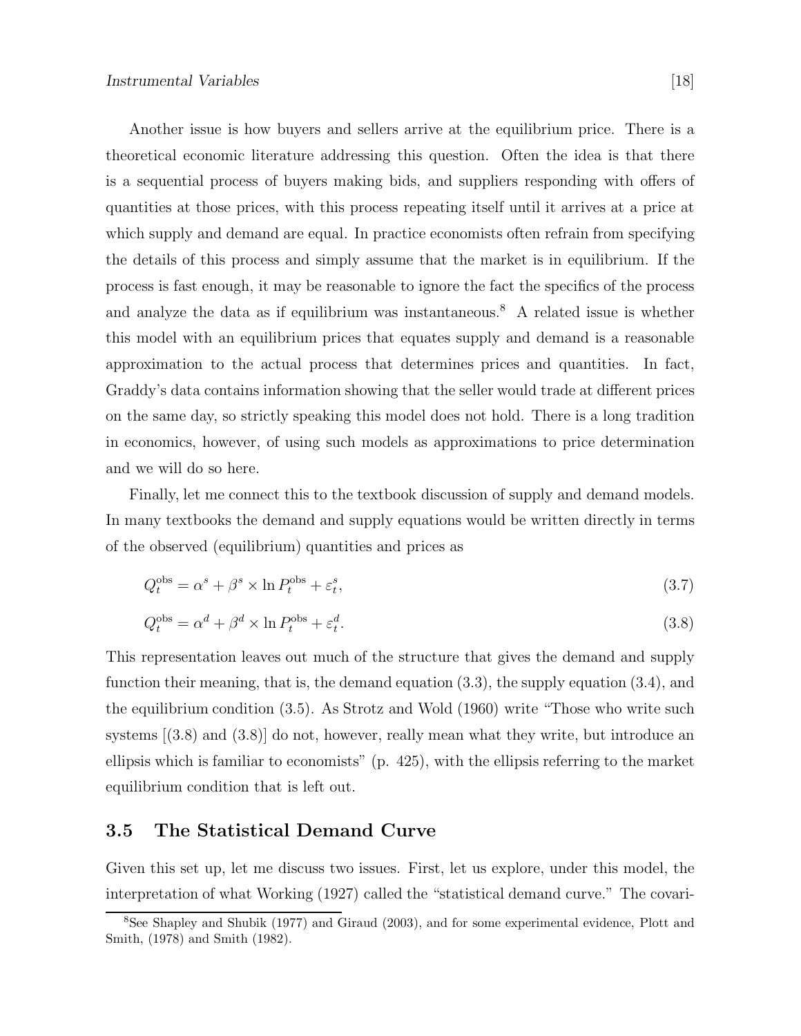Another issue is how buyers and sellers arrive at the equilibrium price. There is a theoretical economic literature addressing this question. Often the idea is that there is a sequential process of buyers making bids, and suppliers responding with offers of quantities at those prices, with this process repeating itself until it arrives at a price at which supply and demand are equal. In practice economists often refrain from specifying the details of this process and simply assume that the market is in equilibrium. If the process is fast enough, it may be reasonable to ignore the fact the specifics of the process and analyze the data as if equilibrium was instantaneous.[8] A related issue is whether this model with an equilibrium prices that equates supply and demand is a reasonable approximation to the actual process that determines prices and quantities. In fact, Graddy's data contains information showing that the seller would trade at different prices on the same day, so strictly speaking this model does not hold. There is a long tradition in economics, however, of using such models as approximations to price determination and we will do so here.

Finally, let me connect this to the textbook discussion of supply and demand models. In many textbooks the demand and supply equations would be written directly in terms of the observed (equilibrium) quantities and prices as

$$Q_t^{\text{obs}} = \alpha^s + \beta^s \times \ln P_t^{\text{obs}} + \varepsilon_t^s, \tag{3.7}$$

$$Q_t^{\text{obs}} = \alpha^d + \beta^d \times \ln P_t^{\text{obs}} + \varepsilon_t^d. \tag{3.8}$$

This representation leaves out much of the structure that gives the demand and supply function their meaning, that is, the demand equation (3.3), the supply equation (3.4), and the equilibrium condition (3.5). As Strotz and Wold (1960) write "Those who write such systems [(3.8) and (3.8)] do not, however, really mean what they write, but introduce an ellipsis which is familiar to economists" (p. 425), with the ellipsis referring to the market equilibrium condition that is left out.

## 3.5 The Statistical Demand Curve

Given this set up, let me discuss two issues. First, let us explore, under this model, the interpretation of what Working (1927) called the "statistical demand curve." The covari-

[8] See Shapley and Shubik (1977) and Giraud (2003), and for some experimental evidence, Plott and Smith, (1978) and Smith (1982).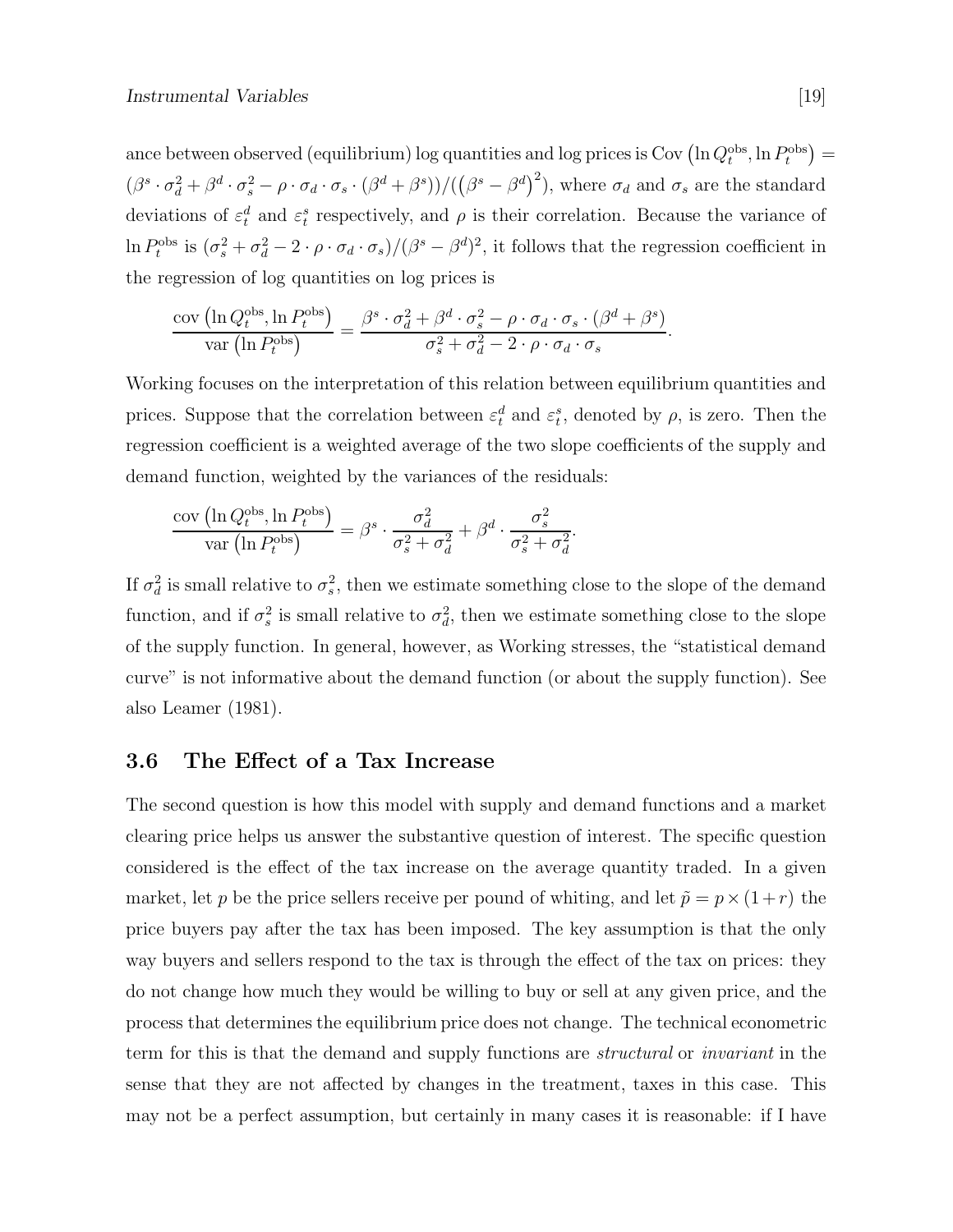ance between observed (equilibrium) log quantities and log prices is $\text{Cov}\left(\ln Q_t^{\text{obs}}, \ln P_t^{\text{obs}}\right) = (\beta^s \cdot \sigma_d^2 + \beta^d \cdot \sigma_s^2 - \rho \cdot \sigma_d \cdot \sigma_s \cdot (\beta^d + \beta^s))/((\beta^s - \beta^d)^2)$, where $\sigma_d$ and $\sigma_s$ are the standard deviations of $\varepsilon_t^d$ and $\varepsilon_t^s$ respectively, and $\rho$ is their correlation. Because the variance of $\ln P_t^{\text{obs}}$ is $(\sigma_s^2 + \sigma_d^2 - 2 \cdot \rho \cdot \sigma_d \cdot \sigma_s)/(\beta^s - \beta^d)^2$, it follows that the regression coefficient in the regression of log quantities on log prices is

$$\frac{\text{cov}\left(\ln Q_t^{\text{obs}}, \ln P_t^{\text{obs}}\right)}{\text{var}\left(\ln P_t^{\text{obs}}\right)} = \frac{\beta^s \cdot \sigma_d^2 + \beta^d \cdot \sigma_s^2 - \rho \cdot \sigma_d \cdot \sigma_s \cdot (\beta^d + \beta^s)}{\sigma_s^2 + \sigma_d^2 - 2 \cdot \rho \cdot \sigma_d \cdot \sigma_s}.$$

Working focuses on the interpretation of this relation between equilibrium quantities and prices. Suppose that the correlation between $\varepsilon_t^d$ and $\varepsilon_t^s$, denoted by $\rho$, is zero. Then the regression coefficient is a weighted average of the two slope coefficients of the supply and demand function, weighted by the variances of the residuals:

$$\frac{\text{cov}\left(\ln Q_t^{\text{obs}}, \ln P_t^{\text{obs}}\right)}{\text{var}\left(\ln P_t^{\text{obs}}\right)} = \beta^s \cdot \frac{\sigma_d^2}{\sigma_s^2 + \sigma_d^2} + \beta^d \cdot \frac{\sigma_s^2}{\sigma_s^2 + \sigma_d^2}.$$

If $\sigma_d^2$ is small relative to $\sigma_s^2$, then we estimate something close to the slope of the demand function, and if $\sigma_s^2$ is small relative to $\sigma_d^2$, then we estimate something close to the slope of the supply function. In general, however, as Working stresses, the "statistical demand curve" is not informative about the demand function (or about the supply function). See also Leamer (1981).

### 3.6 The Effect of a Tax Increase

The second question is how this model with supply and demand functions and a market clearing price helps us answer the substantive question of interest. The specific question considered is the effect of the tax increase on the average quantity traded. In a given market, let $p$ be the price sellers receive per pound of whiting, and let $\tilde{p} = p \times (1 + r)$ the price buyers pay after the tax has been imposed. The key assumption is that the only way buyers and sellers respond to the tax is through the effect of the tax on prices: they do not change how much they would be willing to buy or sell at any given price, and the process that determines the equilibrium price does not change. The technical econometric term for this is that the demand and supply functions are *structural* or *invariant* in the sense that they are not affected by changes in the treatment, taxes in this case. This may not be a perfect assumption, but certainly in many cases it is reasonable: if I have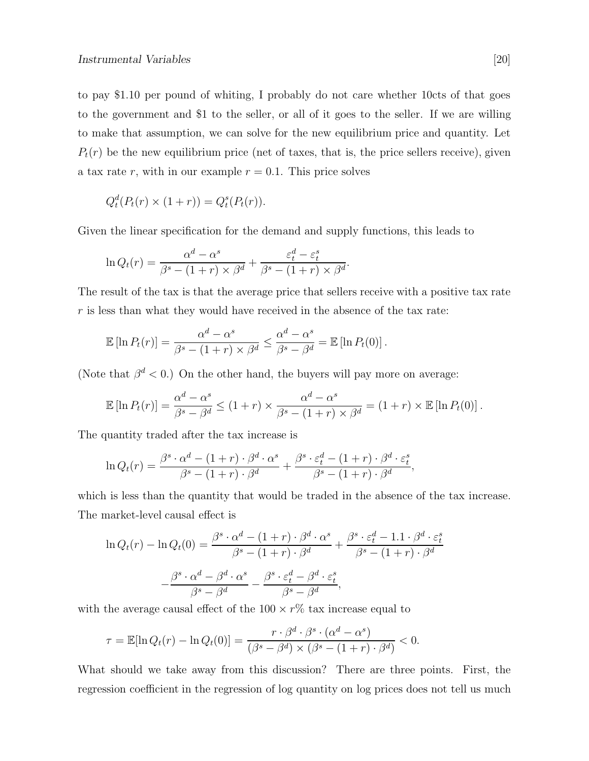to pay \$1.10 per pound of whiting, I probably do not care whether 10cts of that goes to the government and \$1 to the seller, or all of it goes to the seller. If we are willing to make that assumption, we can solve for the new equilibrium price and quantity. Let $P_t(r)$ be the new equilibrium price (net of taxes, that is, the price sellers receive), given a tax rate $r$, with in our example $r = 0.1$. This price solves

$$Q_t^d(P_t(r) \times (1+r)) = Q_t^s(P_t(r)).$$

Given the linear specification for the demand and supply functions, this leads to

$$\ln Q_t(r) = \frac{\alpha^d - \alpha^s}{\beta^s - (1+r) \times \beta^d} + \frac{\varepsilon_t^d - \varepsilon_t^s}{\beta^s - (1+r) \times \beta^d}.$$

The result of the tax is that the average price that sellers receive with a positive tax rate $r$ is less than what they would have received in the absence of the tax rate:

$$\mathbb{E}\left[\ln P_t(r)\right] = \frac{\alpha^d - \alpha^s}{\beta^s - (1+r) \times \beta^d} \leq \frac{\alpha^d - \alpha^s}{\beta^s - \beta^d} = \mathbb{E}\left[\ln P_t(0)\right].$$

(Note that $\beta^d < 0$.) On the other hand, the buyers will pay more on average:

$$\mathbb{E}\left[\ln P_t(r)\right] = \frac{\alpha^d - \alpha^s}{\beta^s - \beta^d} \leq (1+r) \times \frac{\alpha^d - \alpha^s}{\beta^s - (1+r) \times \beta^d} = (1+r) \times \mathbb{E}\left[\ln P_t(0)\right].$$

The quantity traded after the tax increase is

$$\ln Q_t(r) = \frac{\beta^s \cdot \alpha^d - (1+r) \cdot \beta^d \cdot \alpha^s}{\beta^s - (1+r) \cdot \beta^d} + \frac{\beta^s \cdot \varepsilon_t^d - (1+r) \cdot \beta^d \cdot \varepsilon_t^s}{\beta^s - (1+r) \cdot \beta^d},$$

which is less than the quantity that would be traded in the absence of the tax increase. The market-level causal effect is

$$\ln Q_t(r) - \ln Q_t(0) = \frac{\beta^s \cdot \alpha^d - (1+r) \cdot \beta^d \cdot \alpha^s}{\beta^s - (1+r) \cdot \beta^d} + \frac{\beta^s \cdot \varepsilon_t^d - 1.1 \cdot \beta^d \cdot \varepsilon_t^s}{\beta^s - (1+r) \cdot \beta^d}$$

$$- \frac{\beta^s \cdot \alpha^d - \beta^d \cdot \alpha^s}{\beta^s - \beta^d} - \frac{\beta^s \cdot \varepsilon_t^d - \beta^d \cdot \varepsilon_t^s}{\beta^s - \beta^d},$$

with the average causal effect of the $100 \times r\%$ tax increase equal to

$$\tau = \mathbb{E}[\ln Q_t(r) - \ln Q_t(0)] = \frac{r \cdot \beta^d \cdot \beta^s \cdot (\alpha^d - \alpha^s)}{(\beta^s - \beta^d) \times (\beta^s - (1+r) \cdot \beta^d)} < 0.$$

What should we take away from this discussion? There are three points. First, the regression coefficient in the regression of log quantity on log prices does not tell us much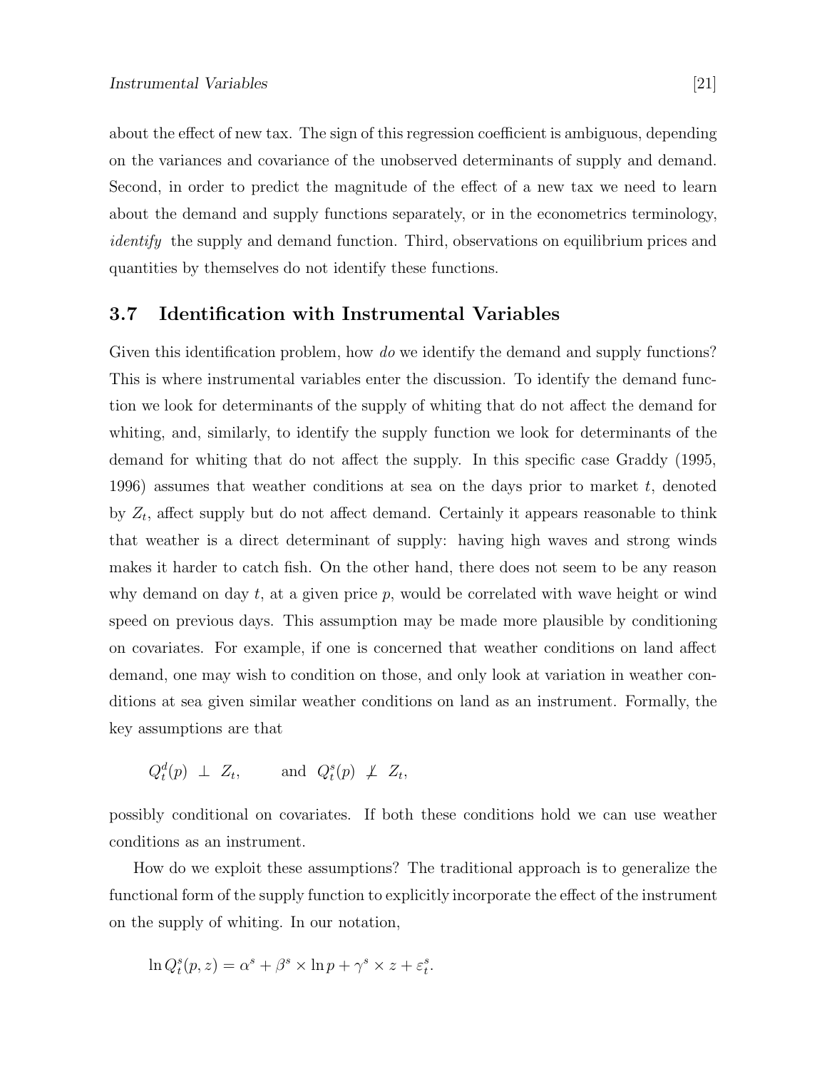about the effect of new tax. The sign of this regression coefficient is ambiguous, depending on the variances and covariance of the unobserved determinants of supply and demand. Second, in order to predict the magnitude of the effect of a new tax we need to learn about the demand and supply functions separately, or in the econometrics terminology, *identify* the supply and demand function. Third, observations on equilibrium prices and quantities by themselves do not identify these functions.

## 3.7 Identification with Instrumental Variables

Given this identification problem, how *do* we identify the demand and supply functions? This is where instrumental variables enter the discussion. To identify the demand function we look for determinants of the supply of whiting that do not affect the demand for whiting, and, similarly, to identify the supply function we look for determinants of the demand for whiting that do not affect the supply. In this specific case Graddy (1995, 1996) assumes that weather conditions at sea on the days prior to market $t$, denoted by $Z_t$, affect supply but do not affect demand. Certainly it appears reasonable to think that weather is a direct determinant of supply: having high waves and strong winds makes it harder to catch fish. On the other hand, there does not seem to be any reason why demand on day $t$, at a given price $p$, would be correlated with wave height or wind speed on previous days. This assumption may be made more plausible by conditioning on covariates. For example, if one is concerned that weather conditions on land affect demand, one may wish to condition on those, and only look at variation in weather conditions at sea given similar weather conditions on land as an instrument. Formally, the key assumptions are that

$$Q_t^d(p) \perp Z_t, \qquad \text{and} \quad Q_t^s(p) \not\perp Z_t,$$

possibly conditional on covariates. If both these conditions hold we can use weather conditions as an instrument.

How do we exploit these assumptions? The traditional approach is to generalize the functional form of the supply function to explicitly incorporate the effect of the instrument on the supply of whiting. In our notation,

$$\ln Q_t^s(p, z) = \alpha^s + \beta^s \times \ln p + \gamma^s \times z + \varepsilon_t^s.$$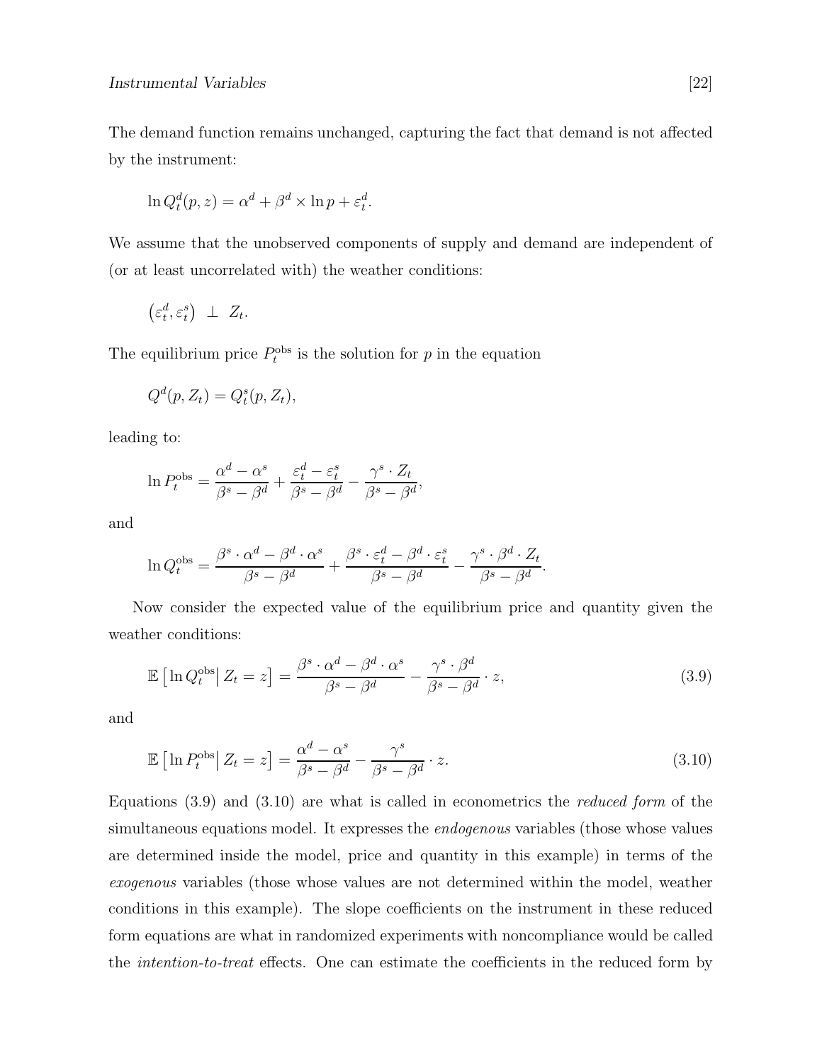The demand function remains unchanged, capturing the fact that demand is not affected by the instrument:

$$\ln Q_t^d(p, z) = \alpha^d + \beta^d \times \ln p + \varepsilon_t^d.$$

We assume that the unobserved components of supply and demand are independent of (or at least uncorrelated with) the weather conditions:

$$\left(\varepsilon_t^d, \varepsilon_t^s\right) \perp Z_t.$$

The equilibrium price $P_t^{\text{obs}}$ is the solution for $p$ in the equation

$$Q^d(p, Z_t) = Q_t^s(p, Z_t),$$

leading to:

$$\ln P_t^{\text{obs}} = \frac{\alpha^d - \alpha^s}{\beta^s - \beta^d} + \frac{\varepsilon_t^d - \varepsilon_t^s}{\beta^s - \beta^d} - \frac{\gamma^s \cdot Z_t}{\beta^s - \beta^d},$$

and

$$\ln Q_t^{\text{obs}} = \frac{\beta^s \cdot \alpha^d - \beta^d \cdot \alpha^s}{\beta^s - \beta^d} + \frac{\beta^s \cdot \varepsilon_t^d - \beta^d \cdot \varepsilon_t^s}{\beta^s - \beta^d} - \frac{\gamma^s \cdot \beta^d \cdot Z_t}{\beta^s - \beta^d}.$$

Now consider the expected value of the equilibrium price and quantity given the weather conditions:

$$\mathbb{E}\left[\ln Q_t^{\text{obs}} \middle| Z_t = z\right] = \frac{\beta^s \cdot \alpha^d - \beta^d \cdot \alpha^s}{\beta^s - \beta^d} - \frac{\gamma^s \cdot \beta^d}{\beta^s - \beta^d} \cdot z, \tag{3.9}$$

and

$$\mathbb{E}\left[\ln P_t^{\text{obs}} \middle| Z_t = z\right] = \frac{\alpha^d - \alpha^s}{\beta^s - \beta^d} - \frac{\gamma^s}{\beta^s - \beta^d} \cdot z. \tag{3.10}$$

Equations (3.9) and (3.10) are what is called in econometrics the *reduced form* of the simultaneous equations model. It expresses the *endogenous* variables (those whose values are determined inside the model, price and quantity in this example) in terms of the *exogenous* variables (those whose values are not determined within the model, weather conditions in this example). The slope coefficients on the instrument in these reduced form equations are what in randomized experiments with noncompliance would be called the *intention-to-treat* effects. One can estimate the coefficients in the reduced form by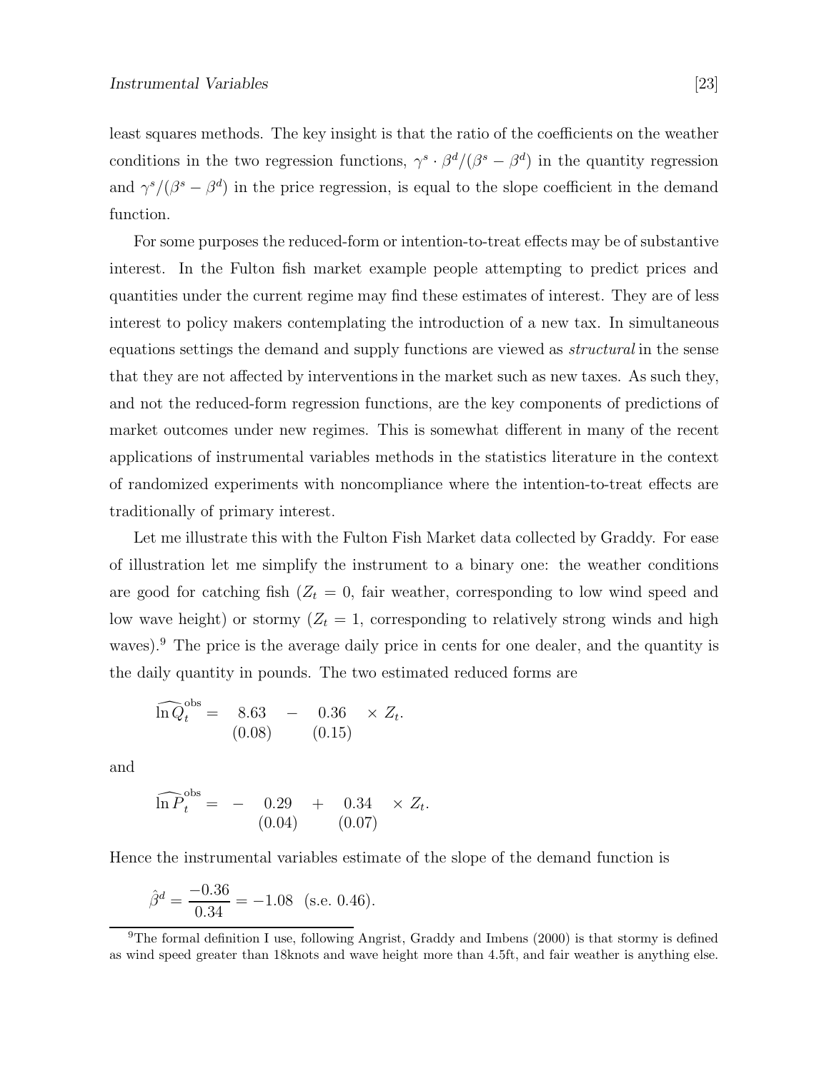least squares methods. The key insight is that the ratio of the coefficients on the weather conditions in the two regression functions, $\gamma^s \cdot \beta^d/(\beta^s - \beta^d)$ in the quantity regression and $\gamma^s/(\beta^s - \beta^d)$ in the price regression, is equal to the slope coefficient in the demand function.

For some purposes the reduced-form or intention-to-treat effects may be of substantive interest. In the Fulton fish market example people attempting to predict prices and quantities under the current regime may find these estimates of interest. They are of less interest to policy makers contemplating the introduction of a new tax. In simultaneous equations settings the demand and supply functions are viewed as *structural* in the sense that they are not affected by interventions in the market such as new taxes. As such they, and not the reduced-form regression functions, are the key components of predictions of market outcomes under new regimes. This is somewhat different in many of the recent applications of instrumental variables methods in the statistics literature in the context of randomized experiments with noncompliance where the intention-to-treat effects are traditionally of primary interest.

Let me illustrate this with the Fulton Fish Market data collected by Graddy. For ease of illustration let me simplify the instrument to a binary one: the weather conditions are good for catching fish ($Z_t = 0$, fair weather, corresponding to low wind speed and low wave height) or stormy ($Z_t = 1$, corresponding to relatively strong winds and high waves).[9] The price is the average daily price in cents for one dealer, and the quantity is the daily quantity in pounds. The two estimated reduced forms are

$$\widehat{\ln Q}_t^{\text{obs}} = \underset{(0.08)}{8.63} - \underset{(0.15)}{0.36} \times Z_t.$$

and

$$\widehat{\ln P}_t^{\text{obs}} = - \underset{(0.04)}{0.29} + \underset{(0.07)}{0.34} \times Z_t.$$

Hence the instrumental variables estimate of the slope of the demand function is

$$\hat{\beta}^d = \frac{-0.36}{0.34} = -1.08 \quad \text{(s.e. 0.46)}.$$

[9] The formal definition I use, following Angrist, Graddy and Imbens (2000) is that stormy is defined as wind speed greater than 18knots and wave height more than 4.5ft, and fair weather is anything else.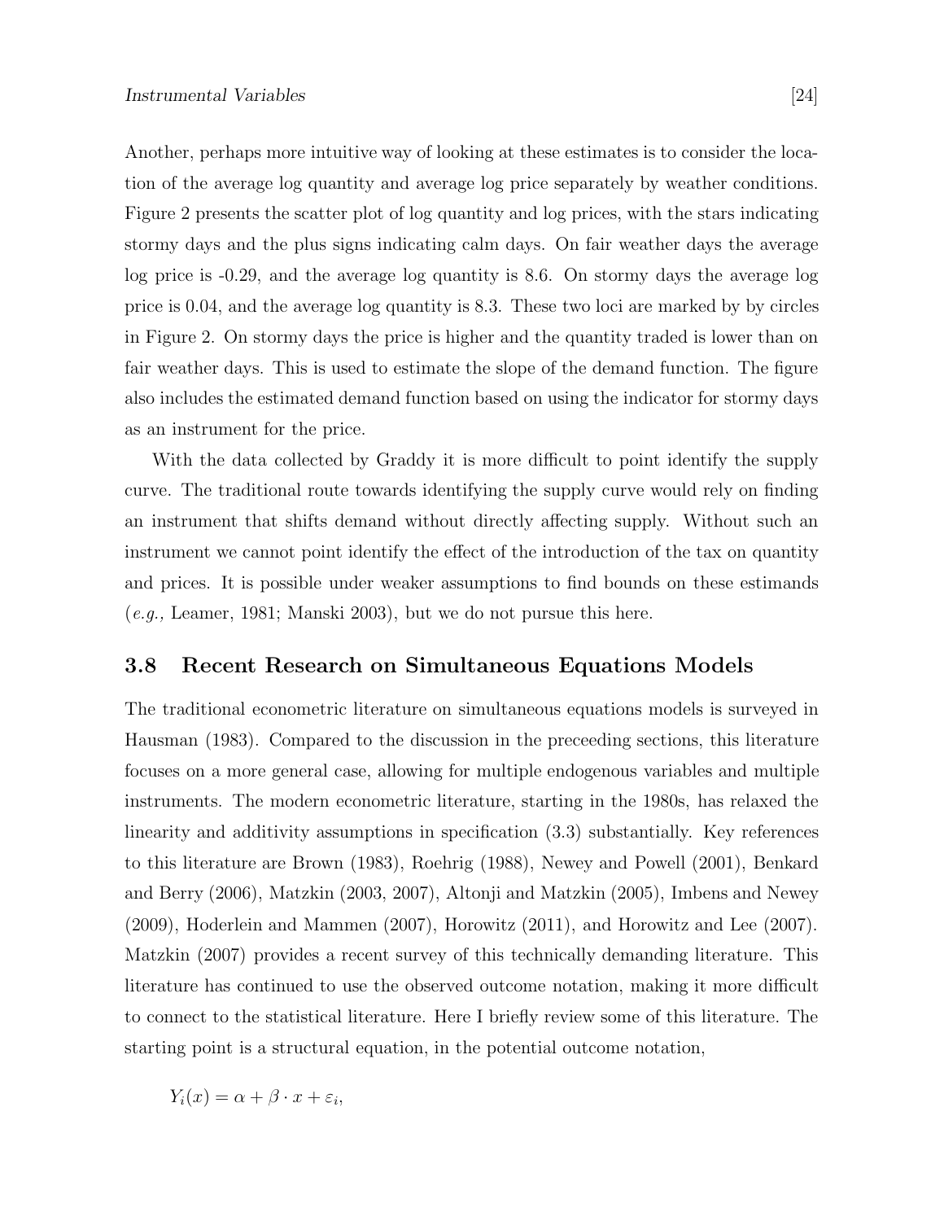Another, perhaps more intuitive way of looking at these estimates is to consider the location of the average log quantity and average log price separately by weather conditions. Figure 2 presents the scatter plot of log quantity and log prices, with the stars indicating stormy days and the plus signs indicating calm days. On fair weather days the average log price is -0.29, and the average log quantity is 8.6. On stormy days the average log price is 0.04, and the average log quantity is 8.3. These two loci are marked by by circles in Figure 2. On stormy days the price is higher and the quantity traded is lower than on fair weather days. This is used to estimate the slope of the demand function. The figure also includes the estimated demand function based on using the indicator for stormy days as an instrument for the price.

With the data collected by Graddy it is more difficult to point identify the supply curve. The traditional route towards identifying the supply curve would rely on finding an instrument that shifts demand without directly affecting supply. Without such an instrument we cannot point identify the effect of the introduction of the tax on quantity and prices. It is possible under weaker assumptions to find bounds on these estimands (*e.g.,* Leamer, 1981; Manski 2003), but we do not pursue this here.

## 3.8 Recent Research on Simultaneous Equations Models

The traditional econometric literature on simultaneous equations models is surveyed in Hausman (1983). Compared to the discussion in the preceeding sections, this literature focuses on a more general case, allowing for multiple endogenous variables and multiple instruments. The modern econometric literature, starting in the 1980s, has relaxed the linearity and additivity assumptions in specification (3.3) substantially. Key references to this literature are Brown (1983), Roehrig (1988), Newey and Powell (2001), Benkard and Berry (2006), Matzkin (2003, 2007), Altonji and Matzkin (2005), Imbens and Newey (2009), Hoderlein and Mammen (2007), Horowitz (2011), and Horowitz and Lee (2007). Matzkin (2007) provides a recent survey of this technically demanding literature. This literature has continued to use the observed outcome notation, making it more difficult to connect to the statistical literature. Here I briefly review some of this literature. The starting point is a structural equation, in the potential outcome notation,

$$Y_i(x) = \alpha + \beta \cdot x + \varepsilon_i,$$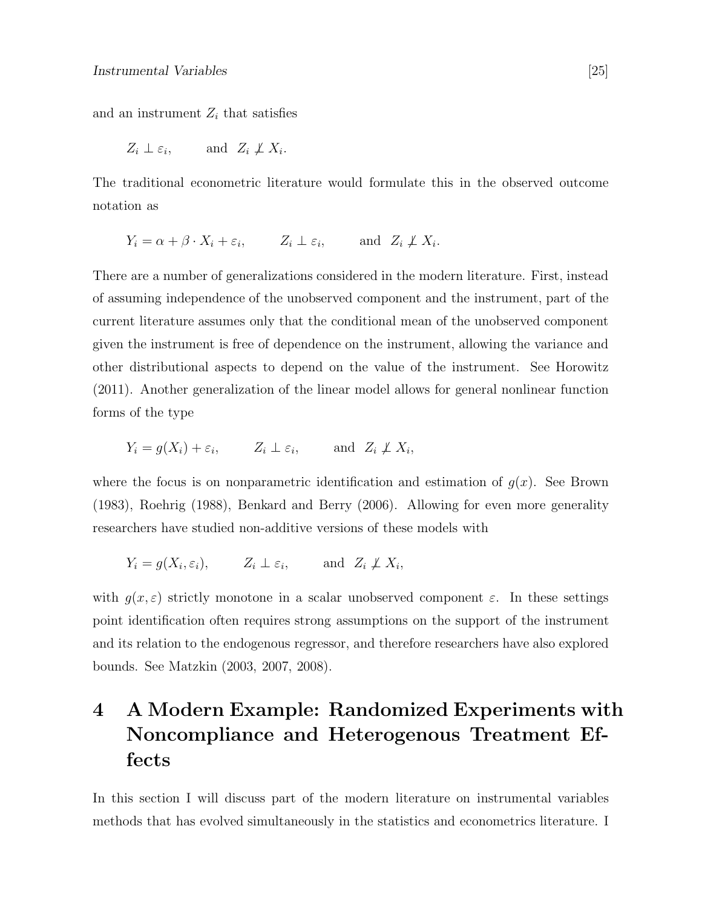and an instrument $Z_i$ that satisfies

$$Z_i \perp \varepsilon_i, \qquad \text{and} \;\; Z_i \not\perp X_i.$$

The traditional econometric literature would formulate this in the observed outcome notation as

$$Y_i = \alpha + \beta \cdot X_i + \varepsilon_i, \qquad Z_i \perp \varepsilon_i, \qquad \text{and} \;\; Z_i \not\perp X_i.$$

There are a number of generalizations considered in the modern literature. First, instead of assuming independence of the unobserved component and the instrument, part of the current literature assumes only that the conditional mean of the unobserved component given the instrument is free of dependence on the instrument, allowing the variance and other distributional aspects to depend on the value of the instrument. See Horowitz (2011). Another generalization of the linear model allows for general nonlinear function forms of the type

$$Y_i = g(X_i) + \varepsilon_i, \qquad Z_i \perp \varepsilon_i, \qquad \text{and} \;\; Z_i \not\perp X_i,$$

where the focus is on nonparametric identification and estimation of $g(x)$. See Brown (1983), Roehrig (1988), Benkard and Berry (2006). Allowing for even more generality researchers have studied non-additive versions of these models with

$$Y_i = g(X_i, \varepsilon_i), \qquad Z_i \perp \varepsilon_i, \qquad \text{and} \;\; Z_i \not\perp X_i,$$

with $g(x, \varepsilon)$ strictly monotone in a scalar unobserved component $\varepsilon$. In these settings point identification often requires strong assumptions on the support of the instrument and its relation to the endogenous regressor, and therefore researchers have also explored bounds. See Matzkin (2003, 2007, 2008).

# 4 A Modern Example: Randomized Experiments with Noncompliance and Heterogenous Treatment Effects

In this section I will discuss part of the modern literature on instrumental variables methods that has evolved simultaneously in the statistics and econometrics literature. I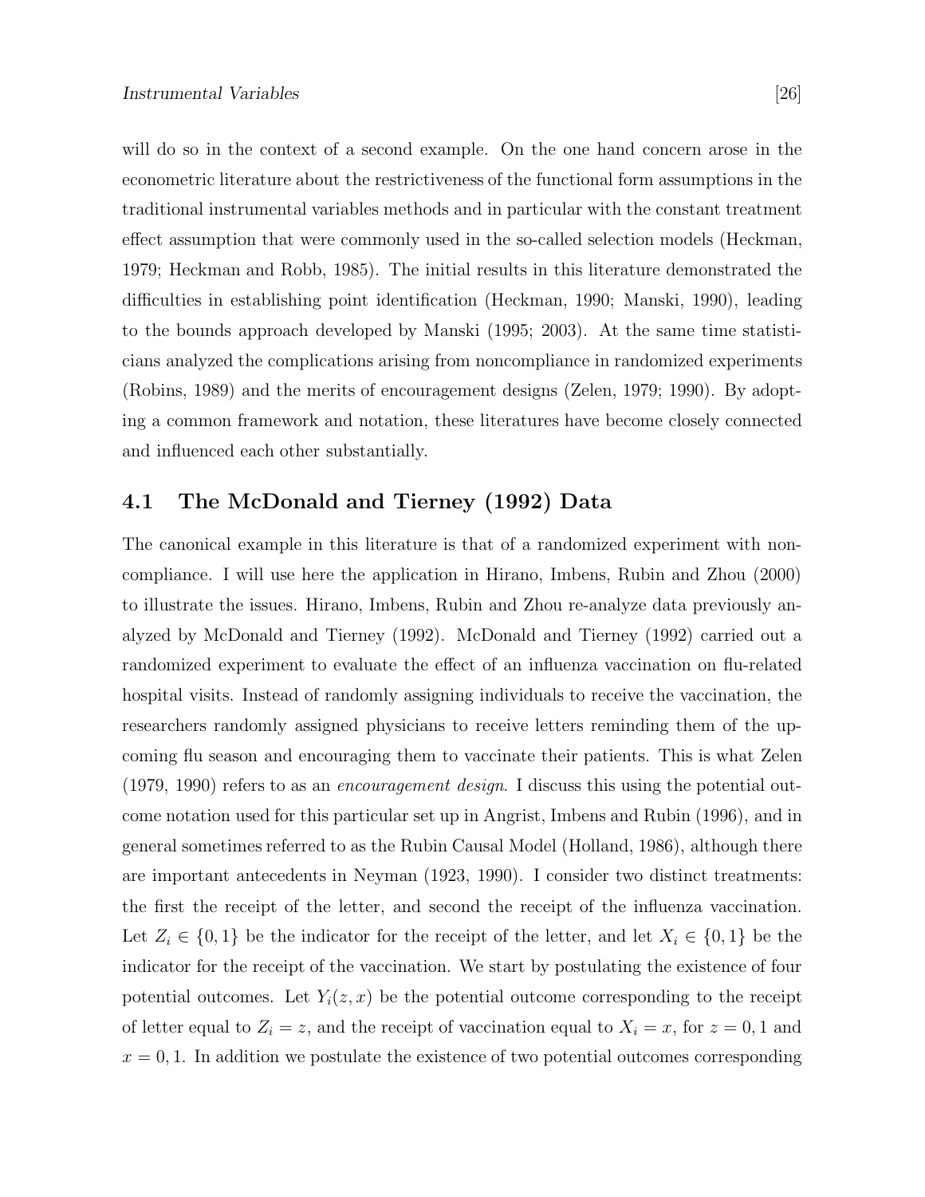will do so in the context of a second example. On the one hand concern arose in the econometric literature about the restrictiveness of the functional form assumptions in the traditional instrumental variables methods and in particular with the constant treatment effect assumption that were commonly used in the so-called selection models (Heckman, 1979; Heckman and Robb, 1985). The initial results in this literature demonstrated the difficulties in establishing point identification (Heckman, 1990; Manski, 1990), leading to the bounds approach developed by Manski (1995; 2003). At the same time statisticians analyzed the complications arising from noncompliance in randomized experiments (Robins, 1989) and the merits of encouragement designs (Zelen, 1979; 1990). By adopting a common framework and notation, these literatures have become closely connected and influenced each other substantially.

## 4.1 The McDonald and Tierney (1992) Data

The canonical example in this literature is that of a randomized experiment with noncompliance. I will use here the application in Hirano, Imbens, Rubin and Zhou (2000) to illustrate the issues. Hirano, Imbens, Rubin and Zhou re-analyze data previously analyzed by McDonald and Tierney (1992). McDonald and Tierney (1992) carried out a randomized experiment to evaluate the effect of an influenza vaccination on flu-related hospital visits. Instead of randomly assigning individuals to receive the vaccination, the researchers randomly assigned physicians to receive letters reminding them of the upcoming flu season and encouraging them to vaccinate their patients. This is what Zelen (1979, 1990) refers to as an *encouragement design*. I discuss this using the potential outcome notation used for this particular set up in Angrist, Imbens and Rubin (1996), and in general sometimes referred to as the Rubin Causal Model (Holland, 1986), although there are important antecedents in Neyman (1923, 1990). I consider two distinct treatments: the first the receipt of the letter, and second the receipt of the influenza vaccination. Let $Z_i \in \{0, 1\}$ be the indicator for the receipt of the letter, and let $X_i \in \{0, 1\}$ be the indicator for the receipt of the vaccination. We start by postulating the existence of four potential outcomes. Let $Y_i(z, x)$ be the potential outcome corresponding to the receipt of letter equal to $Z_i = z$, and the receipt of vaccination equal to $X_i = x$, for $z = 0, 1$ and $x = 0, 1$. In addition we postulate the existence of two potential outcomes corresponding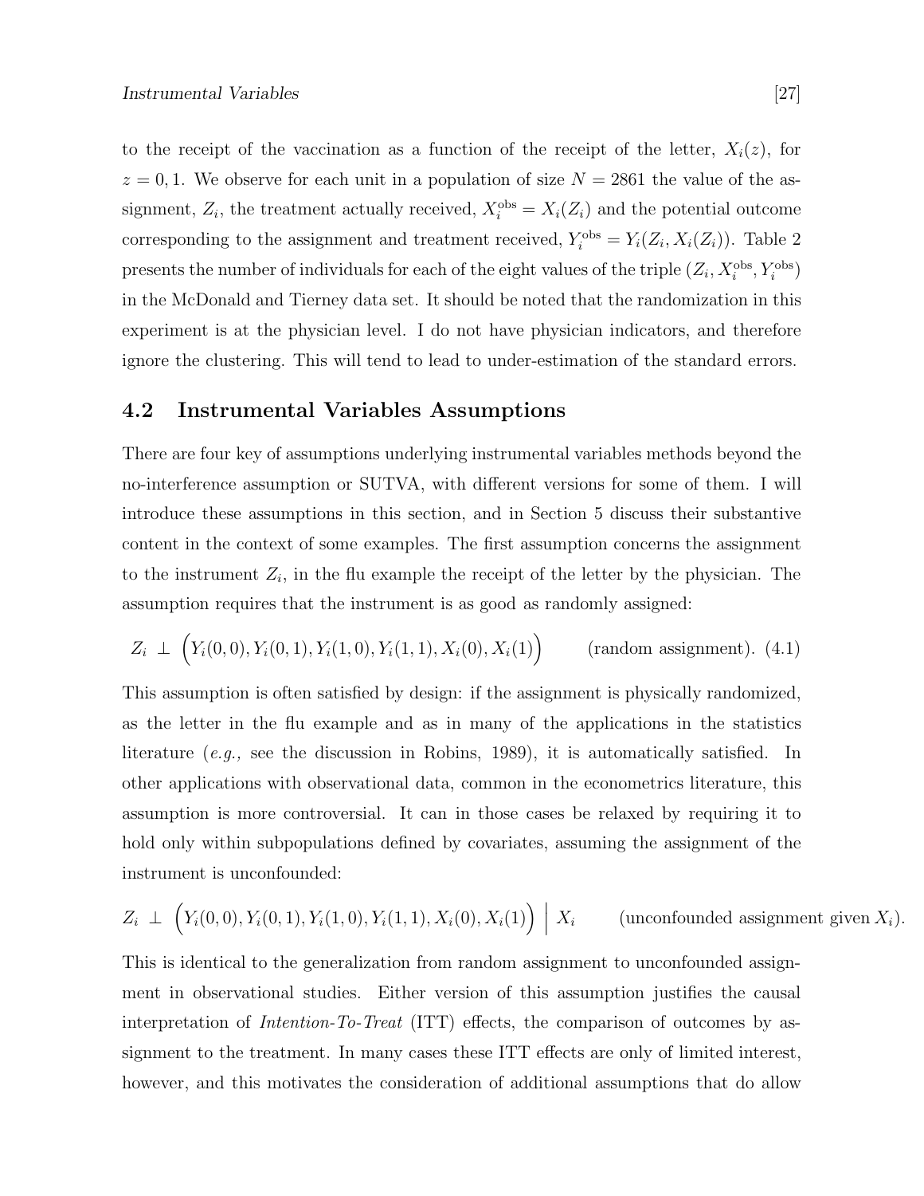to the receipt of the vaccination as a function of the receipt of the letter, $X_i(z)$, for $z = 0, 1$. We observe for each unit in a population of size $N = 2861$ the value of the assignment, $Z_i$, the treatment actually received, $X_i^{\text{obs}} = X_i(Z_i)$ and the potential outcome corresponding to the assignment and treatment received, $Y_i^{\text{obs}} = Y_i(Z_i, X_i(Z_i))$. Table 2 presents the number of individuals for each of the eight values of the triple $(Z_i, X_i^{\text{obs}}, Y_i^{\text{obs}})$ in the McDonald and Tierney data set. It should be noted that the randomization in this experiment is at the physician level. I do not have physician indicators, and therefore ignore the clustering. This will tend to lead to under-estimation of the standard errors.

## 4.2 Instrumental Variables Assumptions

There are four key of assumptions underlying instrumental variables methods beyond the no-interference assumption or SUTVA, with different versions for some of them. I will introduce these assumptions in this section, and in Section 5 discuss their substantive content in the context of some examples. The first assumption concerns the assignment to the instrument $Z_i$, in the flu example the receipt of the letter by the physician. The assumption requires that the instrument is as good as randomly assigned:

$$Z_i \perp \Big(Y_i(0,0), Y_i(0,1), Y_i(1,0), Y_i(1,1), X_i(0), X_i(1)\Big) \qquad \text{(random assignment).} \quad (4.1)$$

This assumption is often satisfied by design: if the assignment is physically randomized, as the letter in the flu example and as in many of the applications in the statistics literature (*e.g.,* see the discussion in Robins, 1989), it is automatically satisfied. In other applications with observational data, common in the econometrics literature, this assumption is more controversial. It can in those cases be relaxed by requiring it to hold only within subpopulations defined by covariates, assuming the assignment of the instrument is unconfounded:

$$Z_i \perp \Big(Y_i(0,0), Y_i(0,1), Y_i(1,0), Y_i(1,1), X_i(0), X_i(1)\Big) \Big| \; X_i \qquad \text{(unconfounded assignment given } X_i\text{).}$$

This is identical to the generalization from random assignment to unconfounded assignment in observational studies. Either version of this assumption justifies the causal interpretation of *Intention-To-Treat* (ITT) effects, the comparison of outcomes by assignment to the treatment. In many cases these ITT effects are only of limited interest, however, and this motivates the consideration of additional assumptions that do allow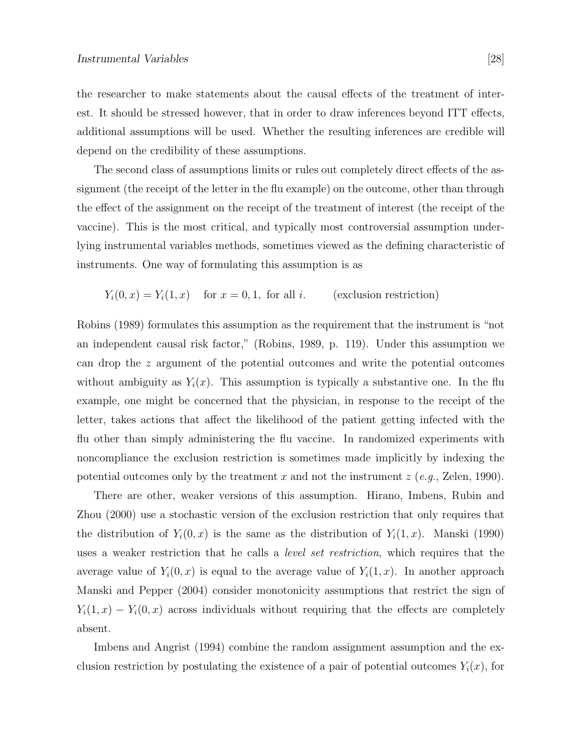the researcher to make statements about the causal effects of the treatment of interest. It should be stressed however, that in order to draw inferences beyond ITT effects, additional assumptions will be used. Whether the resulting inferences are credible will depend on the credibility of these assumptions.

The second class of assumptions limits or rules out completely direct effects of the assignment (the receipt of the letter in the flu example) on the outcome, other than through the effect of the assignment on the receipt of the treatment of interest (the receipt of the vaccine). This is the most critical, and typically most controversial assumption underlying instrumental variables methods, sometimes viewed as the defining characteristic of instruments. One way of formulating this assumption is as

$$Y_i(0, x) = Y_i(1, x) \quad \text{for } x = 0, 1, \text{ for all } i. \qquad \text{(exclusion restriction)}$$

Robins (1989) formulates this assumption as the requirement that the instrument is "not an independent causal risk factor," (Robins, 1989, p. 119). Under this assumption we can drop the $z$ argument of the potential outcomes and write the potential outcomes without ambiguity as $Y_i(x)$. This assumption is typically a substantive one. In the flu example, one might be concerned that the physician, in response to the receipt of the letter, takes actions that affect the likelihood of the patient getting infected with the flu other than simply administering the flu vaccine. In randomized experiments with noncompliance the exclusion restriction is sometimes made implicitly by indexing the potential outcomes only by the treatment $x$ and not the instrument $z$ (*e.g.*, Zelen, 1990).

There are other, weaker versions of this assumption. Hirano, Imbens, Rubin and Zhou (2000) use a stochastic version of the exclusion restriction that only requires that the distribution of $Y_i(0, x)$ is the same as the distribution of $Y_i(1, x)$. Manski (1990) uses a weaker restriction that he calls a *level set restriction*, which requires that the average value of $Y_i(0, x)$ is equal to the average value of $Y_i(1, x)$. In another approach Manski and Pepper (2004) consider monotonicity assumptions that restrict the sign of $Y_i(1, x) - Y_i(0, x)$ across individuals without requiring that the effects are completely absent.

Imbens and Angrist (1994) combine the random assignment assumption and the exclusion restriction by postulating the existence of a pair of potential outcomes $Y_i(x)$, for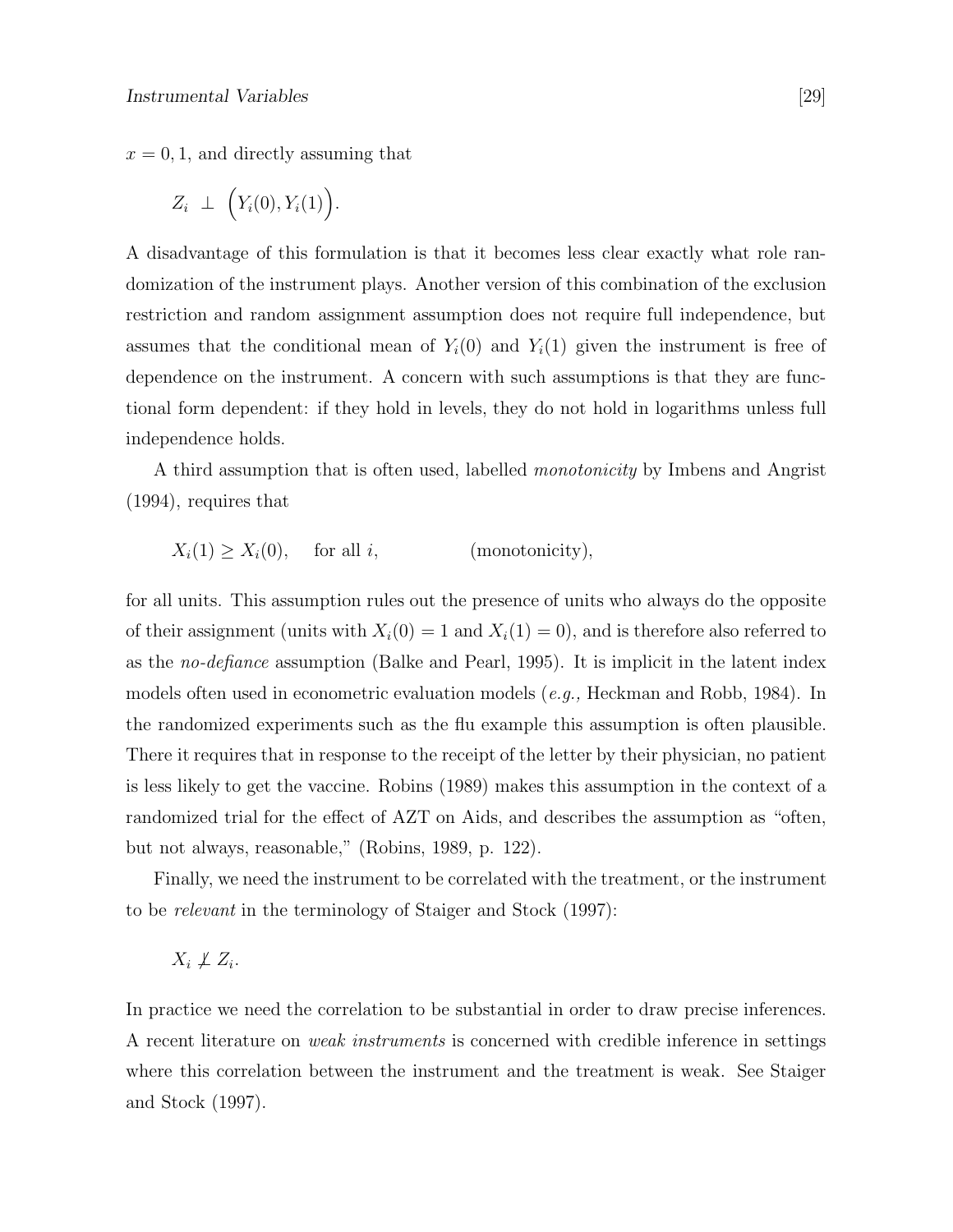$x = 0, 1$, and directly assuming that

$$Z_i \perp \Big(Y_i(0), Y_i(1)\Big).$$

A disadvantage of this formulation is that it becomes less clear exactly what role randomization of the instrument plays. Another version of this combination of the exclusion restriction and random assignment assumption does not require full independence, but assumes that the conditional mean of $Y_i(0)$ and $Y_i(1)$ given the instrument is free of dependence on the instrument. A concern with such assumptions is that they are functional form dependent: if they hold in levels, they do not hold in logarithms unless full independence holds.

A third assumption that is often used, labelled *monotonicity* by Imbens and Angrist (1994), requires that

$$X_i(1) \geq X_i(0), \quad \text{for all } i, \qquad \text{(monotonicity)},$$

for all units. This assumption rules out the presence of units who always do the opposite of their assignment (units with $X_i(0) = 1$ and $X_i(1) = 0$), and is therefore also referred to as the *no-defiance* assumption (Balke and Pearl, 1995). It is implicit in the latent index models often used in econometric evaluation models (*e.g.,* Heckman and Robb, 1984). In the randomized experiments such as the flu example this assumption is often plausible. There it requires that in response to the receipt of the letter by their physician, no patient is less likely to get the vaccine. Robins (1989) makes this assumption in the context of a randomized trial for the effect of AZT on Aids, and describes the assumption as "often, but not always, reasonable," (Robins, 1989, p. 122).

Finally, we need the instrument to be correlated with the treatment, or the instrument to be *relevant* in the terminology of Staiger and Stock (1997):

$$X_i \not\perp Z_i.$$

In practice we need the correlation to be substantial in order to draw precise inferences. A recent literature on *weak instruments* is concerned with credible inference in settings where this correlation between the instrument and the treatment is weak. See Staiger and Stock (1997).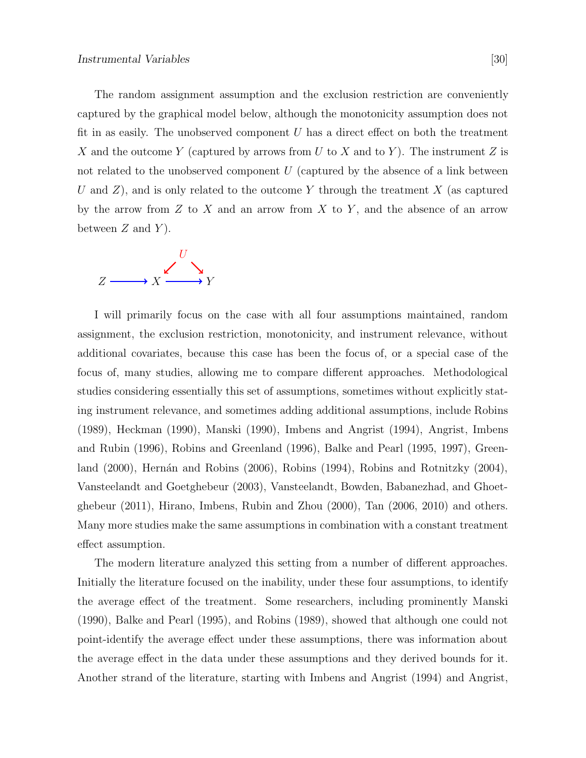The random assignment assumption and the exclusion restriction are conveniently captured by the graphical model below, although the monotonicity assumption does not fit in as easily. The unobserved component $U$ has a direct effect on both the treatment $X$ and the outcome $Y$ (captured by arrows from $U$ to $X$ and to $Y$). The instrument $Z$ is not related to the unobserved component $U$ (captured by the absence of a link between $U$ and $Z$), and is only related to the outcome $Y$ through the treatment $X$ (as captured by the arrow from $Z$ to $X$ and an arrow from $X$ to $Y$, and the absence of an arrow between $Z$ and $Y$).

$$
\begin{array}{ccccc}
 & & & U & \\
 & & \swarrow & & \searrow \\
Z & \longrightarrow & X & \longrightarrow & Y
\end{array}
$$

I will primarily focus on the case with all four assumptions maintained, random assignment, the exclusion restriction, monotonicity, and instrument relevance, without additional covariates, because this case has been the focus of, or a special case of the focus of, many studies, allowing me to compare different approaches. Methodological studies considering essentially this set of assumptions, sometimes without explicitly stating instrument relevance, and sometimes adding additional assumptions, include Robins (1989), Heckman (1990), Manski (1990), Imbens and Angrist (1994), Angrist, Imbens and Rubin (1996), Robins and Greenland (1996), Balke and Pearl (1995, 1997), Greenland (2000), Hernán and Robins (2006), Robins (1994), Robins and Rotnitzky (2004), Vansteelandt and Goetghebeur (2003), Vansteelandt, Bowden, Babanezhad, and Ghoetghebeur (2011), Hirano, Imbens, Rubin and Zhou (2000), Tan (2006, 2010) and others. Many more studies make the same assumptions in combination with a constant treatment effect assumption.

The modern literature analyzed this setting from a number of different approaches. Initially the literature focused on the inability, under these four assumptions, to identify the average effect of the treatment. Some researchers, including prominently Manski (1990), Balke and Pearl (1995), and Robins (1989), showed that although one could not point-identify the average effect under these assumptions, there was information about the average effect in the data under these assumptions and they derived bounds for it. Another strand of the literature, starting with Imbens and Angrist (1994) and Angrist,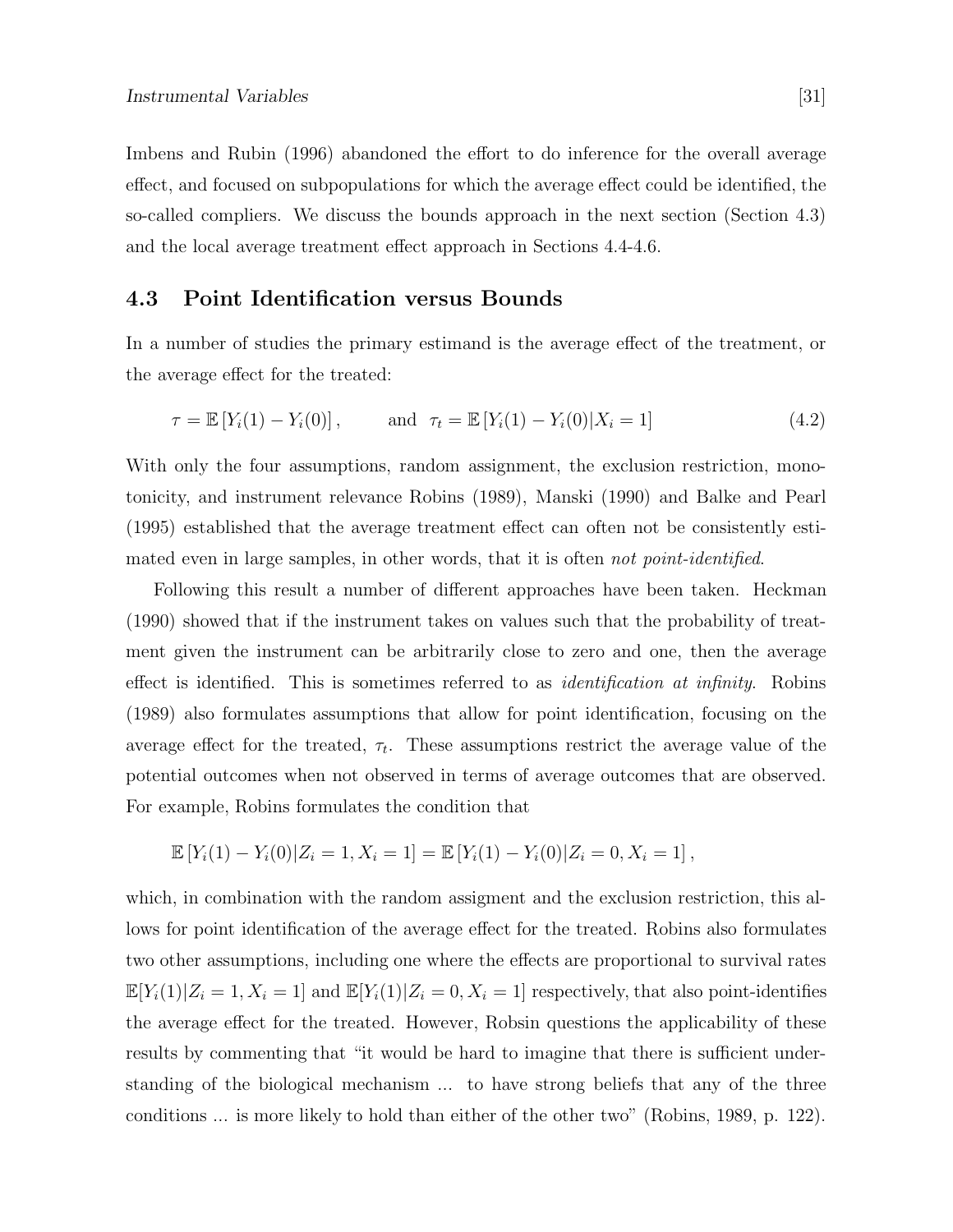Imbens and Rubin (1996) abandoned the effort to do inference for the overall average effect, and focused on subpopulations for which the average effect could be identified, the so-called compliers. We discuss the bounds approach in the next section (Section 4.3) and the local average treatment effect approach in Sections 4.4-4.6.

## 4.3 Point Identification versus Bounds

In a number of studies the primary estimand is the average effect of the treatment, or the average effect for the treated:

$$\tau = \mathbb{E}\left[Y_i(1) - Y_i(0)\right], \qquad \text{and} \quad \tau_t = \mathbb{E}\left[Y_i(1) - Y_i(0) | X_i = 1\right] \tag{4.2}$$

With only the four assumptions, random assignment, the exclusion restriction, monotonicity, and instrument relevance Robins (1989), Manski (1990) and Balke and Pearl (1995) established that the average treatment effect can often not be consistently estimated even in large samples, in other words, that it is often *not point-identified*.

Following this result a number of different approaches have been taken. Heckman (1990) showed that if the instrument takes on values such that the probability of treatment given the instrument can be arbitrarily close to zero and one, then the average effect is identified. This is sometimes referred to as *identification at infinity*. Robins (1989) also formulates assumptions that allow for point identification, focusing on the average effect for the treated, $\tau_t$. These assumptions restrict the average value of the potential outcomes when not observed in terms of average outcomes that are observed. For example, Robins formulates the condition that

$$\mathbb{E}\left[Y_i(1) - Y_i(0) | Z_i = 1, X_i = 1\right] = \mathbb{E}\left[Y_i(1) - Y_i(0) | Z_i = 0, X_i = 1\right],$$

which, in combination with the random assigment and the exclusion restriction, this allows for point identification of the average effect for the treated. Robins also formulates two other assumptions, including one where the effects are proportional to survival rates $\mathbb{E}[Y_i(1)|Z_i = 1, X_i = 1]$ and $\mathbb{E}[Y_i(1)|Z_i = 0, X_i = 1]$ respectively, that also point-identifies the average effect for the treated. However, Robsin questions the applicability of these results by commenting that "it would be hard to imagine that there is sufficient understanding of the biological mechanism ... to have strong beliefs that any of the three conditions ... is more likely to hold than either of the other two" (Robins, 1989, p. 122).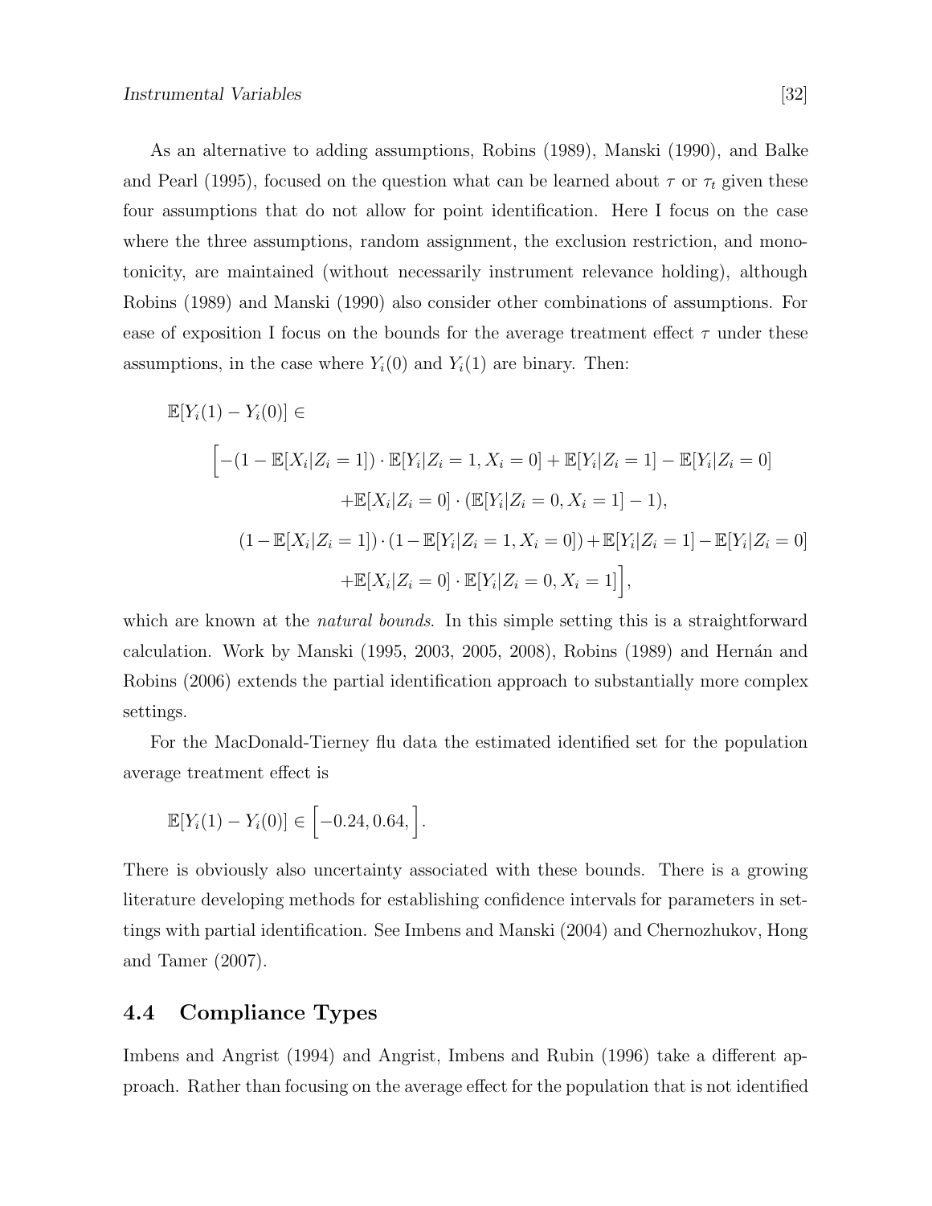As an alternative to adding assumptions, Robins (1989), Manski (1990), and Balke and Pearl (1995), focused on the question what can be learned about $\tau$ or $\tau_t$ given these four assumptions that do not allow for point identification. Here I focus on the case where the three assumptions, random assignment, the exclusion restriction, and monotonicity, are maintained (without necessarily instrument relevance holding), although Robins (1989) and Manski (1990) also consider other combinations of assumptions. For ease of exposition I focus on the bounds for the average treatment effect $\tau$ under these assumptions, in the case where $Y_i(0)$ and $Y_i(1)$ are binary. Then:

$$
\begin{aligned}
&\mathbb{E}[Y_i(1) - Y_i(0)] \in \\
&\quad \Big[ -(1 - \mathbb{E}[X_i|Z_i = 1]) \cdot \mathbb{E}[Y_i|Z_i = 1, X_i = 0] + \mathbb{E}[Y_i|Z_i = 1] - \mathbb{E}[Y_i|Z_i = 0] \\
&\qquad\qquad + \mathbb{E}[X_i|Z_i = 0] \cdot (\mathbb{E}[Y_i|Z_i = 0, X_i = 1] - 1), \\
&\qquad (1 - \mathbb{E}[X_i|Z_i = 1]) \cdot (1 - \mathbb{E}[Y_i|Z_i = 1, X_i = 0]) + \mathbb{E}[Y_i|Z_i = 1] - \mathbb{E}[Y_i|Z_i = 0] \\
&\qquad\qquad + \mathbb{E}[X_i|Z_i = 0] \cdot \mathbb{E}[Y_i|Z_i = 0, X_i = 1] \Big],
\end{aligned}
$$

which are known at the *natural bounds*. In this simple setting this is a straightforward calculation. Work by Manski (1995, 2003, 2005, 2008), Robins (1989) and Hernán and Robins (2006) extends the partial identification approach to substantially more complex settings.

For the MacDonald-Tierney flu data the estimated identified set for the population average treatment effect is

$$
\mathbb{E}[Y_i(1) - Y_i(0)] \in \Big[ -0.24, 0.64, \Big].
$$

There is obviously also uncertainty associated with these bounds. There is a growing literature developing methods for establishing confidence intervals for parameters in settings with partial identification. See Imbens and Manski (2004) and Chernozhukov, Hong and Tamer (2007).

## 4.4 Compliance Types

Imbens and Angrist (1994) and Angrist, Imbens and Rubin (1996) take a different approach. Rather than focusing on the average effect for the population that is not identified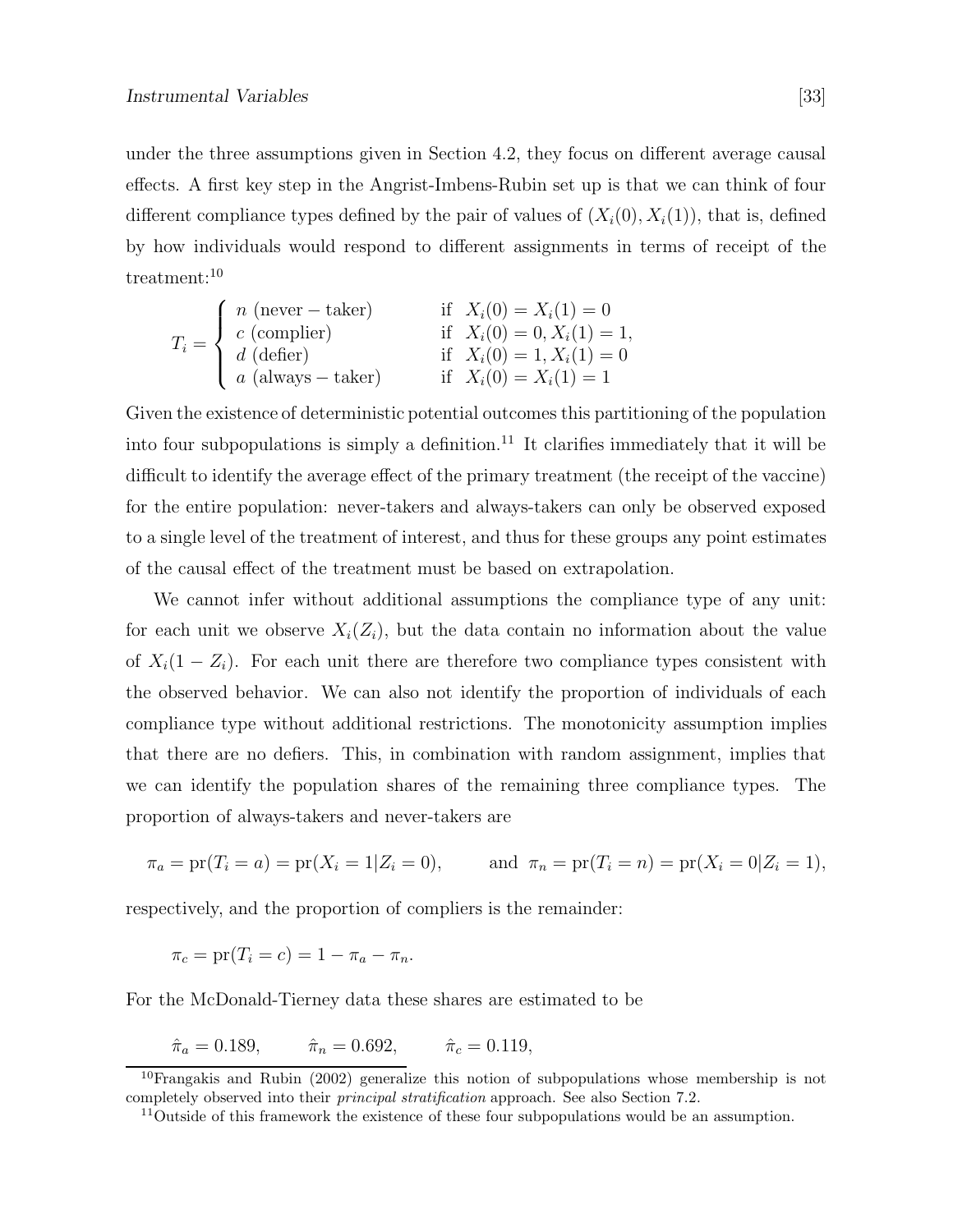under the three assumptions given in Section 4.2, they focus on different average causal effects. A first key step in the Angrist-Imbens-Rubin set up is that we can think of four different compliance types defined by the pair of values of $(X_i(0), X_i(1))$, that is, defined by how individuals would respond to different assignments in terms of receipt of the treatment:[10]

$$T_i = \begin{cases} n \text{ (never} - \text{taker)} & \text{if } \; X_i(0) = X_i(1) = 0 \\ c \text{ (complier)} & \text{if } \; X_i(0) = 0, X_i(1) = 1, \\ d \text{ (defier)} & \text{if } \; X_i(0) = 1, X_i(1) = 0 \\ a \text{ (always} - \text{taker)} & \text{if } \; X_i(0) = X_i(1) = 1 \end{cases}$$

Given the existence of deterministic potential outcomes this partitioning of the population into four subpopulations is simply a definition.[11] It clarifies immediately that it will be difficult to identify the average effect of the primary treatment (the receipt of the vaccine) for the entire population: never-takers and always-takers can only be observed exposed to a single level of the treatment of interest, and thus for these groups any point estimates of the causal effect of the treatment must be based on extrapolation.

We cannot infer without additional assumptions the compliance type of any unit: for each unit we observe $X_i(Z_i)$, but the data contain no information about the value of $X_i(1 - Z_i)$. For each unit there are therefore two compliance types consistent with the observed behavior. We can also not identify the proportion of individuals of each compliance type without additional restrictions. The monotonicity assumption implies that there are no defiers. This, in combination with random assignment, implies that we can identify the population shares of the remaining three compliance types. The proportion of always-takers and never-takers are

$$\pi_a = \text{pr}(T_i = a) = \text{pr}(X_i = 1 | Z_i = 0), \qquad \text{and } \; \pi_n = \text{pr}(T_i = n) = \text{pr}(X_i = 0 | Z_i = 1),$$

respectively, and the proportion of compliers is the remainder:

$$\pi_c = \text{pr}(T_i = c) = 1 - \pi_a - \pi_n.$$

For the McDonald-Tierney data these shares are estimated to be

$$\hat{\pi}_a = 0.189, \qquad \hat{\pi}_n = 0.692, \qquad \hat{\pi}_c = 0.119,$$

---

[10] Frangakis and Rubin (2002) generalize this notion of subpopulations whose membership is not completely observed into their *principal stratification* approach. See also Section 7.2.

[11] Outside of this framework the existence of these four subpopulations would be an assumption.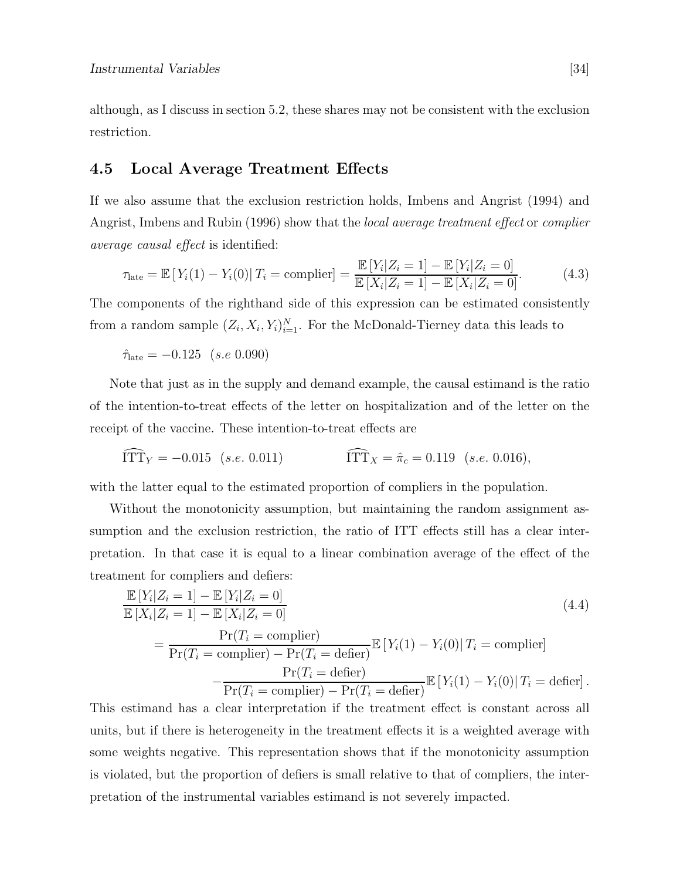although, as I discuss in section 5.2, these shares may not be consistent with the exclusion restriction.

## 4.5 Local Average Treatment Effects

If we also assume that the exclusion restriction holds, Imbens and Angrist (1994) and Angrist, Imbens and Rubin (1996) show that the *local average treatment effect* or *complier average causal effect* is identified:

$$\tau_{\text{late}} = \mathbb{E}\left[ Y_i(1) - Y_i(0) \right| T_i = \text{complier}] = \frac{\mathbb{E}\left[Y_i|Z_i = 1\right] - \mathbb{E}\left[Y_i|Z_i = 0\right]}{\mathbb{E}\left[X_i|Z_i = 1\right] - \mathbb{E}\left[X_i|Z_i = 0\right]}. \tag{4.3}$$

The components of the righthand side of this expression can be estimated consistently from a random sample $(Z_i, X_i, Y_i)_{i=1}^N$. For the McDonald-Tierney data this leads to

$$\hat{\tau}_{\text{late}} = -0.125 \quad (s.e\ 0.090)$$

Note that just as in the supply and demand example, the causal estimand is the ratio of the intention-to-treat effects of the letter on hospitalization and of the letter on the receipt of the vaccine. These intention-to-treat effects are

$$\widehat{\text{ITT}}_Y = -0.015 \quad (s.e.\ 0.011) \qquad\qquad \widehat{\text{ITT}}_X = \hat{\pi}_c = 0.119 \quad (s.e.\ 0.016),$$

with the latter equal to the estimated proportion of compliers in the population.

Without the monotonicity assumption, but maintaining the random assignment assumption and the exclusion restriction, the ratio of ITT effects still has a clear interpretation. In that case it is equal to a linear combination average of the effect of the treatment for compliers and defiers:

$$\begin{aligned}
&\frac{\mathbb{E}\left[Y_i|Z_i = 1\right] - \mathbb{E}\left[Y_i|Z_i = 0\right]}{\mathbb{E}\left[X_i|Z_i = 1\right] - \mathbb{E}\left[X_i|Z_i = 0\right]} \\
&\quad = \frac{\Pr(T_i = \text{complier})}{\Pr(T_i = \text{complier}) - \Pr(T_i = \text{defier})} \mathbb{E}\left[ Y_i(1) - Y_i(0) \right| T_i = \text{complier}] \\
&\qquad\qquad - \frac{\Pr(T_i = \text{defier})}{\Pr(T_i = \text{complier}) - \Pr(T_i = \text{defier})} \mathbb{E}\left[ Y_i(1) - Y_i(0) \right| T_i = \text{defier}].
\end{aligned} \tag{4.4}$$

This estimand has a clear interpretation if the treatment effect is constant across all units, but if there is heterogeneity in the treatment effects it is a weighted average with some weights negative. This representation shows that if the monotonicity assumption is violated, but the proportion of defiers is small relative to that of compliers, the interpretation of the instrumental variables estimand is not severely impacted.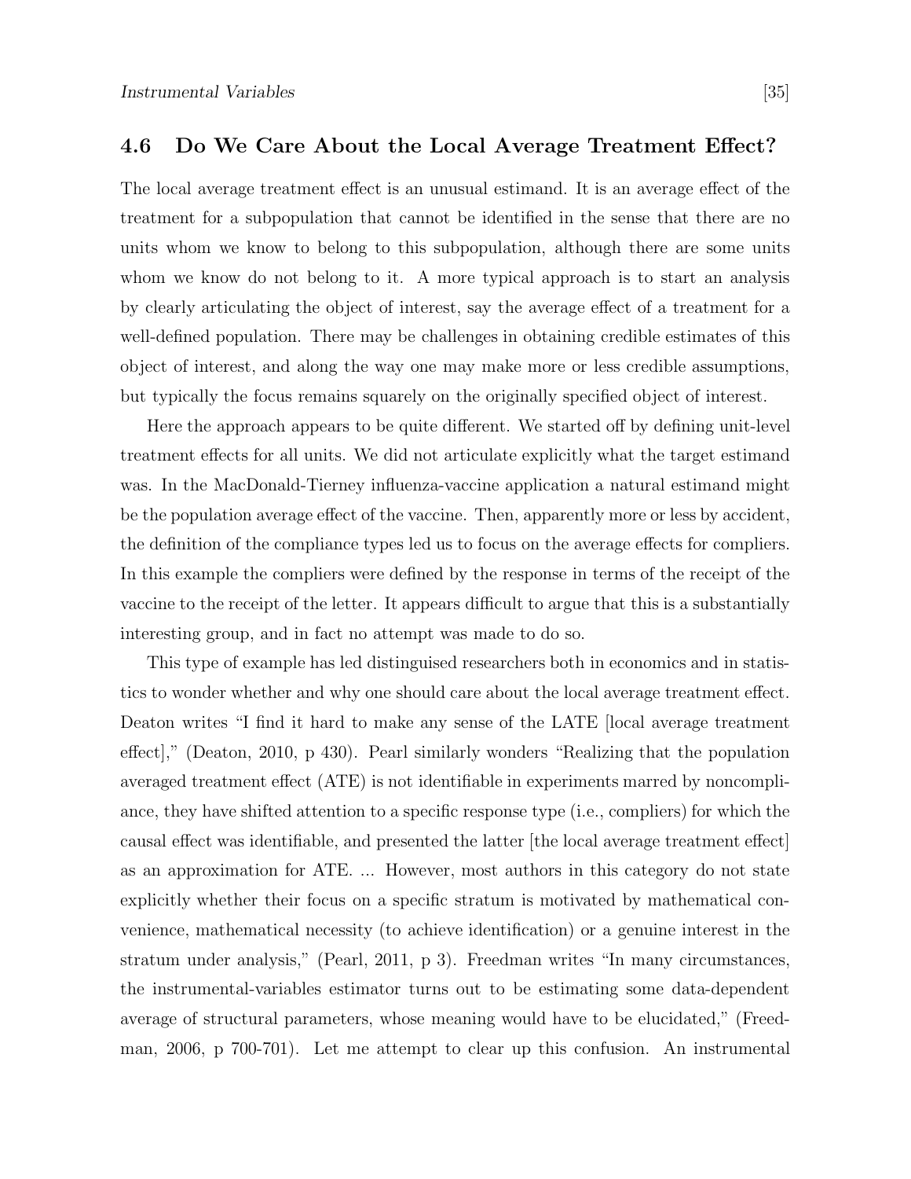## 4.6 Do We Care About the Local Average Treatment Effect?

The local average treatment effect is an unusual estimand. It is an average effect of the treatment for a subpopulation that cannot be identified in the sense that there are no units whom we know to belong to this subpopulation, although there are some units whom we know do not belong to it. A more typical approach is to start an analysis by clearly articulating the object of interest, say the average effect of a treatment for a well-defined population. There may be challenges in obtaining credible estimates of this object of interest, and along the way one may make more or less credible assumptions, but typically the focus remains squarely on the originally specified object of interest.

Here the approach appears to be quite different. We started off by defining unit-level treatment effects for all units. We did not articulate explicitly what the target estimand was. In the MacDonald-Tierney influenza-vaccine application a natural estimand might be the population average effect of the vaccine. Then, apparently more or less by accident, the definition of the compliance types led us to focus on the average effects for compliers. In this example the compliers were defined by the response in terms of the receipt of the vaccine to the receipt of the letter. It appears difficult to argue that this is a substantially interesting group, and in fact no attempt was made to do so.

This type of example has led distinguised researchers both in economics and in statistics to wonder whether and why one should care about the local average treatment effect. Deaton writes "I find it hard to make any sense of the LATE [local average treatment effect]," (Deaton, 2010, p 430). Pearl similarly wonders "Realizing that the population averaged treatment effect (ATE) is not identifiable in experiments marred by noncompliance, they have shifted attention to a specific response type (i.e., compliers) for which the causal effect was identifiable, and presented the latter [the local average treatment effect] as an approximation for ATE. ... However, most authors in this category do not state explicitly whether their focus on a specific stratum is motivated by mathematical convenience, mathematical necessity (to achieve identification) or a genuine interest in the stratum under analysis," (Pearl, 2011, p 3). Freedman writes "In many circumstances, the instrumental-variables estimator turns out to be estimating some data-dependent average of structural parameters, whose meaning would have to be elucidated," (Freedman, 2006, p 700-701). Let me attempt to clear up this confusion. An instrumental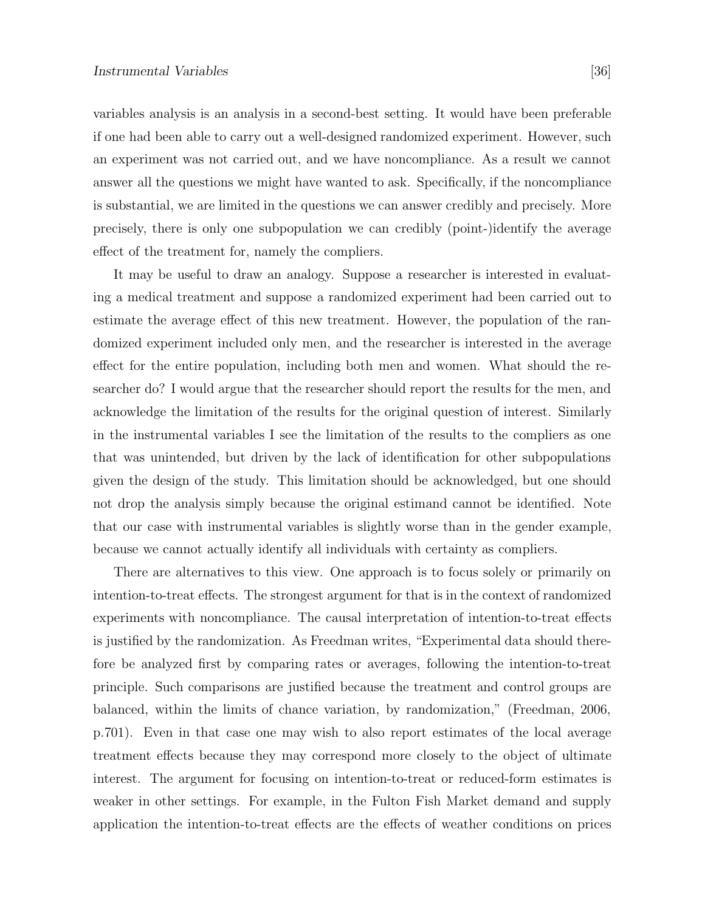variables analysis is an analysis in a second-best setting. It would have been preferable if one had been able to carry out a well-designed randomized experiment. However, such an experiment was not carried out, and we have noncompliance. As a result we cannot answer all the questions we might have wanted to ask. Specifically, if the noncompliance is substantial, we are limited in the questions we can answer credibly and precisely. More precisely, there is only one subpopulation we can credibly (point-)identify the average effect of the treatment for, namely the compliers.

It may be useful to draw an analogy. Suppose a researcher is interested in evaluating a medical treatment and suppose a randomized experiment had been carried out to estimate the average effect of this new treatment. However, the population of the randomized experiment included only men, and the researcher is interested in the average effect for the entire population, including both men and women. What should the researcher do? I would argue that the researcher should report the results for the men, and acknowledge the limitation of the results for the original question of interest. Similarly in the instrumental variables I see the limitation of the results to the compliers as one that was unintended, but driven by the lack of identification for other subpopulations given the design of the study. This limitation should be acknowledged, but one should not drop the analysis simply because the original estimand cannot be identified. Note that our case with instrumental variables is slightly worse than in the gender example, because we cannot actually identify all individuals with certainty as compliers.

There are alternatives to this view. One approach is to focus solely or primarily on intention-to-treat effects. The strongest argument for that is in the context of randomized experiments with noncompliance. The causal interpretation of intention-to-treat effects is justified by the randomization. As Freedman writes, "Experimental data should therefore be analyzed first by comparing rates or averages, following the intention-to-treat principle. Such comparisons are justified because the treatment and control groups are balanced, within the limits of chance variation, by randomization," (Freedman, 2006, p.701). Even in that case one may wish to also report estimates of the local average treatment effects because they may correspond more closely to the object of ultimate interest. The argument for focusing on intention-to-treat or reduced-form estimates is weaker in other settings. For example, in the Fulton Fish Market demand and supply application the intention-to-treat effects are the effects of weather conditions on prices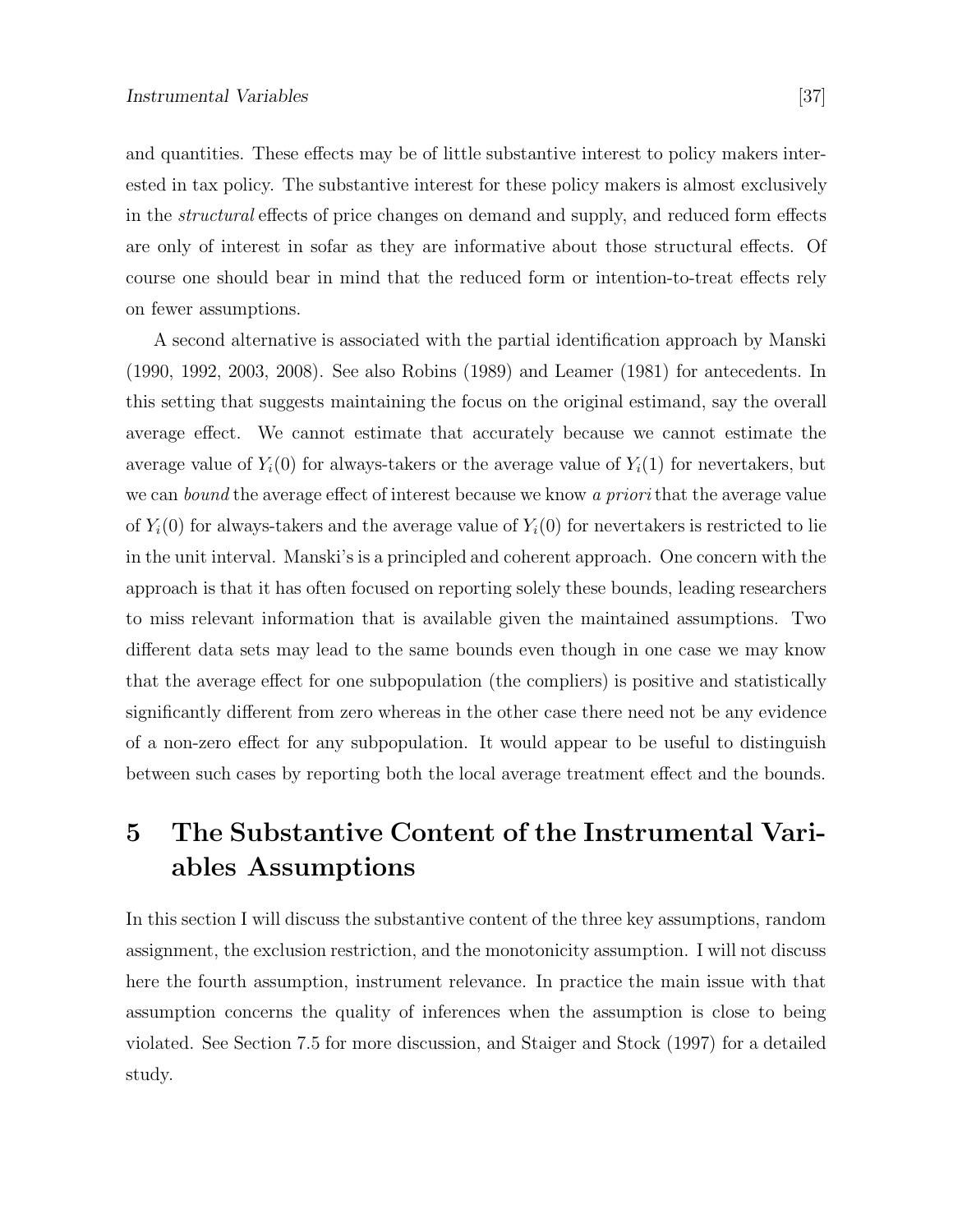and quantities. These effects may be of little substantive interest to policy makers interested in tax policy. The substantive interest for these policy makers is almost exclusively in the *structural* effects of price changes on demand and supply, and reduced form effects are only of interest in sofar as they are informative about those structural effects. Of course one should bear in mind that the reduced form or intention-to-treat effects rely on fewer assumptions.

A second alternative is associated with the partial identification approach by Manski (1990, 1992, 2003, 2008). See also Robins (1989) and Leamer (1981) for antecedents. In this setting that suggests maintaining the focus on the original estimand, say the overall average effect. We cannot estimate that accurately because we cannot estimate the average value of $Y_i(0)$ for always-takers or the average value of $Y_i(1)$ for nevertakers, but we can *bound* the average effect of interest because we know *a priori* that the average value of $Y_i(0)$ for always-takers and the average value of $Y_i(0)$ for nevertakers is restricted to lie in the unit interval. Manski's is a principled and coherent approach. One concern with the approach is that it has often focused on reporting solely these bounds, leading researchers to miss relevant information that is available given the maintained assumptions. Two different data sets may lead to the same bounds even though in one case we may know that the average effect for one subpopulation (the compliers) is positive and statistically significantly different from zero whereas in the other case there need not be any evidence of a non-zero effect for any subpopulation. It would appear to be useful to distinguish between such cases by reporting both the local average treatment effect and the bounds.

# 5 The Substantive Content of the Instrumental Variables Assumptions

In this section I will discuss the substantive content of the three key assumptions, random assignment, the exclusion restriction, and the monotonicity assumption. I will not discuss here the fourth assumption, instrument relevance. In practice the main issue with that assumption concerns the quality of inferences when the assumption is close to being violated. See Section 7.5 for more discussion, and Staiger and Stock (1997) for a detailed study.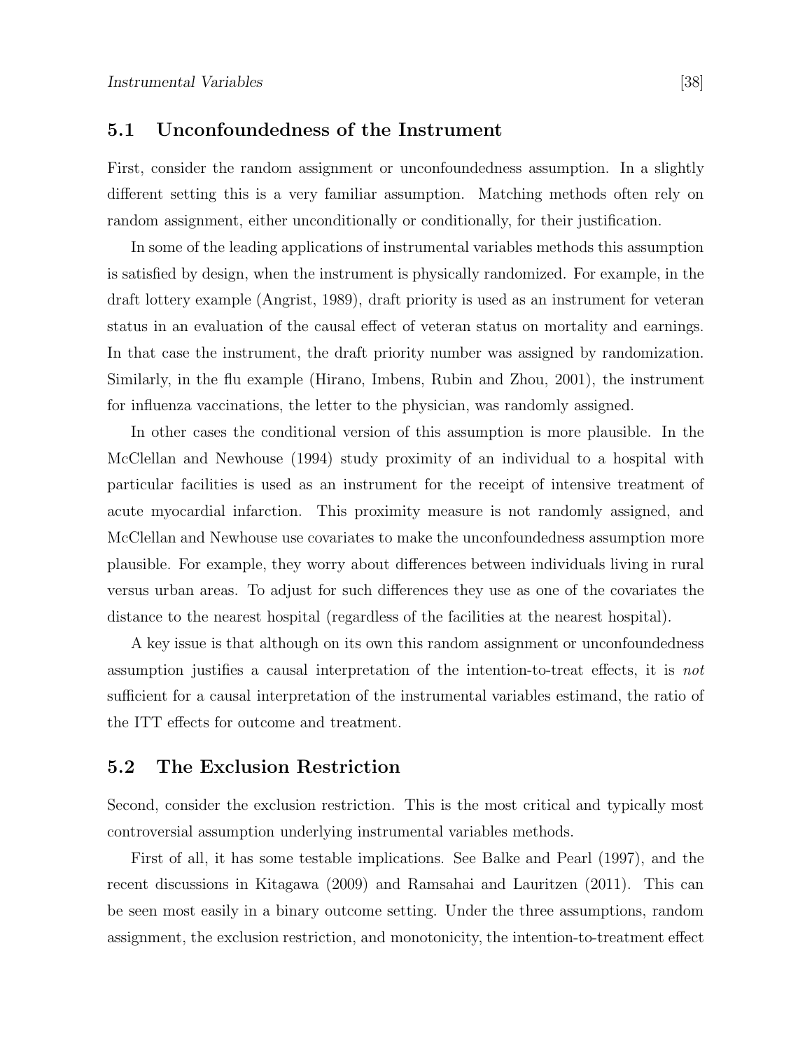### 5.1 Unconfoundedness of the Instrument

First, consider the random assignment or unconfoundedness assumption. In a slightly different setting this is a very familiar assumption. Matching methods often rely on random assignment, either unconditionally or conditionally, for their justification.

In some of the leading applications of instrumental variables methods this assumption is satisfied by design, when the instrument is physically randomized. For example, in the draft lottery example (Angrist, 1989), draft priority is used as an instrument for veteran status in an evaluation of the causal effect of veteran status on mortality and earnings. In that case the instrument, the draft priority number was assigned by randomization. Similarly, in the flu example (Hirano, Imbens, Rubin and Zhou, 2001), the instrument for influenza vaccinations, the letter to the physician, was randomly assigned.

In other cases the conditional version of this assumption is more plausible. In the McClellan and Newhouse (1994) study proximity of an individual to a hospital with particular facilities is used as an instrument for the receipt of intensive treatment of acute myocardial infarction. This proximity measure is not randomly assigned, and McClellan and Newhouse use covariates to make the unconfoundedness assumption more plausible. For example, they worry about differences between individuals living in rural versus urban areas. To adjust for such differences they use as one of the covariates the distance to the nearest hospital (regardless of the facilities at the nearest hospital).

A key issue is that although on its own this random assignment or unconfoundedness assumption justifies a causal interpretation of the intention-to-treat effects, it is *not* sufficient for a causal interpretation of the instrumental variables estimand, the ratio of the ITT effects for outcome and treatment.

### 5.2 The Exclusion Restriction

Second, consider the exclusion restriction. This is the most critical and typically most controversial assumption underlying instrumental variables methods.

First of all, it has some testable implications. See Balke and Pearl (1997), and the recent discussions in Kitagawa (2009) and Ramsahai and Lauritzen (2011). This can be seen most easily in a binary outcome setting. Under the three assumptions, random assignment, the exclusion restriction, and monotonicity, the intention-to-treatment effect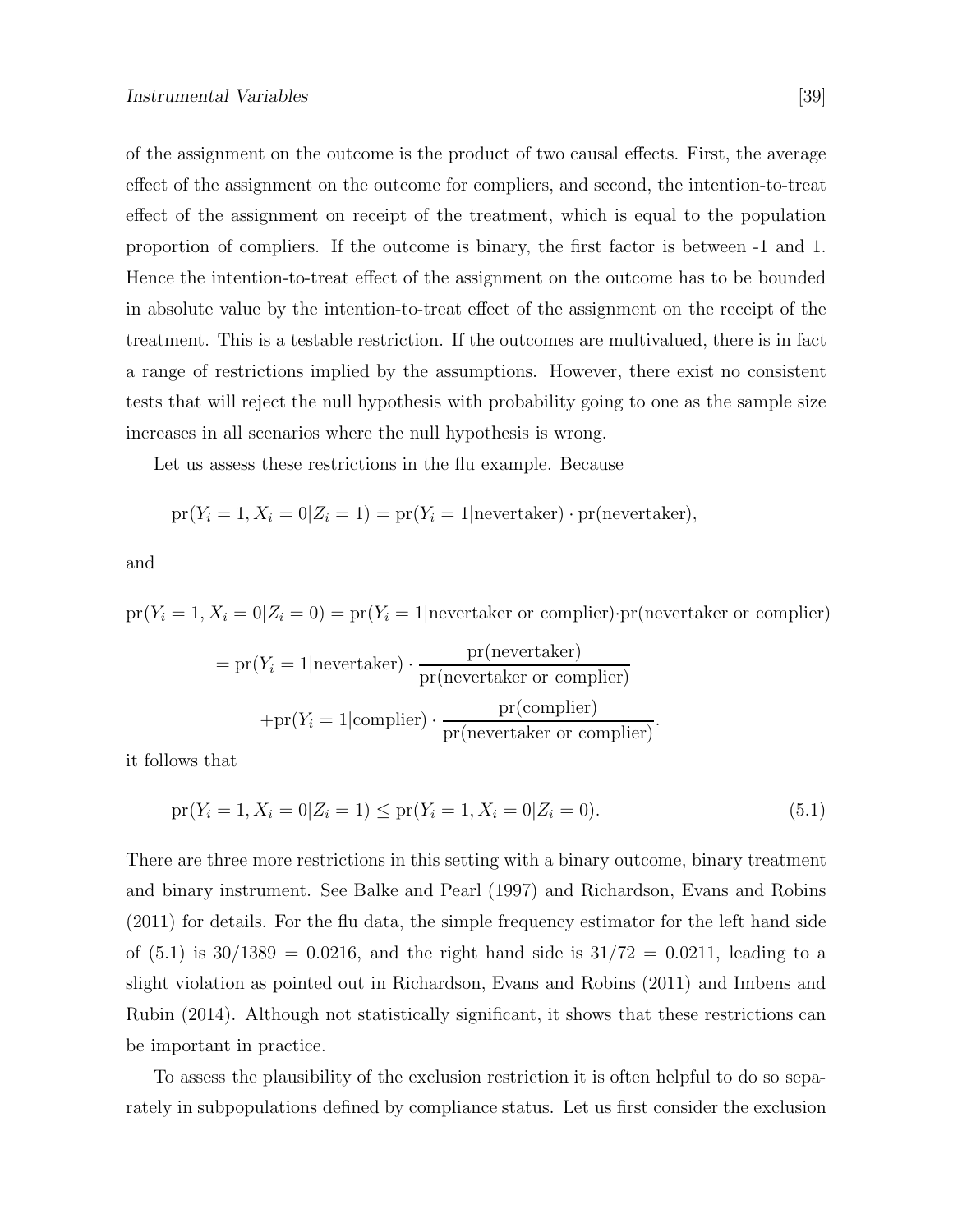of the assignment on the outcome is the product of two causal effects. First, the average effect of the assignment on the outcome for compliers, and second, the intention-to-treat effect of the assignment on receipt of the treatment, which is equal to the population proportion of compliers. If the outcome is binary, the first factor is between -1 and 1. Hence the intention-to-treat effect of the assignment on the outcome has to be bounded in absolute value by the intention-to-treat effect of the assignment on the receipt of the treatment. This is a testable restriction. If the outcomes are multivalued, there is in fact a range of restrictions implied by the assumptions. However, there exist no consistent tests that will reject the null hypothesis with probability going to one as the sample size increases in all scenarios where the null hypothesis is wrong.

Let us assess these restrictions in the flu example. Because

$$\text{pr}(Y_i = 1, X_i = 0 | Z_i = 1) = \text{pr}(Y_i = 1 | \text{nevertaker}) \cdot \text{pr}(\text{nevertaker}),$$

and

$$\text{pr}(Y_i = 1, X_i = 0 | Z_i = 0) = \text{pr}(Y_i = 1 | \text{nevertaker or complier}) \cdot \text{pr}(\text{nevertaker or complier})$$

$$= \text{pr}(Y_i = 1 | \text{nevertaker}) \cdot \frac{\text{pr}(\text{nevertaker})}{\text{pr}(\text{nevertaker or complier})}$$

$$+ \text{pr}(Y_i = 1 | \text{complier}) \cdot \frac{\text{pr}(\text{complier})}{\text{pr}(\text{nevertaker or complier})}.$$

it follows that

$$\text{pr}(Y_i = 1, X_i = 0 | Z_i = 1) \leq \text{pr}(Y_i = 1, X_i = 0 | Z_i = 0). \tag{5.1}$$

There are three more restrictions in this setting with a binary outcome, binary treatment and binary instrument. See Balke and Pearl (1997) and Richardson, Evans and Robins (2011) for details. For the flu data, the simple frequency estimator for the left hand side of (5.1) is $30/1389 = 0.0216$, and the right hand side is $31/72 = 0.0211$, leading to a slight violation as pointed out in Richardson, Evans and Robins (2011) and Imbens and Rubin (2014). Although not statistically significant, it shows that these restrictions can be important in practice.

To assess the plausibility of the exclusion restriction it is often helpful to do so separately in subpopulations defined by compliance status. Let us first consider the exclusion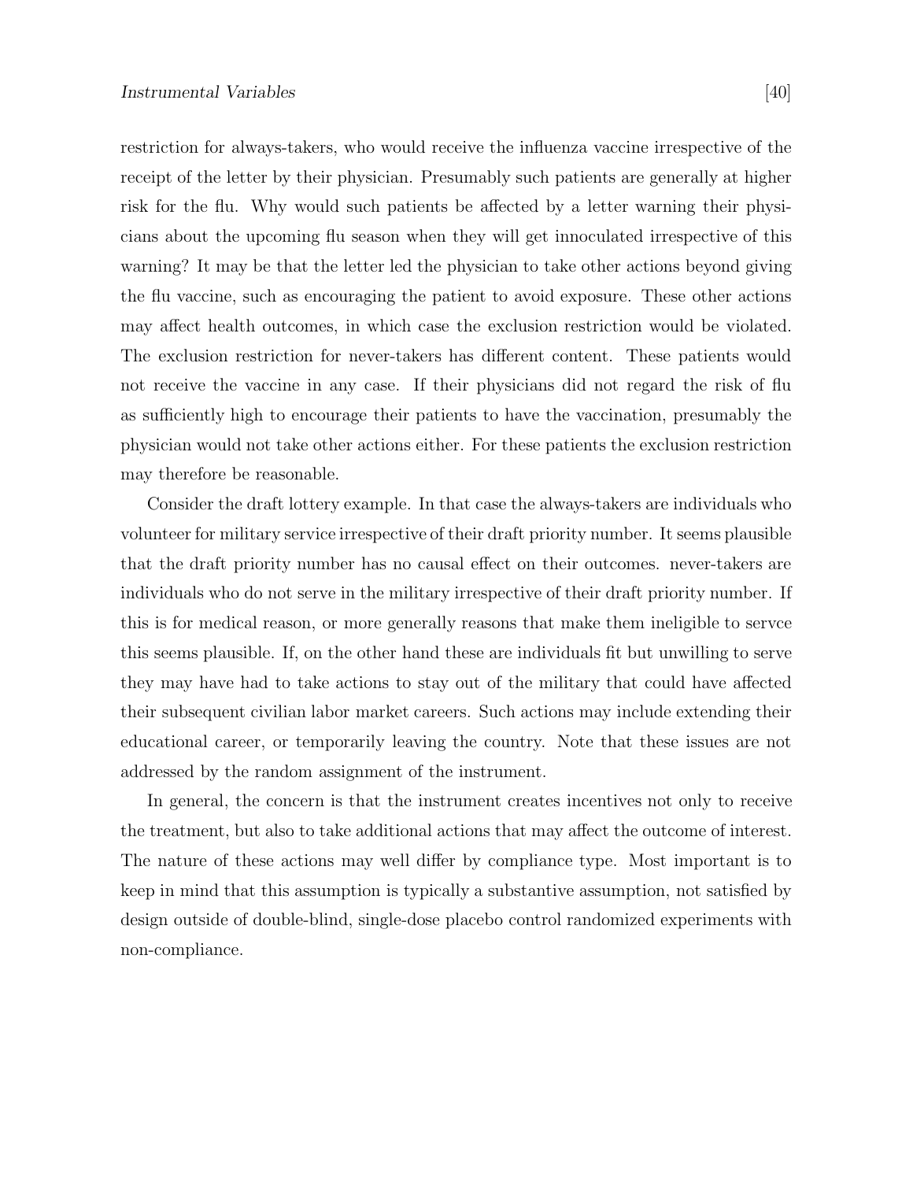restriction for always-takers, who would receive the influenza vaccine irrespective of the receipt of the letter by their physician. Presumably such patients are generally at higher risk for the flu. Why would such patients be affected by a letter warning their physicians about the upcoming flu season when they will get innoculated irrespective of this warning? It may be that the letter led the physician to take other actions beyond giving the flu vaccine, such as encouraging the patient to avoid exposure. These other actions may affect health outcomes, in which case the exclusion restriction would be violated. The exclusion restriction for never-takers has different content. These patients would not receive the vaccine in any case. If their physicians did not regard the risk of flu as sufficiently high to encourage their patients to have the vaccination, presumably the physician would not take other actions either. For these patients the exclusion restriction may therefore be reasonable.

Consider the draft lottery example. In that case the always-takers are individuals who volunteer for military service irrespective of their draft priority number. It seems plausible that the draft priority number has no causal effect on their outcomes. never-takers are individuals who do not serve in the military irrespective of their draft priority number. If this is for medical reason, or more generally reasons that make them ineligible to servce this seems plausible. If, on the other hand these are individuals fit but unwilling to serve they may have had to take actions to stay out of the military that could have affected their subsequent civilian labor market careers. Such actions may include extending their educational career, or temporarily leaving the country. Note that these issues are not addressed by the random assignment of the instrument.

In general, the concern is that the instrument creates incentives not only to receive the treatment, but also to take additional actions that may affect the outcome of interest. The nature of these actions may well differ by compliance type. Most important is to keep in mind that this assumption is typically a substantive assumption, not satisfied by design outside of double-blind, single-dose placebo control randomized experiments with non-compliance.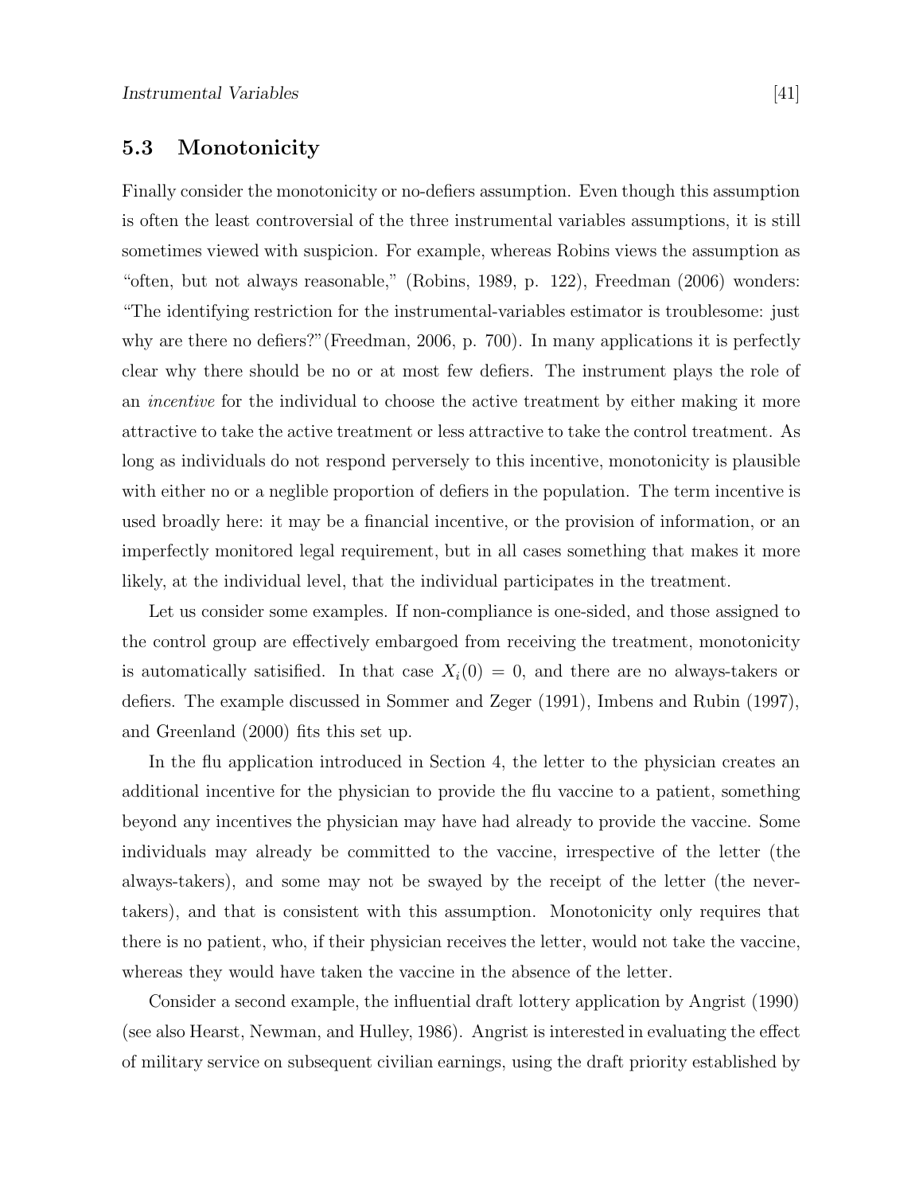## 5.3 Monotonicity

Finally consider the monotonicity or no-defiers assumption. Even though this assumption is often the least controversial of the three instrumental variables assumptions, it is still sometimes viewed with suspicion. For example, whereas Robins views the assumption as "often, but not always reasonable," (Robins, 1989, p. 122), Freedman (2006) wonders: "The identifying restriction for the instrumental-variables estimator is troublesome: just why are there no defiers?"(Freedman, 2006, p. 700). In many applications it is perfectly clear why there should be no or at most few defiers. The instrument plays the role of an *incentive* for the individual to choose the active treatment by either making it more attractive to take the active treatment or less attractive to take the control treatment. As long as individuals do not respond perversely to this incentive, monotonicity is plausible with either no or a neglible proportion of defiers in the population. The term incentive is used broadly here: it may be a financial incentive, or the provision of information, or an imperfectly monitored legal requirement, but in all cases something that makes it more likely, at the individual level, that the individual participates in the treatment.

Let us consider some examples. If non-compliance is one-sided, and those assigned to the control group are effectively embargoed from receiving the treatment, monotonicity is automatically satisified. In that case $X_i(0) = 0$, and there are no always-takers or defiers. The example discussed in Sommer and Zeger (1991), Imbens and Rubin (1997), and Greenland (2000) fits this set up.

In the flu application introduced in Section 4, the letter to the physician creates an additional incentive for the physician to provide the flu vaccine to a patient, something beyond any incentives the physician may have had already to provide the vaccine. Some individuals may already be committed to the vaccine, irrespective of the letter (the always-takers), and some may not be swayed by the receipt of the letter (the never-takers), and that is consistent with this assumption. Monotonicity only requires that there is no patient, who, if their physician receives the letter, would not take the vaccine, whereas they would have taken the vaccine in the absence of the letter.

Consider a second example, the influential draft lottery application by Angrist (1990) (see also Hearst, Newman, and Hulley, 1986). Angrist is interested in evaluating the effect of military service on subsequent civilian earnings, using the draft priority established by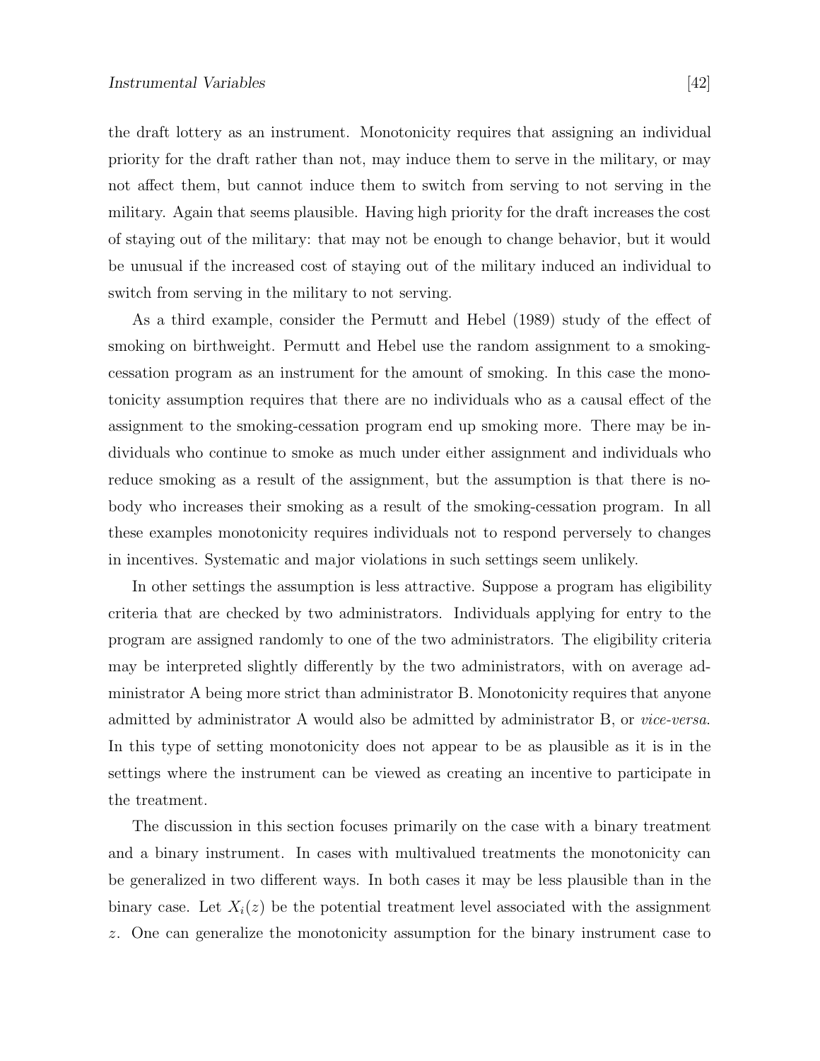the draft lottery as an instrument. Monotonicity requires that assigning an individual priority for the draft rather than not, may induce them to serve in the military, or may not affect them, but cannot induce them to switch from serving to not serving in the military. Again that seems plausible. Having high priority for the draft increases the cost of staying out of the military: that may not be enough to change behavior, but it would be unusual if the increased cost of staying out of the military induced an individual to switch from serving in the military to not serving.

As a third example, consider the Permutt and Hebel (1989) study of the effect of smoking on birthweight. Permutt and Hebel use the random assignment to a smoking-cessation program as an instrument for the amount of smoking. In this case the monotonicity assumption requires that there are no individuals who as a causal effect of the assignment to the smoking-cessation program end up smoking more. There may be individuals who continue to smoke as much under either assignment and individuals who reduce smoking as a result of the assignment, but the assumption is that there is nobody who increases their smoking as a result of the smoking-cessation program. In all these examples monotonicity requires individuals not to respond perversely to changes in incentives. Systematic and major violations in such settings seem unlikely.

In other settings the assumption is less attractive. Suppose a program has eligibility criteria that are checked by two administrators. Individuals applying for entry to the program are assigned randomly to one of the two administrators. The eligibility criteria may be interpreted slightly differently by the two administrators, with on average administrator A being more strict than administrator B. Monotonicity requires that anyone admitted by administrator A would also be admitted by administrator B, or *vice-versa*. In this type of setting monotonicity does not appear to be as plausible as it is in the settings where the instrument can be viewed as creating an incentive to participate in the treatment.

The discussion in this section focuses primarily on the case with a binary treatment and a binary instrument. In cases with multivalued treatments the monotonicity can be generalized in two different ways. In both cases it may be less plausible than in the binary case. Let $X_i(z)$ be the potential treatment level associated with the assignment $z$. One can generalize the monotonicity assumption for the binary instrument case to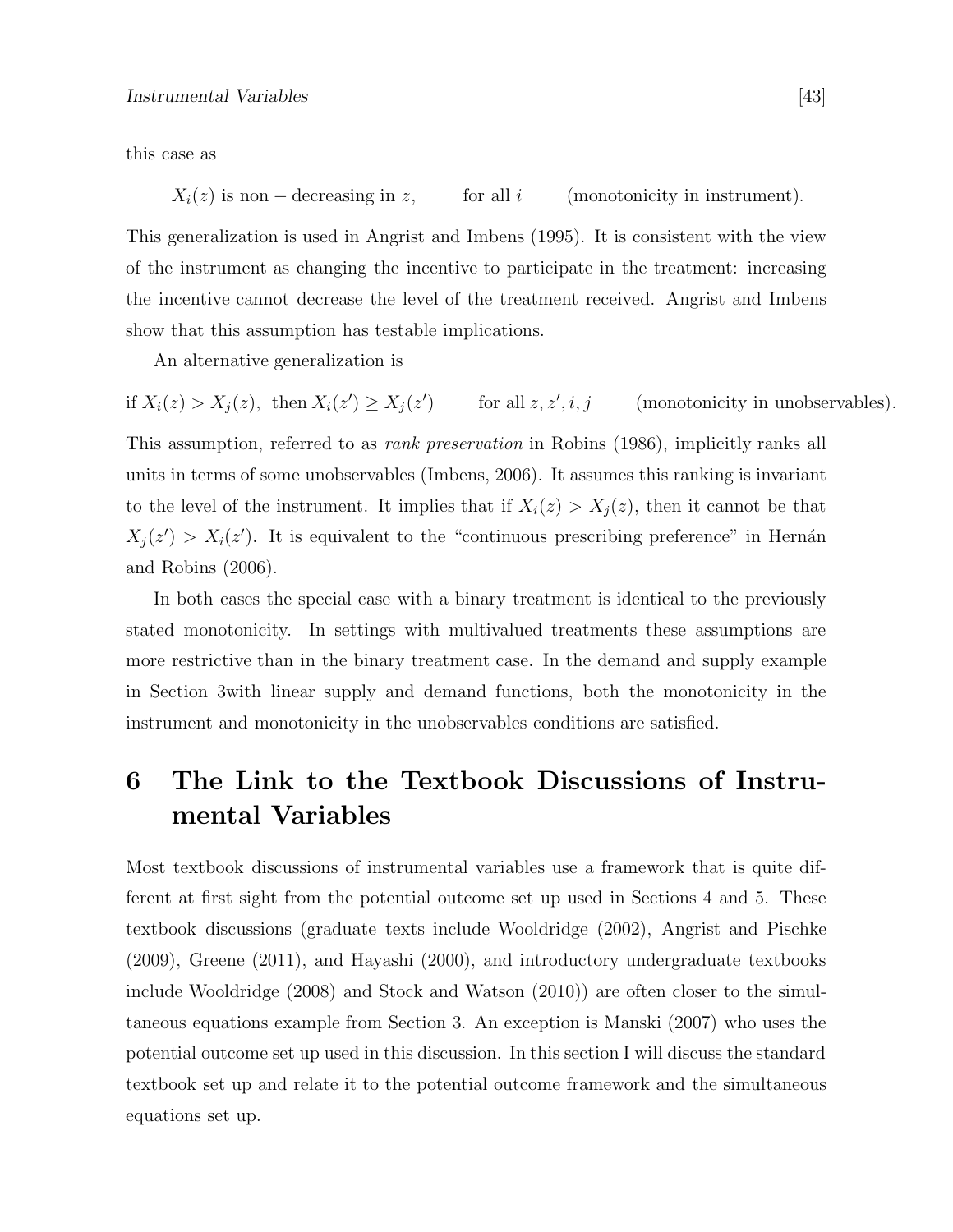this case as

$$X_i(z) \text{ is non} - \text{decreasing in } z, \qquad \text{for all } i \qquad \text{(monotonicity in instrument).}$$

This generalization is used in Angrist and Imbens (1995). It is consistent with the view of the instrument as changing the incentive to participate in the treatment: increasing the incentive cannot decrease the level of the treatment received. Angrist and Imbens show that this assumption has testable implications.

An alternative generalization is

$$\text{if } X_i(z) > X_j(z), \text{ then } X_i(z') \geq X_j(z') \qquad \text{for all } z, z', i, j \qquad \text{(monotonicity in unobservables).}$$

This assumption, referred to as *rank preservation* in Robins (1986), implicitly ranks all units in terms of some unobservables (Imbens, 2006). It assumes this ranking is invariant to the level of the instrument. It implies that if $X_i(z) > X_j(z)$, then it cannot be that $X_j(z') > X_i(z')$. It is equivalent to the "continuous prescribing preference" in Hernán and Robins (2006).

In both cases the special case with a binary treatment is identical to the previously stated monotonicity. In settings with multivalued treatments these assumptions are more restrictive than in the binary treatment case. In the demand and supply example in Section 3with linear supply and demand functions, both the monotonicity in the instrument and monotonicity in the unobservables conditions are satisfied.

# 6 The Link to the Textbook Discussions of Instrumental Variables

Most textbook discussions of instrumental variables use a framework that is quite different at first sight from the potential outcome set up used in Sections 4 and 5. These textbook discussions (graduate texts include Wooldridge (2002), Angrist and Pischke (2009), Greene (2011), and Hayashi (2000), and introductory undergraduate textbooks include Wooldridge (2008) and Stock and Watson (2010)) are often closer to the simultaneous equations example from Section 3. An exception is Manski (2007) who uses the potential outcome set up used in this discussion. In this section I will discuss the standard textbook set up and relate it to the potential outcome framework and the simultaneous equations set up.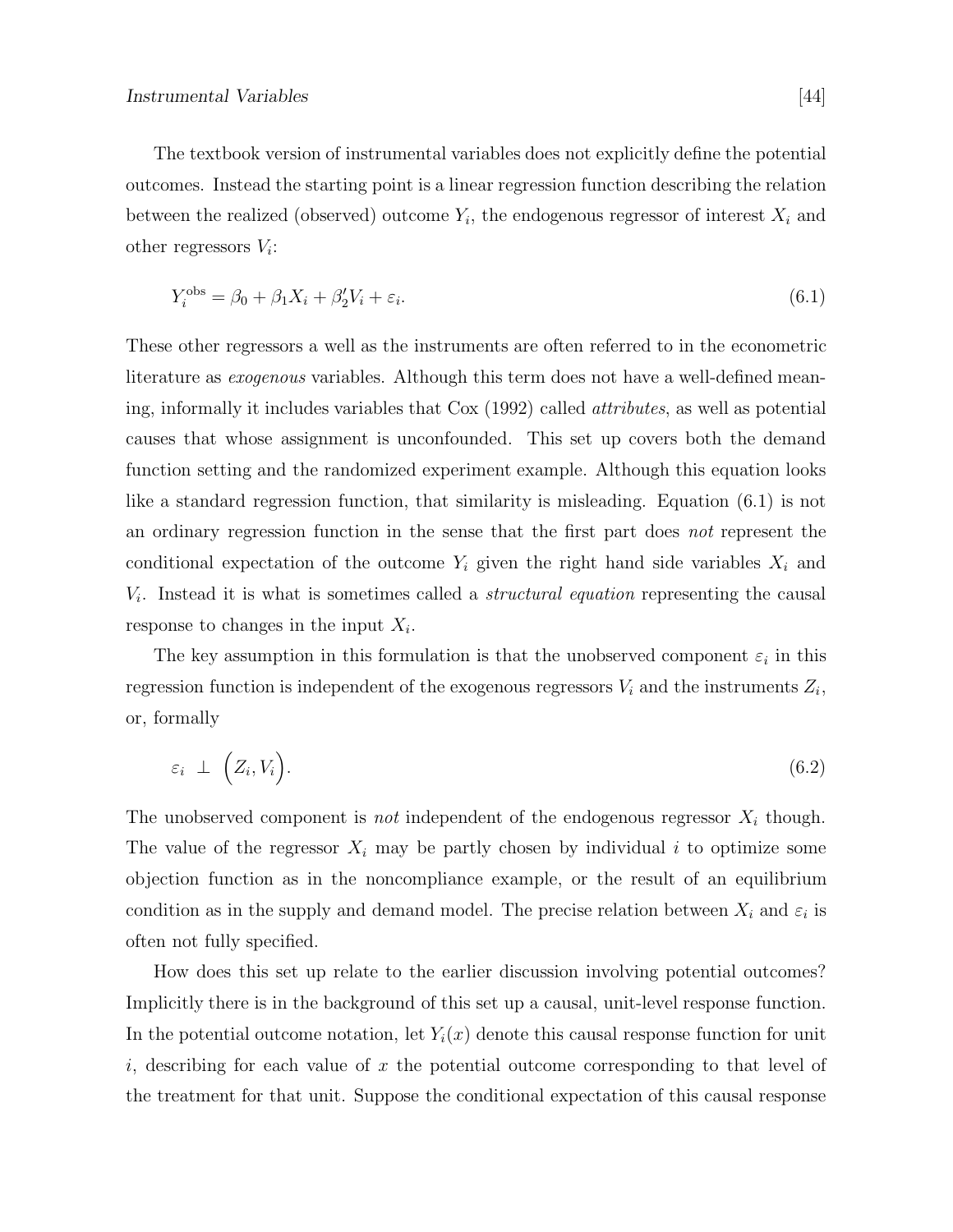The textbook version of instrumental variables does not explicitly define the potential outcomes. Instead the starting point is a linear regression function describing the relation between the realized (observed) outcome $Y_i$, the endogenous regressor of interest $X_i$ and other regressors $V_i$:

$$Y_i^{\text{obs}} = \beta_0 + \beta_1 X_i + \beta_2' V_i + \varepsilon_i. \tag{6.1}$$

These other regressors a well as the instruments are often referred to in the econometric literature as *exogenous* variables. Although this term does not have a well-defined meaning, informally it includes variables that Cox (1992) called *attributes*, as well as potential causes that whose assignment is unconfounded. This set up covers both the demand function setting and the randomized experiment example. Although this equation looks like a standard regression function, that similarity is misleading. Equation (6.1) is not an ordinary regression function in the sense that the first part does *not* represent the conditional expectation of the outcome $Y_i$ given the right hand side variables $X_i$ and $V_i$. Instead it is what is sometimes called a *structural equation* representing the causal response to changes in the input $X_i$.

The key assumption in this formulation is that the unobserved component $\varepsilon_i$ in this regression function is independent of the exogenous regressors $V_i$ and the instruments $Z_i$, or, formally

$$\varepsilon_i \perp \Big(Z_i, V_i\Big). \tag{6.2}$$

The unobserved component is *not* independent of the endogenous regressor $X_i$ though. The value of the regressor $X_i$ may be partly chosen by individual $i$ to optimize some objection function as in the noncompliance example, or the result of an equilibrium condition as in the supply and demand model. The precise relation between $X_i$ and $\varepsilon_i$ is often not fully specified.

How does this set up relate to the earlier discussion involving potential outcomes? Implicitly there is in the background of this set up a causal, unit-level response function. In the potential outcome notation, let $Y_i(x)$ denote this causal response function for unit $i$, describing for each value of $x$ the potential outcome corresponding to that level of the treatment for that unit. Suppose the conditional expectation of this causal response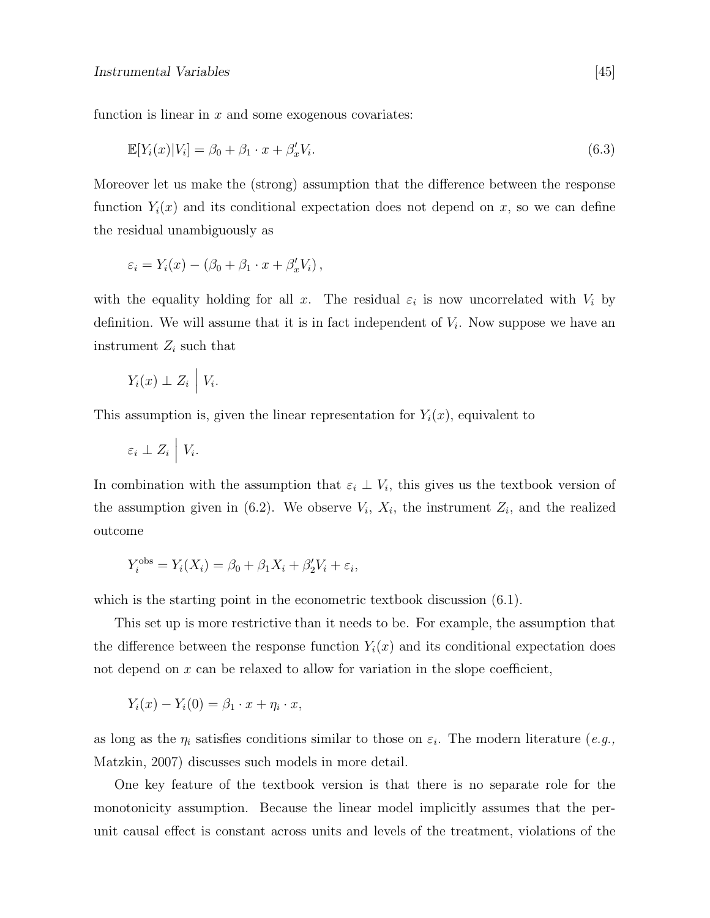function is linear in $x$ and some exogenous covariates:

$$\mathbb{E}[Y_i(x)|V_i] = \beta_0 + \beta_1 \cdot x + \beta_x' V_i. \tag{6.3}$$

Moreover let us make the (strong) assumption that the difference between the response function $Y_i(x)$ and its conditional expectation does not depend on $x$, so we can define the residual unambiguously as

$$\varepsilon_i = Y_i(x) - (\beta_0 + \beta_1 \cdot x + \beta_x' V_i)\,,$$

with the equality holding for all $x$. The residual $\varepsilon_i$ is now uncorrelated with $V_i$ by definition. We will assume that it is in fact independent of $V_i$. Now suppose we have an instrument $Z_i$ such that

$$Y_i(x) \perp Z_i \,\Big|\, V_i.$$

This assumption is, given the linear representation for $Y_i(x)$, equivalent to

$$\varepsilon_i \perp Z_i \,\Big|\, V_i.$$

In combination with the assumption that $\varepsilon_i \perp V_i$, this gives us the textbook version of the assumption given in (6.2). We observe $V_i$, $X_i$, the instrument $Z_i$, and the realized outcome

$$Y_i^{\text{obs}} = Y_i(X_i) = \beta_0 + \beta_1 X_i + \beta_2' V_i + \varepsilon_i,$$

which is the starting point in the econometric textbook discussion (6.1).

This set up is more restrictive than it needs to be. For example, the assumption that the difference between the response function $Y_i(x)$ and its conditional expectation does not depend on $x$ can be relaxed to allow for variation in the slope coefficient,

$$Y_i(x) - Y_i(0) = \beta_1 \cdot x + \eta_i \cdot x,$$

as long as the $\eta_i$ satisfies conditions similar to those on $\varepsilon_i$. The modern literature (*e.g.,* Matzkin, 2007) discusses such models in more detail.

One key feature of the textbook version is that there is no separate role for the monotonicity assumption. Because the linear model implicitly assumes that the per-unit causal effect is constant across units and levels of the treatment, violations of the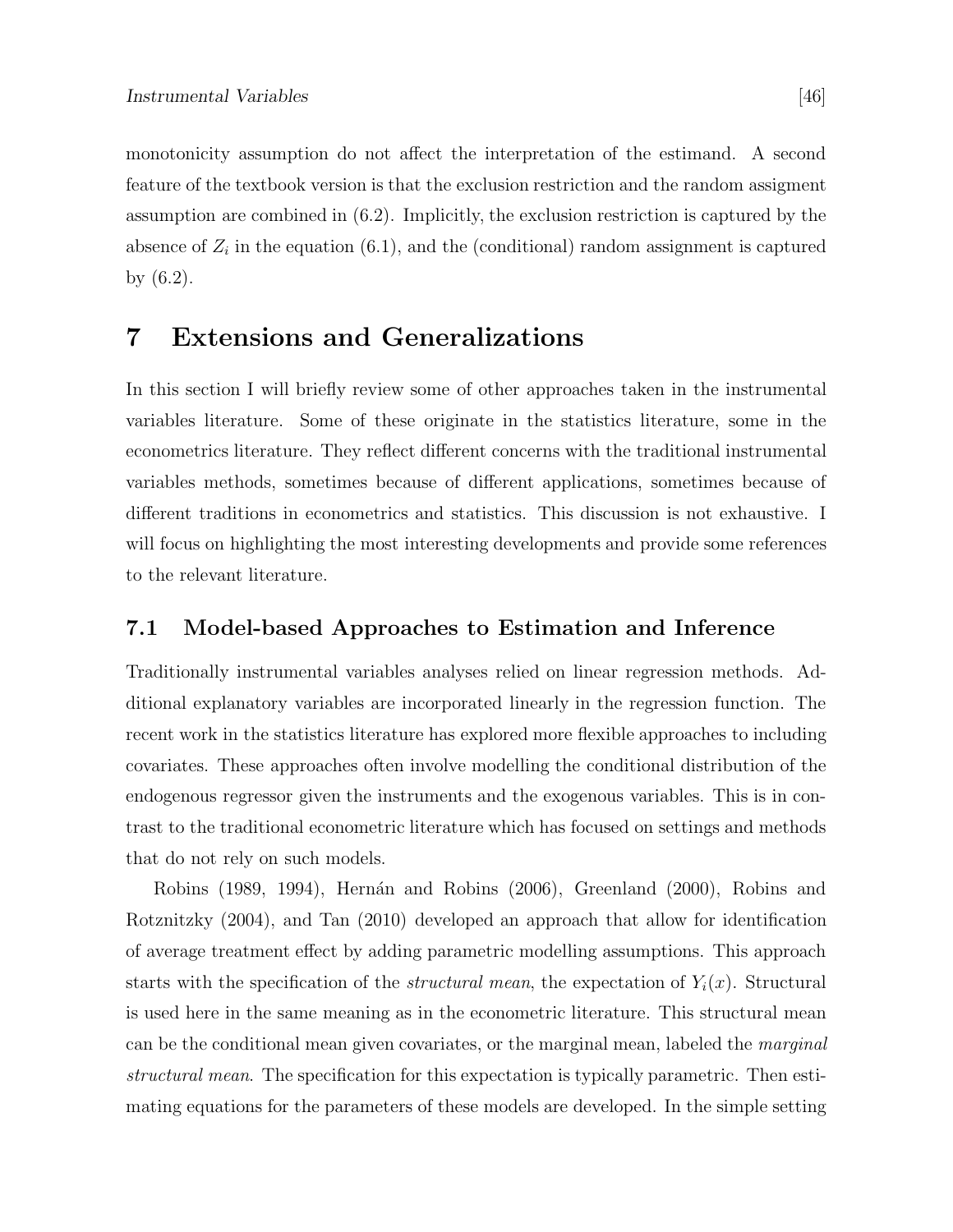monotonicity assumption do not affect the interpretation of the estimand. A second feature of the textbook version is that the exclusion restriction and the random assigment assumption are combined in (6.2). Implicitly, the exclusion restriction is captured by the absence of $Z_i$ in the equation (6.1), and the (conditional) random assignment is captured by (6.2).

# 7 Extensions and Generalizations

In this section I will briefly review some of other approaches taken in the instrumental variables literature. Some of these originate in the statistics literature, some in the econometrics literature. They reflect different concerns with the traditional instrumental variables methods, sometimes because of different applications, sometimes because of different traditions in econometrics and statistics. This discussion is not exhaustive. I will focus on highlighting the most interesting developments and provide some references to the relevant literature.

## 7.1 Model-based Approaches to Estimation and Inference

Traditionally instrumental variables analyses relied on linear regression methods. Additional explanatory variables are incorporated linearly in the regression function. The recent work in the statistics literature has explored more flexible approaches to including covariates. These approaches often involve modelling the conditional distribution of the endogenous regressor given the instruments and the exogenous variables. This is in contrast to the traditional econometric literature which has focused on settings and methods that do not rely on such models.

Robins (1989, 1994), Hernán and Robins (2006), Greenland (2000), Robins and Rotznitzky (2004), and Tan (2010) developed an approach that allow for identification of average treatment effect by adding parametric modelling assumptions. This approach starts with the specification of the *structural mean*, the expectation of $Y_i(x)$. Structural is used here in the same meaning as in the econometric literature. This structural mean can be the conditional mean given covariates, or the marginal mean, labeled the *marginal structural mean*. The specification for this expectation is typically parametric. Then estimating equations for the parameters of these models are developed. In the simple setting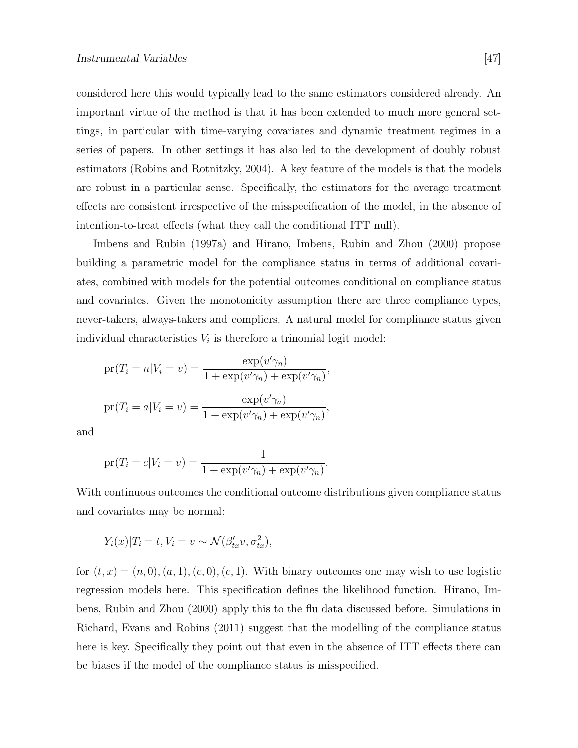considered here this would typically lead to the same estimators considered already. An important virtue of the method is that it has been extended to much more general settings, in particular with time-varying covariates and dynamic treatment regimes in a series of papers. In other settings it has also led to the development of doubly robust estimators (Robins and Rotnitzky, 2004). A key feature of the models is that the models are robust in a particular sense. Specifically, the estimators for the average treatment effects are consistent irrespective of the misspecification of the model, in the absence of intention-to-treat effects (what they call the conditional ITT null).

Imbens and Rubin (1997a) and Hirano, Imbens, Rubin and Zhou (2000) propose building a parametric model for the compliance status in terms of additional covariates, combined with models for the potential outcomes conditional on compliance status and covariates. Given the monotonicity assumption there are three compliance types, never-takers, always-takers and compliers. A natural model for compliance status given individual characteristics $V_i$ is therefore a trinomial logit model:

$$\text{pr}(T_i = n | V_i = v) = \frac{\exp(v'\gamma_n)}{1 + \exp(v'\gamma_n) + \exp(v'\gamma_n)},$$

$$\text{pr}(T_i = a | V_i = v) = \frac{\exp(v'\gamma_a)}{1 + \exp(v'\gamma_n) + \exp(v'\gamma_n)},$$

and

$$\text{pr}(T_i = c | V_i = v) = \frac{1}{1 + \exp(v'\gamma_n) + \exp(v'\gamma_n)}.$$

With continuous outcomes the conditional outcome distributions given compliance status and covariates may be normal:

$$Y_i(x) | T_i = t, V_i = v \sim \mathcal{N}(\beta_{tx}' v, \sigma_{tx}^2),$$

for $(t, x) = (n, 0), (a, 1), (c, 0), (c, 1)$. With binary outcomes one may wish to use logistic regression models here. This specification defines the likelihood function. Hirano, Imbens, Rubin and Zhou (2000) apply this to the flu data discussed before. Simulations in Richard, Evans and Robins (2011) suggest that the modelling of the compliance status here is key. Specifically they point out that even in the absence of ITT effects there can be biases if the model of the compliance status is misspecified.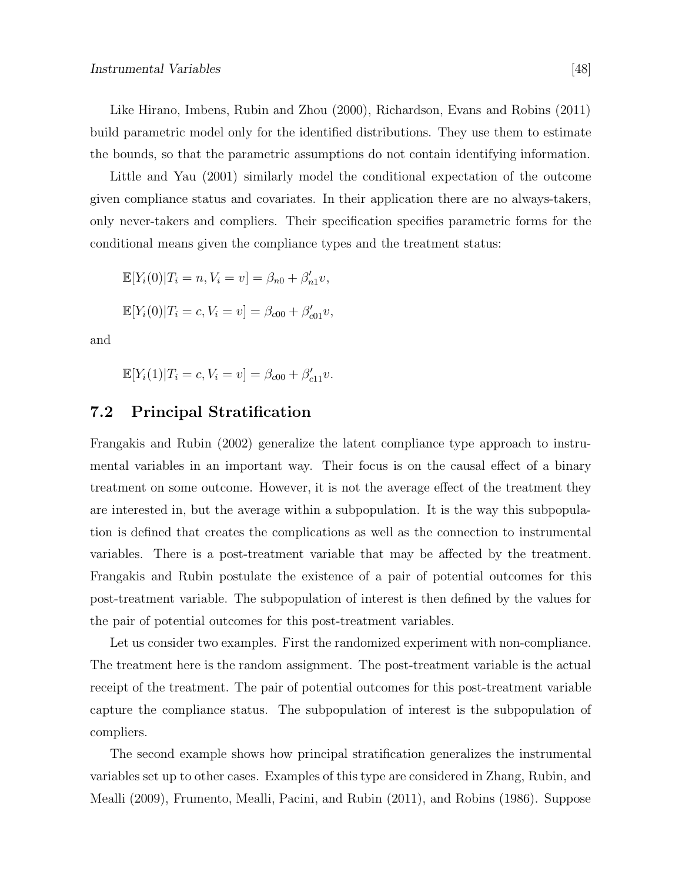Like Hirano, Imbens, Rubin and Zhou (2000), Richardson, Evans and Robins (2011) build parametric model only for the identified distributions. They use them to estimate the bounds, so that the parametric assumptions do not contain identifying information.

Little and Yau (2001) similarly model the conditional expectation of the outcome given compliance status and covariates. In their application there are no always-takers, only never-takers and compliers. Their specification specifies parametric forms for the conditional means given the compliance types and the treatment status:

$$\mathbb{E}[Y_i(0)|T_i = n, V_i = v] = \beta_{n0} + \beta_{n1}' v,$$

$$\mathbb{E}[Y_i(0)|T_i = c, V_i = v] = \beta_{c00} + \beta_{c01}' v,$$

and

$$\mathbb{E}[Y_i(1)|T_i = c, V_i = v] = \beta_{c00} + \beta_{c11}' v.$$

## 7.2 Principal Stratification

Frangakis and Rubin (2002) generalize the latent compliance type approach to instrumental variables in an important way. Their focus is on the causal effect of a binary treatment on some outcome. However, it is not the average effect of the treatment they are interested in, but the average within a subpopulation. It is the way this subpopulation is defined that creates the complications as well as the connection to instrumental variables. There is a post-treatment variable that may be affected by the treatment. Frangakis and Rubin postulate the existence of a pair of potential outcomes for this post-treatment variable. The subpopulation of interest is then defined by the values for the pair of potential outcomes for this post-treatment variables.

Let us consider two examples. First the randomized experiment with non-compliance. The treatment here is the random assignment. The post-treatment variable is the actual receipt of the treatment. The pair of potential outcomes for this post-treatment variable capture the compliance status. The subpopulation of interest is the subpopulation of compliers.

The second example shows how principal stratification generalizes the instrumental variables set up to other cases. Examples of this type are considered in Zhang, Rubin, and Mealli (2009), Frumento, Mealli, Pacini, and Rubin (2011), and Robins (1986). Suppose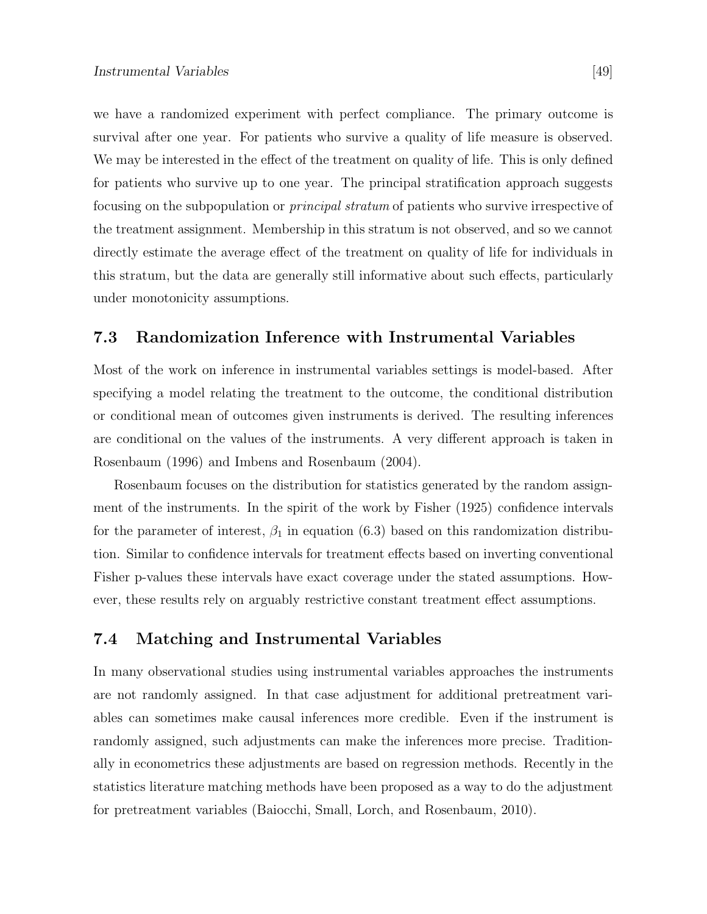we have a randomized experiment with perfect compliance. The primary outcome is survival after one year. For patients who survive a quality of life measure is observed. We may be interested in the effect of the treatment on quality of life. This is only defined for patients who survive up to one year. The principal stratification approach suggests focusing on the subpopulation or *principal stratum* of patients who survive irrespective of the treatment assignment. Membership in this stratum is not observed, and so we cannot directly estimate the average effect of the treatment on quality of life for individuals in this stratum, but the data are generally still informative about such effects, particularly under monotonicity assumptions.

## 7.3 Randomization Inference with Instrumental Variables

Most of the work on inference in instrumental variables settings is model-based. After specifying a model relating the treatment to the outcome, the conditional distribution or conditional mean of outcomes given instruments is derived. The resulting inferences are conditional on the values of the instruments. A very different approach is taken in Rosenbaum (1996) and Imbens and Rosenbaum (2004).

Rosenbaum focuses on the distribution for statistics generated by the random assignment of the instruments. In the spirit of the work by Fisher (1925) confidence intervals for the parameter of interest, $\beta_1$ in equation (6.3) based on this randomization distribution. Similar to confidence intervals for treatment effects based on inverting conventional Fisher p-values these intervals have exact coverage under the stated assumptions. However, these results rely on arguably restrictive constant treatment effect assumptions.

## 7.4 Matching and Instrumental Variables

In many observational studies using instrumental variables approaches the instruments are not randomly assigned. In that case adjustment for additional pretreatment variables can sometimes make causal inferences more credible. Even if the instrument is randomly assigned, such adjustments can make the inferences more precise. Traditionally in econometrics these adjustments are based on regression methods. Recently in the statistics literature matching methods have been proposed as a way to do the adjustment for pretreatment variables (Baiocchi, Small, Lorch, and Rosenbaum, 2010).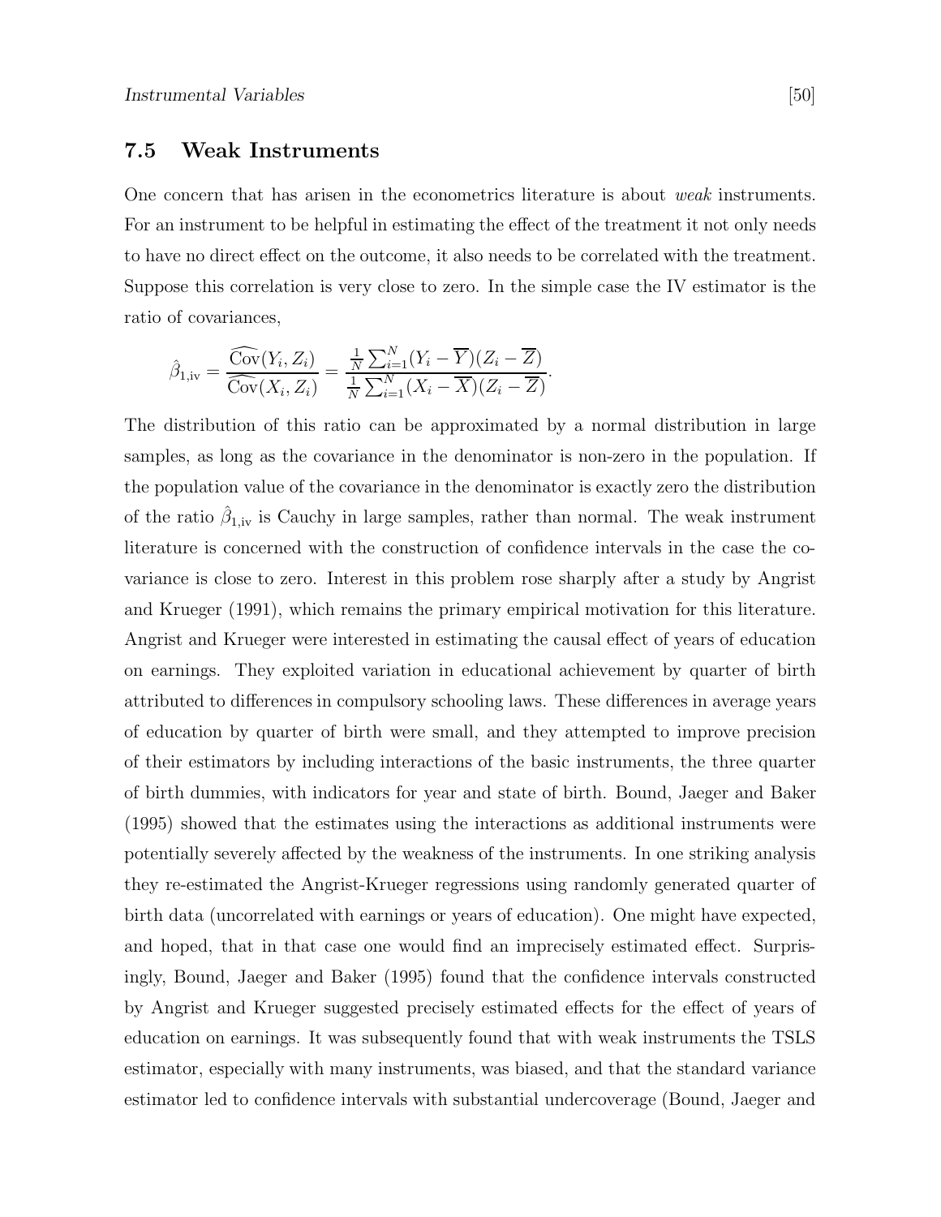## 7.5 Weak Instruments

One concern that has arisen in the econometrics literature is about *weak* instruments. For an instrument to be helpful in estimating the effect of the treatment it not only needs to have no direct effect on the outcome, it also needs to be correlated with the treatment. Suppose this correlation is very close to zero. In the simple case the IV estimator is the ratio of covariances,

$$\hat{\beta}_{1,\text{iv}} = \frac{\widehat{\text{Cov}}(Y_i, Z_i)}{\widehat{\text{Cov}}(X_i, Z_i)} = \frac{\frac{1}{N}\sum_{i=1}^{N}(Y_i - \overline{Y})(Z_i - \overline{Z})}{\frac{1}{N}\sum_{i=1}^{N}(X_i - \overline{X})(Z_i - \overline{Z})}.$$

The distribution of this ratio can be approximated by a normal distribution in large samples, as long as the covariance in the denominator is non-zero in the population. If the population value of the covariance in the denominator is exactly zero the distribution of the ratio $\hat{\beta}_{1,\text{iv}}$ is Cauchy in large samples, rather than normal. The weak instrument literature is concerned with the construction of confidence intervals in the case the covariance is close to zero. Interest in this problem rose sharply after a study by Angrist and Krueger (1991), which remains the primary empirical motivation for this literature. Angrist and Krueger were interested in estimating the causal effect of years of education on earnings. They exploited variation in educational achievement by quarter of birth attributed to differences in compulsory schooling laws. These differences in average years of education by quarter of birth were small, and they attempted to improve precision of their estimators by including interactions of the basic instruments, the three quarter of birth dummies, with indicators for year and state of birth. Bound, Jaeger and Baker (1995) showed that the estimates using the interactions as additional instruments were potentially severely affected by the weakness of the instruments. In one striking analysis they re-estimated the Angrist-Krueger regressions using randomly generated quarter of birth data (uncorrelated with earnings or years of education). One might have expected, and hoped, that in that case one would find an imprecisely estimated effect. Surprisingly, Bound, Jaeger and Baker (1995) found that the confidence intervals constructed by Angrist and Krueger suggested precisely estimated effects for the effect of years of education on earnings. It was subsequently found that with weak instruments the TSLS estimator, especially with many instruments, was biased, and that the standard variance estimator led to confidence intervals with substantial undercoverage (Bound, Jaeger and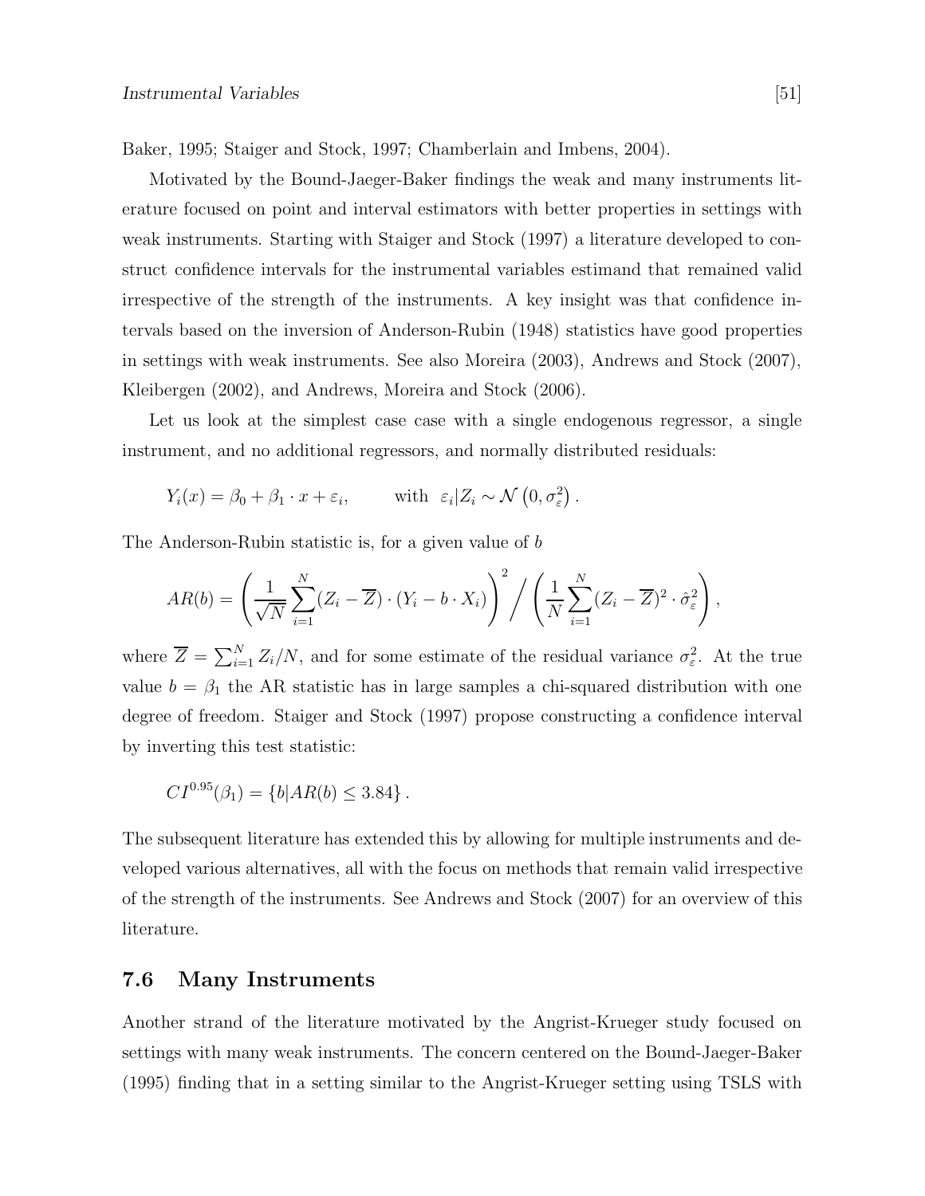Baker, 1995; Staiger and Stock, 1997; Chamberlain and Imbens, 2004).

Motivated by the Bound-Jaeger-Baker findings the weak and many instruments literature focused on point and interval estimators with better properties in settings with weak instruments. Starting with Staiger and Stock (1997) a literature developed to construct confidence intervals for the instrumental variables estimand that remained valid irrespective of the strength of the instruments. A key insight was that confidence intervals based on the inversion of Anderson-Rubin (1948) statistics have good properties in settings with weak instruments. See also Moreira (2003), Andrews and Stock (2007), Kleibergen (2002), and Andrews, Moreira and Stock (2006).

Let us look at the simplest case case with a single endogenous regressor, a single instrument, and no additional regressors, and normally distributed residuals:

$$Y_i(x) = \beta_0 + \beta_1 \cdot x + \varepsilon_i, \qquad \text{with} \;\; \varepsilon_i | Z_i \sim \mathcal{N}\left(0, \sigma_\varepsilon^2\right).$$

The Anderson-Rubin statistic is, for a given value of $b$

$$AR(b) = \left( \frac{1}{\sqrt{N}} \sum_{i=1}^{N} (Z_i - \overline{Z}) \cdot (Y_i - b \cdot X_i) \right)^2 \Bigg/ \left( \frac{1}{N} \sum_{i=1}^{N} (Z_i - \overline{Z})^2 \cdot \hat{\sigma}_\varepsilon^2 \right),$$

where $\overline{Z} = \sum_{i=1}^{N} Z_i / N$, and for some estimate of the residual variance $\sigma_\varepsilon^2$. At the true value $b = \beta_1$ the AR statistic has in large samples a chi-squared distribution with one degree of freedom. Staiger and Stock (1997) propose constructing a confidence interval by inverting this test statistic:

$$CI^{0.95}(\beta_1) = \{ b | AR(b) \leq 3.84 \}.$$

The subsequent literature has extended this by allowing for multiple instruments and developed various alternatives, all with the focus on methods that remain valid irrespective of the strength of the instruments. See Andrews and Stock (2007) for an overview of this literature.

## 7.6 Many Instruments

Another strand of the literature motivated by the Angrist-Krueger study focused on settings with many weak instruments. The concern centered on the Bound-Jaeger-Baker (1995) finding that in a setting similar to the Angrist-Krueger setting using TSLS with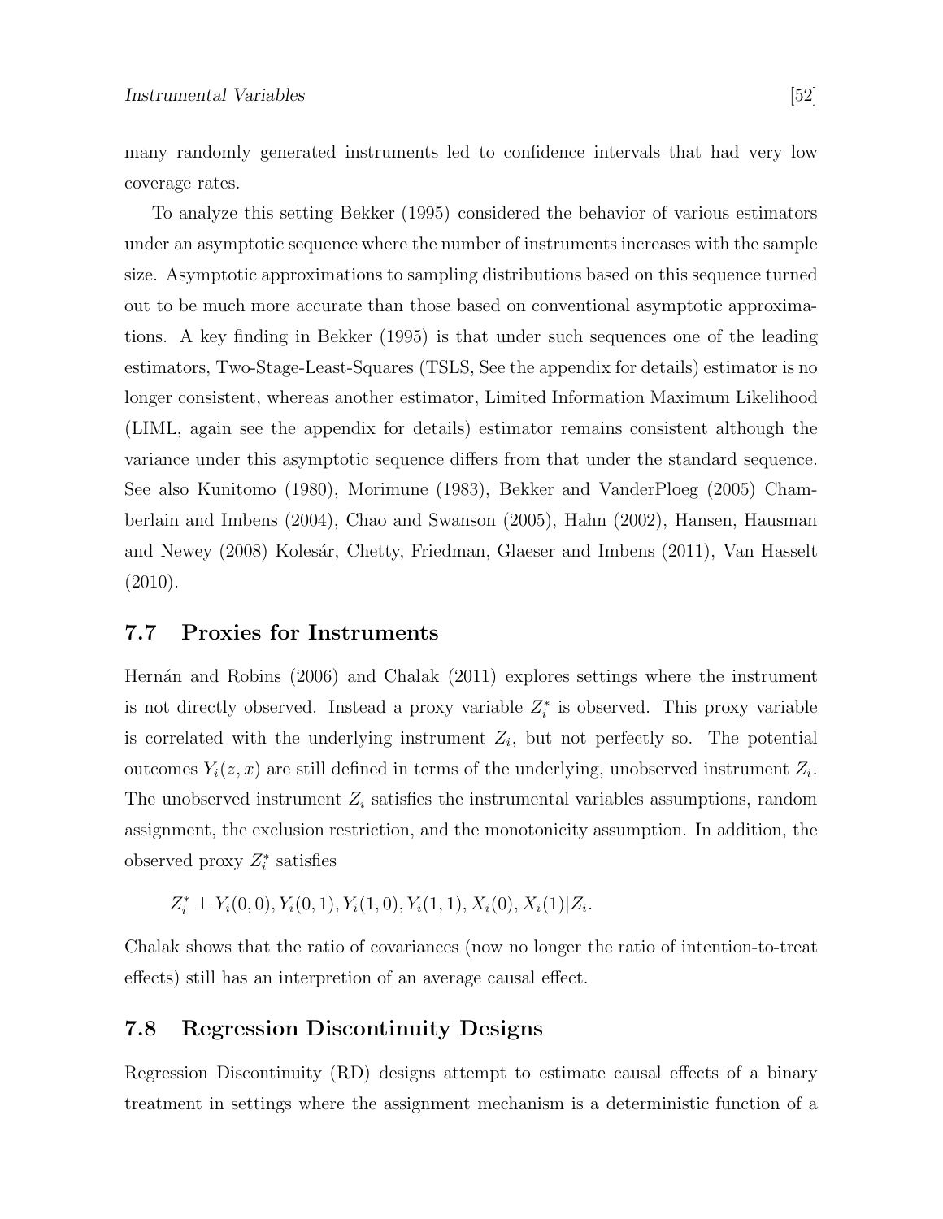many randomly generated instruments led to confidence intervals that had very low coverage rates.

To analyze this setting Bekker (1995) considered the behavior of various estimators under an asymptotic sequence where the number of instruments increases with the sample size. Asymptotic approximations to sampling distributions based on this sequence turned out to be much more accurate than those based on conventional asymptotic approximations. A key finding in Bekker (1995) is that under such sequences one of the leading estimators, Two-Stage-Least-Squares (TSLS, See the appendix for details) estimator is no longer consistent, whereas another estimator, Limited Information Maximum Likelihood (LIML, again see the appendix for details) estimator remains consistent although the variance under this asymptotic sequence differs from that under the standard sequence. See also Kunitomo (1980), Morimune (1983), Bekker and VanderPloeg (2005) Chamberlain and Imbens (2004), Chao and Swanson (2005), Hahn (2002), Hansen, Hausman and Newey (2008) Kolesár, Chetty, Friedman, Glaeser and Imbens (2011), Van Hasselt (2010).

## 7.7 Proxies for Instruments

Hernán and Robins (2006) and Chalak (2011) explores settings where the instrument is not directly observed. Instead a proxy variable $Z_i^*$ is observed. This proxy variable is correlated with the underlying instrument $Z_i$, but not perfectly so. The potential outcomes $Y_i(z, x)$ are still defined in terms of the underlying, unobserved instrument $Z_i$. The unobserved instrument $Z_i$ satisfies the instrumental variables assumptions, random assignment, the exclusion restriction, and the monotonicity assumption. In addition, the observed proxy $Z_i^*$ satisfies

$$Z_i^* \perp Y_i(0,0), Y_i(0,1), Y_i(1,0), Y_i(1,1), X_i(0), X_i(1) | Z_i.$$

Chalak shows that the ratio of covariances (now no longer the ratio of intention-to-treat effects) still has an interpretion of an average causal effect.

## 7.8 Regression Discontinuity Designs

Regression Discontinuity (RD) designs attempt to estimate causal effects of a binary treatment in settings where the assignment mechanism is a deterministic function of a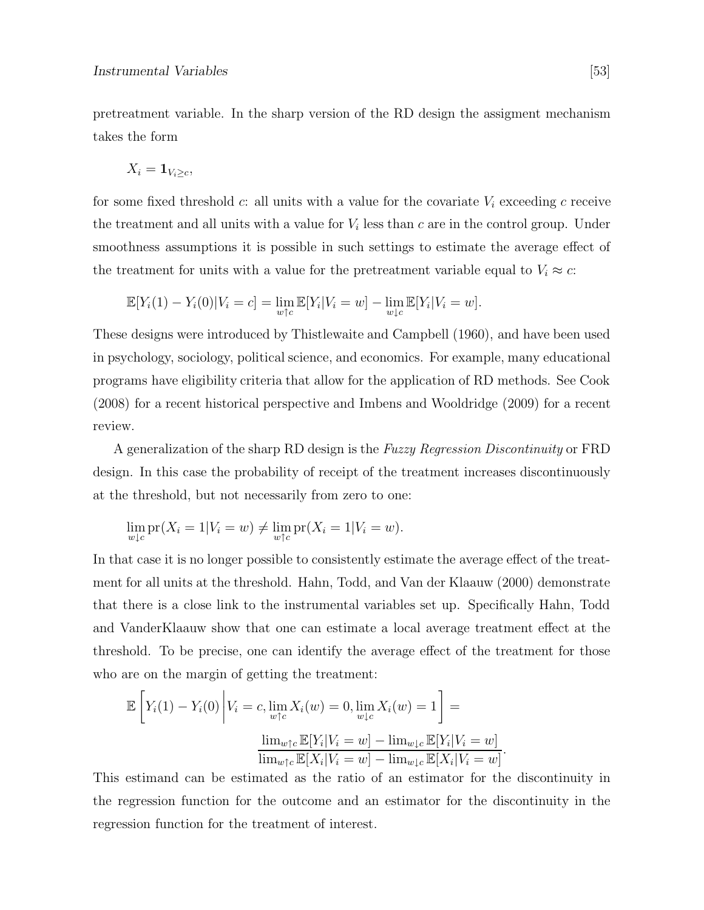pretreatment variable. In the sharp version of the RD design the assigment mechanism takes the form

$$X_i = \mathbf{1}_{V_i \geq c},$$

for some fixed threshold $c$: all units with a value for the covariate $V_i$ exceeding $c$ receive the treatment and all units with a value for $V_i$ less than $c$ are in the control group. Under smoothness assumptions it is possible in such settings to estimate the average effect of the treatment for units with a value for the pretreatment variable equal to $V_i \approx c$:

$$\mathbb{E}[Y_i(1) - Y_i(0)|V_i = c] = \lim_{w \uparrow c} \mathbb{E}[Y_i|V_i = w] - \lim_{w \downarrow c} \mathbb{E}[Y_i|V_i = w].$$

These designs were introduced by Thistlewaite and Campbell (1960), and have been used in psychology, sociology, political science, and economics. For example, many educational programs have eligibility criteria that allow for the application of RD methods. See Cook (2008) for a recent historical perspective and Imbens and Wooldridge (2009) for a recent review.

A generalization of the sharp RD design is the *Fuzzy Regression Discontinuity* or FRD design. In this case the probability of receipt of the treatment increases discontinuously at the threshold, but not necessarily from zero to one:

$$\lim_{w \downarrow c} \text{pr}(X_i = 1|V_i = w) \neq \lim_{w \uparrow c} \text{pr}(X_i = 1|V_i = w).$$

In that case it is no longer possible to consistently estimate the average effect of the treatment for all units at the threshold. Hahn, Todd, and Van der Klaauw (2000) demonstrate that there is a close link to the instrumental variables set up. Specifically Hahn, Todd and VanderKlaauw show that one can estimate a local average treatment effect at the threshold. To be precise, one can identify the average effect of the treatment for those who are on the margin of getting the treatment:

$$\mathbb{E}\left[Y_i(1) - Y_i(0) \middle| V_i = c, \lim_{w \uparrow c} X_i(w) = 0, \lim_{w \downarrow c} X_i(w) = 1\right] =$$

$$\frac{\lim_{w \uparrow c} \mathbb{E}[Y_i|V_i = w] - \lim_{w \downarrow c} \mathbb{E}[Y_i|V_i = w]}{\lim_{w \uparrow c} \mathbb{E}[X_i|V_i = w] - \lim_{w \downarrow c} \mathbb{E}[X_i|V_i = w]}.$$

This estimand can be estimated as the ratio of an estimator for the discontinuity in the regression function for the outcome and an estimator for the discontinuity in the regression function for the treatment of interest.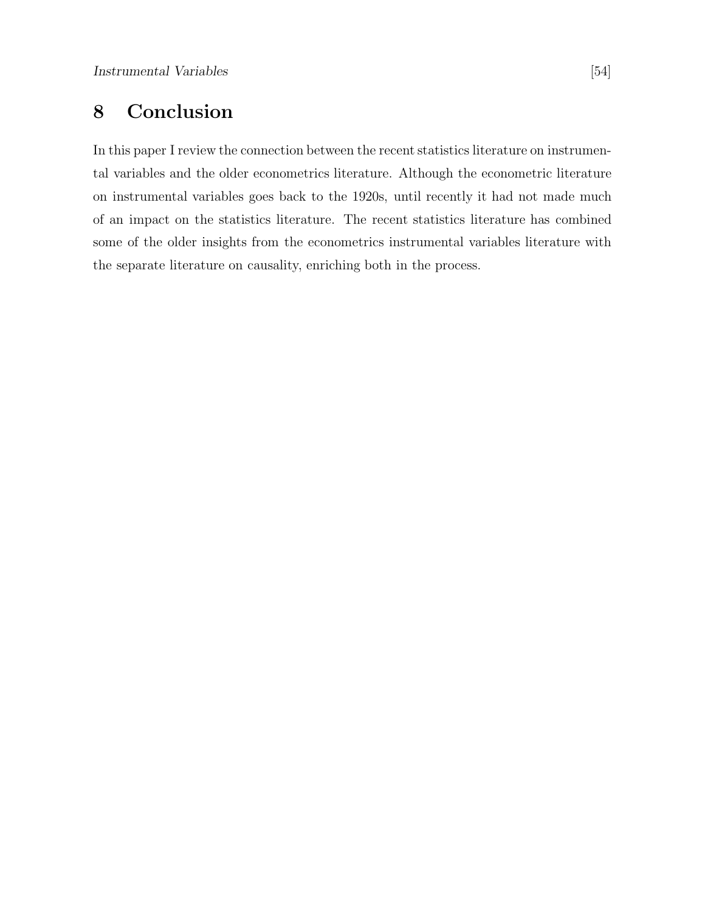# 8 Conclusion

In this paper I review the connection between the recent statistics literature on instrumental variables and the older econometrics literature. Although the econometric literature on instrumental variables goes back to the 1920s, until recently it had not made much of an impact on the statistics literature. The recent statistics literature has combined some of the older insights from the econometrics instrumental variables literature with the separate literature on causality, enriching both in the process.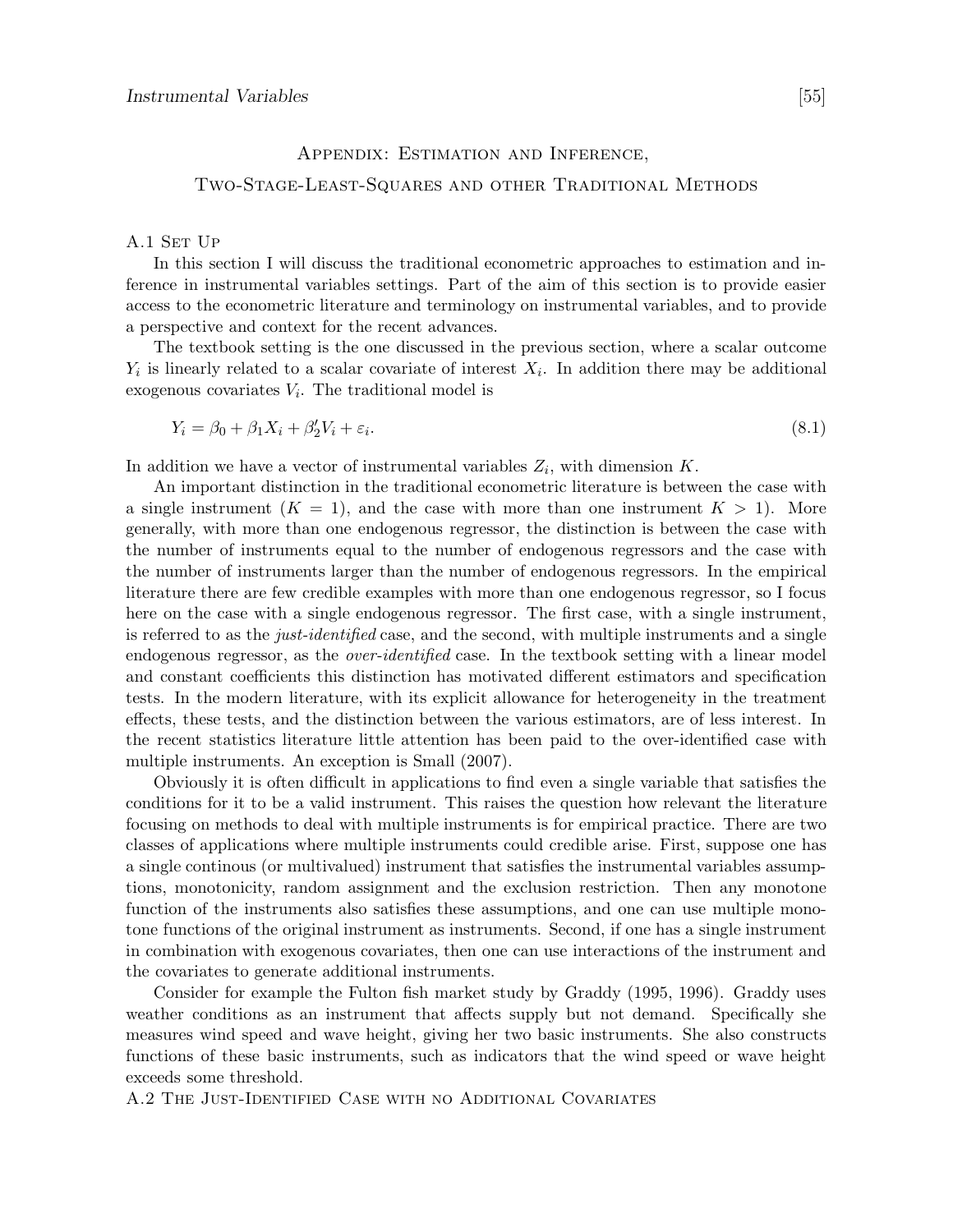## Appendix: Estimation and Inference, Two-Stage-Least-Squares and other Traditional Methods

### A.1 Set Up

In this section I will discuss the traditional econometric approaches to estimation and inference in instrumental variables settings. Part of the aim of this section is to provide easier access to the econometric literature and terminology on instrumental variables, and to provide a perspective and context for the recent advances.

The textbook setting is the one discussed in the previous section, where a scalar outcome $Y_i$ is linearly related to a scalar covariate of interest $X_i$. In addition there may be additional exogenous covariates $V_i$. The traditional model is

$$Y_i = \beta_0 + \beta_1 X_i + \beta_2' V_i + \varepsilon_i. \tag{8.1}$$

In addition we have a vector of instrumental variables $Z_i$, with dimension $K$.

An important distinction in the traditional econometric literature is between the case with a single instrument ($K = 1$), and the case with more than one instrument $K > 1$). More generally, with more than one endogenous regressor, the distinction is between the case with the number of instruments equal to the number of endogenous regressors and the case with the number of instruments larger than the number of endogenous regressors. In the empirical literature there are few credible examples with more than one endogenous regressor, so I focus here on the case with a single endogenous regressor. The first case, with a single instrument, is referred to as the *just-identified* case, and the second, with multiple instruments and a single endogenous regressor, as the *over-identified* case. In the textbook setting with a linear model and constant coefficients this distinction has motivated different estimators and specification tests. In the modern literature, with its explicit allowance for heterogeneity in the treatment effects, these tests, and the distinction between the various estimators, are of less interest. In the recent statistics literature little attention has been paid to the over-identified case with multiple instruments. An exception is Small (2007).

Obviously it is often difficult in applications to find even a single variable that satisfies the conditions for it to be a valid instrument. This raises the question how relevant the literature focusing on methods to deal with multiple instruments is for empirical practice. There are two classes of applications where multiple instruments could credible arise. First, suppose one has a single continous (or multivalued) instrument that satisfies the instrumental variables assumptions, monotonicity, random assignment and the exclusion restriction. Then any monotone function of the instruments also satisfies these assumptions, and one can use multiple monotone functions of the original instrument as instruments. Second, if one has a single instrument in combination with exogenous covariates, then one can use interactions of the instrument and the covariates to generate additional instruments.

Consider for example the Fulton fish market study by Graddy (1995, 1996). Graddy uses weather conditions as an instrument that affects supply but not demand. Specifically she measures wind speed and wave height, giving her two basic instruments. She also constructs functions of these basic instruments, such as indicators that the wind speed or wave height exceeds some threshold.

### A.2 The Just-Identified Case with no Additional Covariates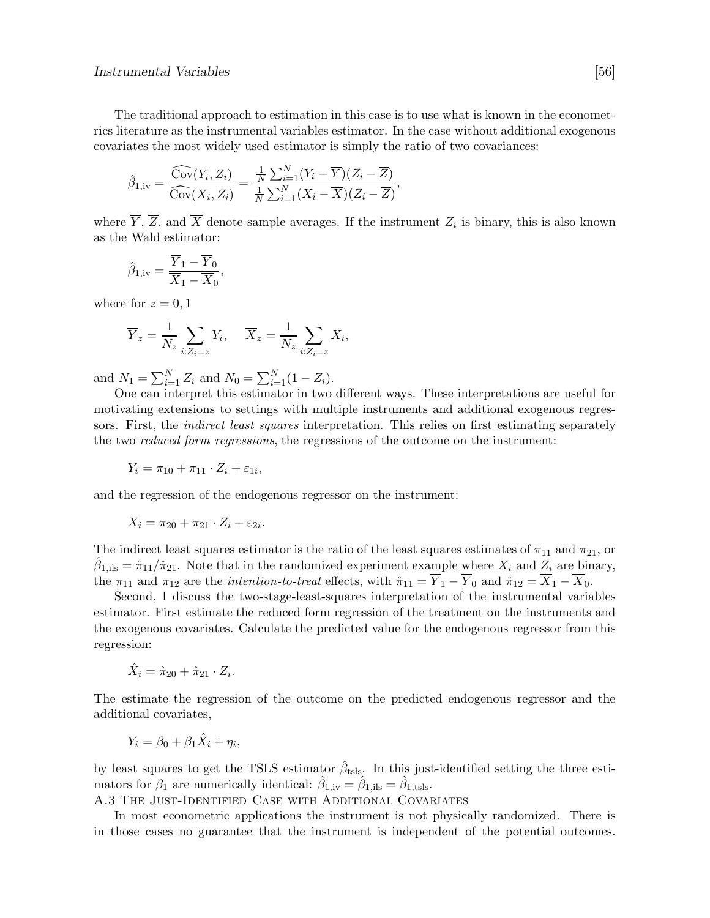The traditional approach to estimation in this case is to use what is known in the econometrics literature as the instrumental variables estimator. In the case without additional exogenous covariates the most widely used estimator is simply the ratio of two covariances:

$$\hat{\beta}_{1,\text{iv}} = \frac{\widehat{\text{Cov}}(Y_i, Z_i)}{\widehat{\text{Cov}}(X_i, Z_i)} = \frac{\frac{1}{N}\sum_{i=1}^{N}(Y_i - \overline{Y})(Z_i - \overline{Z})}{\frac{1}{N}\sum_{i=1}^{N}(X_i - \overline{X})(Z_i - \overline{Z})},$$

where $\overline{Y}$, $\overline{Z}$, and $\overline{X}$ denote sample averages. If the instrument $Z_i$ is binary, this is also known as the Wald estimator:

$$\hat{\beta}_{1,\text{iv}} = \frac{\overline{Y}_1 - \overline{Y}_0}{\overline{X}_1 - \overline{X}_0},$$

where for $z = 0, 1$

$$\overline{Y}_z = \frac{1}{N_z}\sum_{i:Z_i=z} Y_i, \quad \overline{X}_z = \frac{1}{N_z}\sum_{i:Z_i=z} X_i,$$

and $N_1 = \sum_{i=1}^{N} Z_i$ and $N_0 = \sum_{i=1}^{N}(1 - Z_i)$.

One can interpret this estimator in two different ways. These interpretations are useful for motivating extensions to settings with multiple instruments and additional exogenous regressors. First, the *indirect least squares* interpretation. This relies on first estimating separately the two *reduced form regressions*, the regressions of the outcome on the instrument:

$$Y_i = \pi_{10} + \pi_{11} \cdot Z_i + \varepsilon_{1i},$$

and the regression of the endogenous regressor on the instrument:

$$X_i = \pi_{20} + \pi_{21} \cdot Z_i + \varepsilon_{2i}.$$

The indirect least squares estimator is the ratio of the least squares estimates of $\pi_{11}$ and $\pi_{21}$, or $\hat{\beta}_{1,\text{ils}} = \hat{\pi}_{11}/\hat{\pi}_{21}$. Note that in the randomized experiment example where $X_i$ and $Z_i$ are binary, the $\pi_{11}$ and $\pi_{12}$ are the *intention-to-treat* effects, with $\hat{\pi}_{11} = \overline{Y}_1 - \overline{Y}_0$ and $\hat{\pi}_{12} = \overline{X}_1 - \overline{X}_0$.

Second, I discuss the two-stage-least-squares interpretation of the instrumental variables estimator. First estimate the reduced form regression of the treatment on the instruments and the exogenous covariates. Calculate the predicted value for the endogenous regressor from this regression:

$$\hat{X}_i = \hat{\pi}_{20} + \hat{\pi}_{21} \cdot Z_i.$$

The estimate the regression of the outcome on the predicted endogenous regressor and the additional covariates,

$$Y_i = \beta_0 + \beta_1 \hat{X}_i + \eta_i,$$

by least squares to get the TSLS estimator $\hat{\beta}_{\text{tsls}}$. In this just-identified setting the three estimators for $\beta_1$ are numerically identical: $\hat{\beta}_{1,\text{iv}} = \hat{\beta}_{1,\text{ils}} = \hat{\beta}_{1,\text{tsls}}$.

### A.3 The Just-Identified Case with Additional Covariates

In most econometric applications the instrument is not physically randomized. There is in those cases no guarantee that the instrument is independent of the potential outcomes.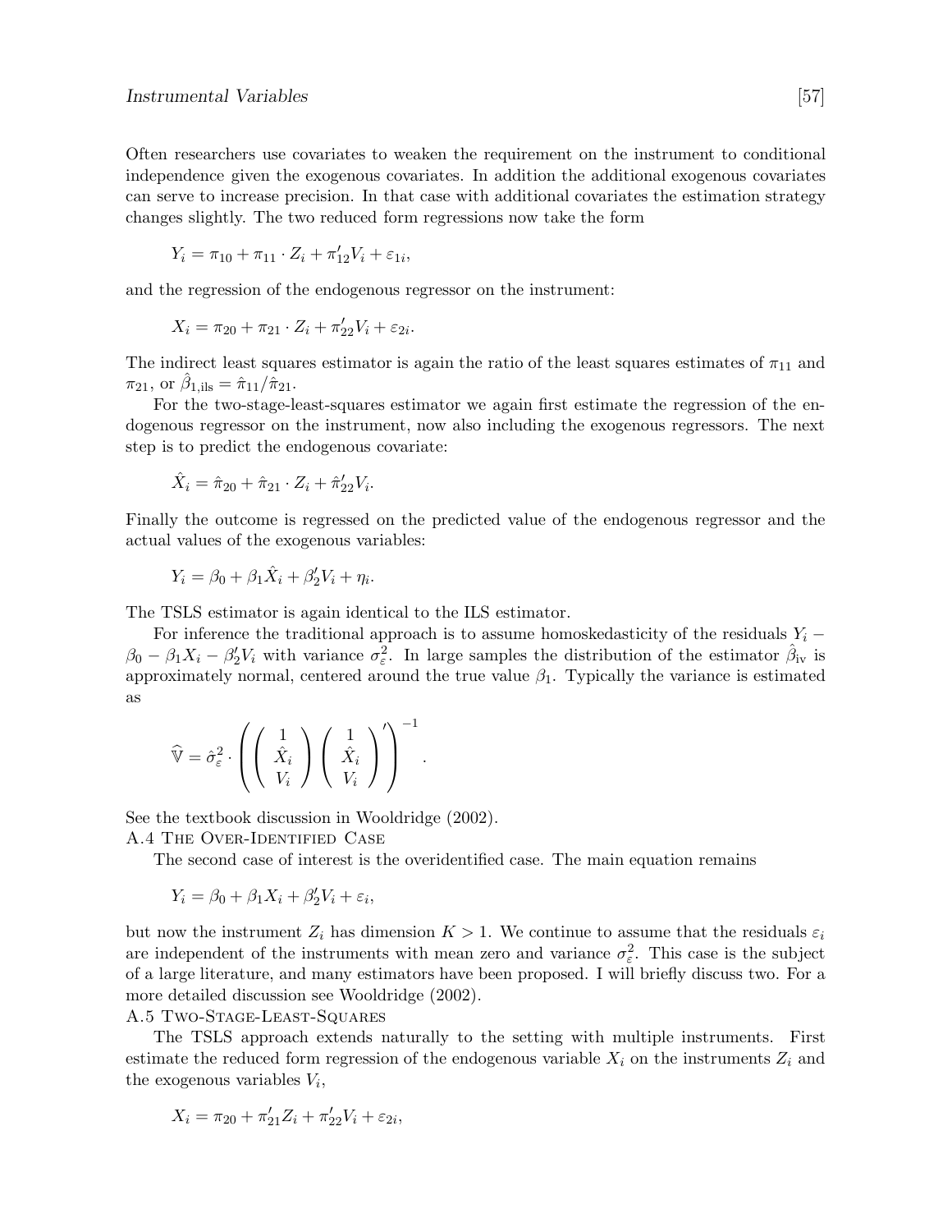Often researchers use covariates to weaken the requirement on the instrument to conditional independence given the exogenous covariates. In addition the additional exogenous covariates can serve to increase precision. In that case with additional covariates the estimation strategy changes slightly. The two reduced form regressions now take the form

$$Y_i = \pi_{10} + \pi_{11} \cdot Z_i + \pi_{12}' V_i + \varepsilon_{1i},$$

and the regression of the endogenous regressor on the instrument:

$$X_i = \pi_{20} + \pi_{21} \cdot Z_i + \pi_{22}' V_i + \varepsilon_{2i}.$$

The indirect least squares estimator is again the ratio of the least squares estimates of $\pi_{11}$ and $\pi_{21}$, or $\hat{\beta}_{1,\text{ils}} = \hat{\pi}_{11}/\hat{\pi}_{21}$.

For the two-stage-least-squares estimator we again first estimate the regression of the endogenous regressor on the instrument, now also including the exogenous regressors. The next step is to predict the endogenous covariate:

$$\hat{X}_i = \hat{\pi}_{20} + \hat{\pi}_{21} \cdot Z_i + \hat{\pi}_{22}' V_i.$$

Finally the outcome is regressed on the predicted value of the endogenous regressor and the actual values of the exogenous variables:

$$Y_i = \beta_0 + \beta_1 \hat{X}_i + \beta_2' V_i + \eta_i.$$

The TSLS estimator is again identical to the ILS estimator.

For inference the traditional approach is to assume homoskedasticity of the residuals $Y_i - \beta_0 - \beta_1 X_i - \beta_2' V_i$ with variance $\sigma_\varepsilon^2$. In large samples the distribution of the estimator $\hat{\beta}_{\text{iv}}$ is approximately normal, centered around the true value $\beta_1$. Typically the variance is estimated as

$$\widehat{\mathbb{V}} = \hat{\sigma}_\varepsilon^2 \cdot \left( \begin{pmatrix} 1 \\ \hat{X}_i \\ V_i \end{pmatrix} \begin{pmatrix} 1 \\ \hat{X}_i \\ V_i \end{pmatrix}' \right)^{-1}.$$

See the textbook discussion in Wooldridge (2002).

### A.4 The Over-Identified Case

The second case of interest is the overidentified case. The main equation remains

$$Y_i = \beta_0 + \beta_1 X_i + \beta_2' V_i + \varepsilon_i,$$

but now the instrument $Z_i$ has dimension $K > 1$. We continue to assume that the residuals $\varepsilon_i$ are independent of the instruments with mean zero and variance $\sigma_\varepsilon^2$. This case is the subject of a large literature, and many estimators have been proposed. I will briefly discuss two. For a more detailed discussion see Wooldridge (2002).

### A.5 Two-Stage-Least-Squares

The TSLS approach extends naturally to the setting with multiple instruments. First estimate the reduced form regression of the endogenous variable $X_i$ on the instruments $Z_i$ and the exogenous variables $V_i$,

$$X_i = \pi_{20} + \pi_{21}' Z_i + \pi_{22}' V_i + \varepsilon_{2i},$$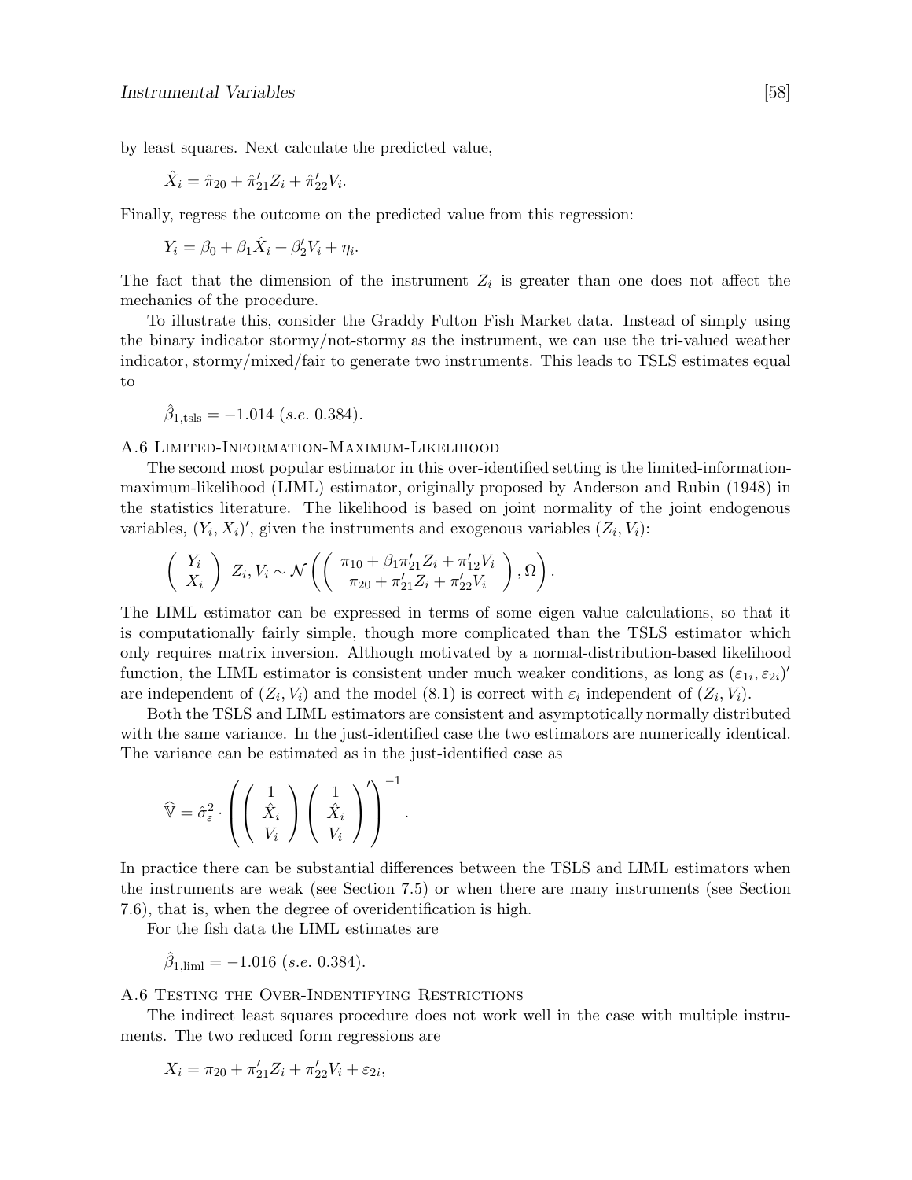by least squares. Next calculate the predicted value,

$$\hat{X}_i = \hat{\pi}_{20} + \hat{\pi}_{21}' Z_i + \hat{\pi}_{22}' V_i.$$

Finally, regress the outcome on the predicted value from this regression:

$$Y_i = \beta_0 + \beta_1 \hat{X}_i + \beta_2' V_i + \eta_i.$$

The fact that the dimension of the instrument $Z_i$ is greater than one does not affect the mechanics of the procedure.

To illustrate this, consider the Graddy Fulton Fish Market data. Instead of simply using the binary indicator stormy/not-stormy as the instrument, we can use the tri-valued weather indicator, stormy/mixed/fair to generate two instruments. This leads to TSLS estimates equal to

$$\hat{\beta}_{1,\text{tsls}} = -1.014 \; (s.e. \; 0.384).$$

## A.6 Limited-Information-Maximum-Likelihood

The second most popular estimator in this over-identified setting is the limited-information-maximum-likelihood (LIML) estimator, originally proposed by Anderson and Rubin (1948) in the statistics literature. The likelihood is based on joint normality of the joint endogenous variables, $(Y_i, X_i)'$, given the instruments and exogenous variables $(Z_i, V_i)$:

$$\left( \begin{array}{c} Y_i \\ X_i \end{array} \right) \Big| Z_i, V_i \sim \mathcal{N}\left( \left( \begin{array}{c} \pi_{10} + \beta_1 \pi_{21}' Z_i + \pi_{12}' V_i \\ \pi_{20} + \pi_{21}' Z_i + \pi_{22}' V_i \end{array} \right), \Omega \right).$$

The LIML estimator can be expressed in terms of some eigen value calculations, so that it is computationally fairly simple, though more complicated than the TSLS estimator which only requires matrix inversion. Although motivated by a normal-distribution-based likelihood function, the LIML estimator is consistent under much weaker conditions, as long as $(\varepsilon_{1i}, \varepsilon_{2i})'$ are independent of $(Z_i, V_i)$ and the model (8.1) is correct with $\varepsilon_i$ independent of $(Z_i, V_i)$.

Both the TSLS and LIML estimators are consistent and asymptotically normally distributed with the same variance. In the just-identified case the two estimators are numerically identical. The variance can be estimated as in the just-identified case as

$$\widehat{\mathbb{V}} = \hat{\sigma}_\varepsilon^2 \cdot \left( \left( \begin{array}{c} 1 \\ \hat{X}_i \\ V_i \end{array} \right) \left( \begin{array}{c} 1 \\ \hat{X}_i \\ V_i \end{array} \right)' \right)^{-1}.$$

In practice there can be substantial differences between the TSLS and LIML estimators when the instruments are weak (see Section 7.5) or when there are many instruments (see Section 7.6), that is, when the degree of overidentification is high.

For the fish data the LIML estimates are

$$\hat{\beta}_{1,\text{liml}} = -1.016 \; (s.e. \; 0.384).$$

## A.6 Testing the Over-Indentifying Restrictions

The indirect least squares procedure does not work well in the case with multiple instruments. The two reduced form regressions are

$$X_i = \pi_{20} + \pi_{21}' Z_i + \pi_{22}' V_i + \varepsilon_{2i},$$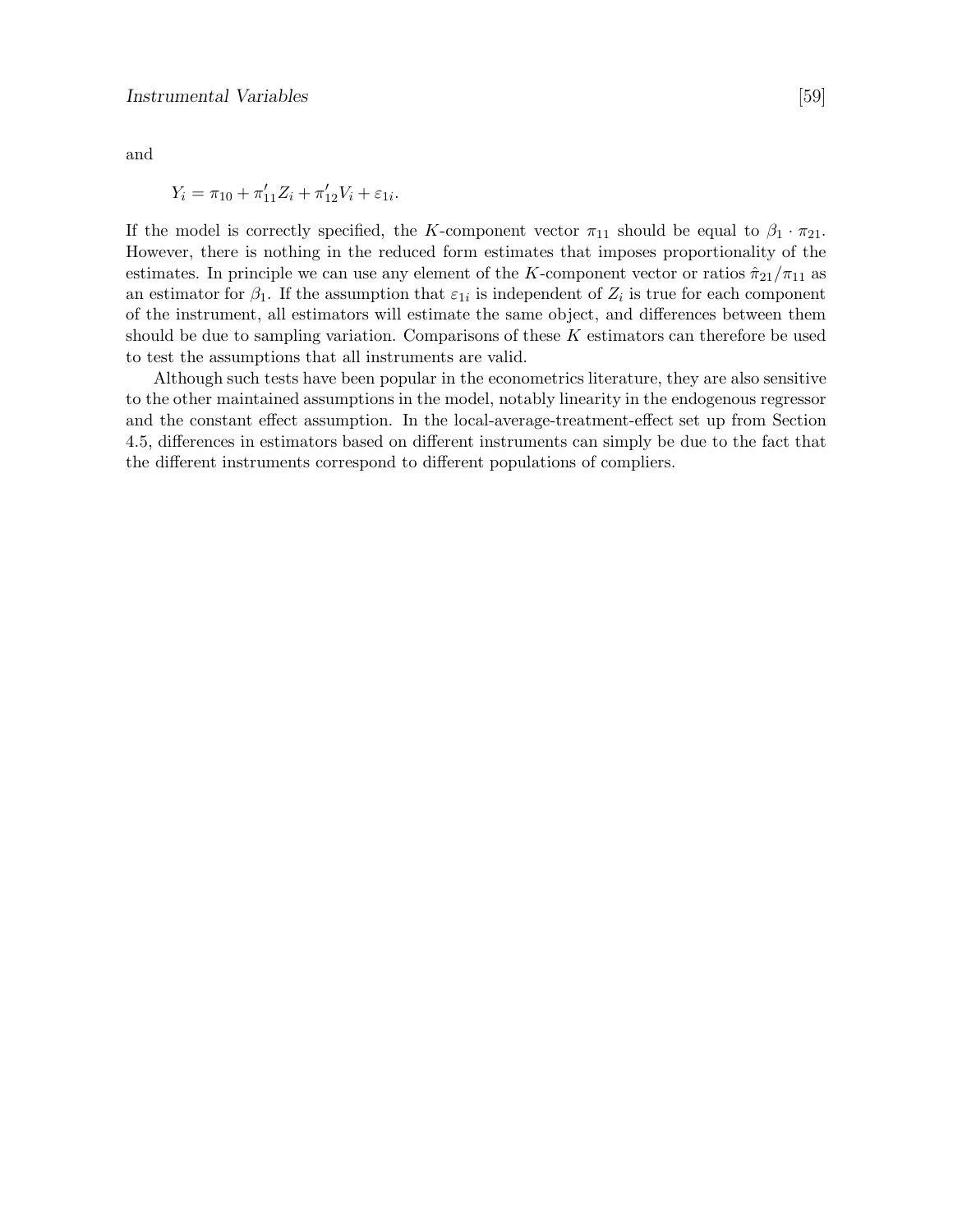and

$$Y_i = \pi_{10} + \pi_{11}' Z_i + \pi_{12}' V_i + \varepsilon_{1i}.$$

If the model is correctly specified, the $K$-component vector $\pi_{11}$ should be equal to $\beta_1 \cdot \pi_{21}$. However, there is nothing in the reduced form estimates that imposes proportionality of the estimates. In principle we can use any element of the $K$-component vector or ratios $\hat{\pi}_{21}/\pi_{11}$ as an estimator for $\beta_1$. If the assumption that $\varepsilon_{1i}$ is independent of $Z_i$ is true for each component of the instrument, all estimators will estimate the same object, and differences between them should be due to sampling variation. Comparisons of these $K$ estimators can therefore be used to test the assumptions that all instruments are valid.

Although such tests have been popular in the econometrics literature, they are also sensitive to the other maintained assumptions in the model, notably linearity in the endogenous regressor and the constant effect assumption. In the local-average-treatment-effect set up from Section 4.5, differences in estimators based on different instruments can simply be due to the fact that the different instruments correspond to different populations of compliers.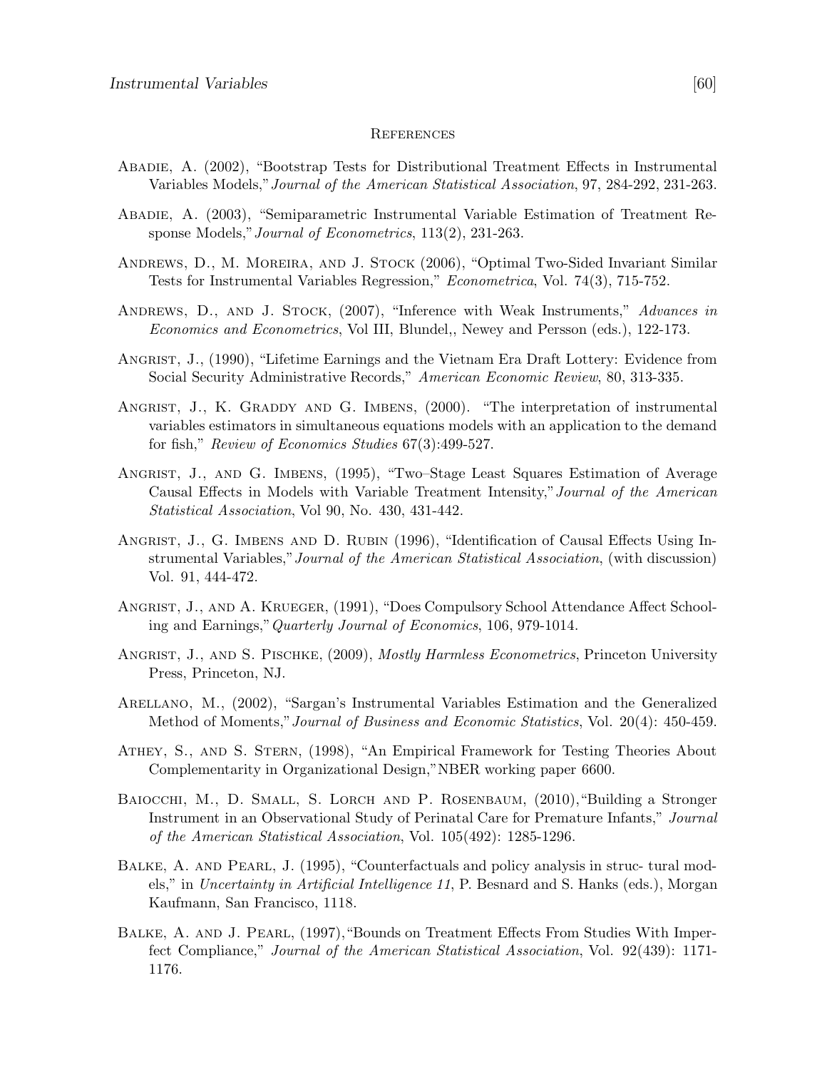## References

Abadie, A. (2002), "Bootstrap Tests for Distributional Treatment Effects in Instrumental Variables Models," *Journal of the American Statistical Association*, 97, 284-292, 231-263.

Abadie, A. (2003), "Semiparametric Instrumental Variable Estimation of Treatment Response Models," *Journal of Econometrics*, 113(2), 231-263.

Andrews, D., M. Moreira, and J. Stock (2006), "Optimal Two-Sided Invariant Similar Tests for Instrumental Variables Regression," *Econometrica*, Vol. 74(3), 715-752.

Andrews, D., and J. Stock, (2007), "Inference with Weak Instruments," *Advances in Economics and Econometrics*, Vol III, Blundel,, Newey and Persson (eds.), 122-173.

Angrist, J., (1990), "Lifetime Earnings and the Vietnam Era Draft Lottery: Evidence from Social Security Administrative Records," *American Economic Review*, 80, 313-335.

Angrist, J., K. Graddy and G. Imbens, (2000). "The interpretation of instrumental variables estimators in simultaneous equations models with an application to the demand for fish," *Review of Economics Studies* 67(3):499-527.

Angrist, J., and G. Imbens, (1995), "Two–Stage Least Squares Estimation of Average Causal Effects in Models with Variable Treatment Intensity," *Journal of the American Statistical Association*, Vol 90, No. 430, 431-442.

Angrist, J., G. Imbens and D. Rubin (1996), "Identification of Causal Effects Using Instrumental Variables," *Journal of the American Statistical Association*, (with discussion) Vol. 91, 444-472.

Angrist, J., and A. Krueger, (1991), "Does Compulsory School Attendance Affect Schooling and Earnings," *Quarterly Journal of Economics*, 106, 979-1014.

Angrist, J., and S. Pischke, (2009), *Mostly Harmless Econometrics*, Princeton University Press, Princeton, NJ.

Arellano, M., (2002), "Sargan's Instrumental Variables Estimation and the Generalized Method of Moments," *Journal of Business and Economic Statistics*, Vol. 20(4): 450-459.

Athey, S., and S. Stern, (1998), "An Empirical Framework for Testing Theories About Complementarity in Organizational Design,"NBER working paper 6600.

Baiocchi, M., D. Small, S. Lorch and P. Rosenbaum, (2010),"Building a Stronger Instrument in an Observational Study of Perinatal Care for Premature Infants," *Journal of the American Statistical Association*, Vol. 105(492): 1285-1296.

Balke, A. and Pearl, J. (1995), "Counterfactuals and policy analysis in struc- tural models," in *Uncertainty in Artificial Intelligence 11*, P. Besnard and S. Hanks (eds.), Morgan Kaufmann, San Francisco, 1118.

Balke, A. and J. Pearl, (1997),"Bounds on Treatment Effects From Studies With Imperfect Compliance," *Journal of the American Statistical Association*, Vol. 92(439): 1171-1176.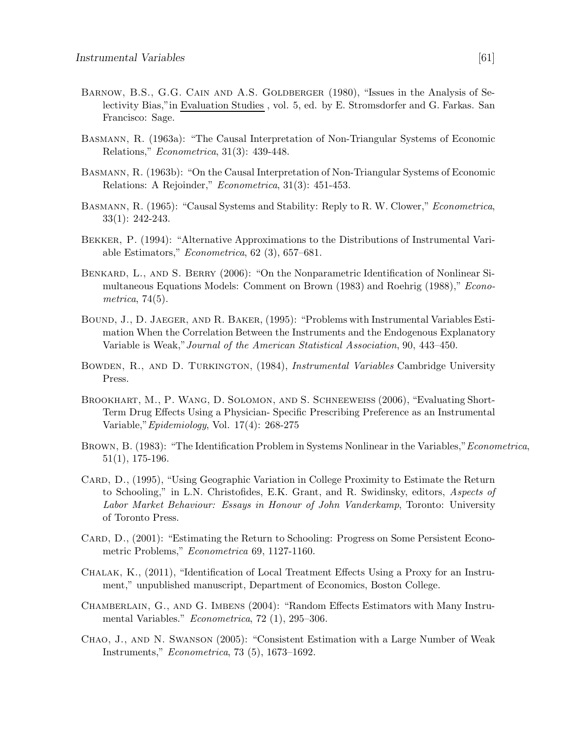Barnow, B.S., G.G. Cain and A.S. Goldberger (1980), "Issues in the Analysis of Selectivity Bias," in Evaluation Studies , vol. 5, ed. by E. Stromsdorfer and G. Farkas. San Francisco: Sage.

Basmann, R. (1963a): "The Causal Interpretation of Non-Triangular Systems of Economic Relations," *Econometrica*, 31(3): 439-448.

Basmann, R. (1963b): "On the Causal Interpretation of Non-Triangular Systems of Economic Relations: A Rejoinder," *Econometrica*, 31(3): 451-453.

Basmann, R. (1965): "Causal Systems and Stability: Reply to R. W. Clower," *Econometrica*, 33(1): 242-243.

Bekker, P. (1994): "Alternative Approximations to the Distributions of Instrumental Variable Estimators," *Econometrica*, 62 (3), 657–681.

Benkard, L., and S. Berry (2006): "On the Nonparametric Identification of Nonlinear Simultaneous Equations Models: Comment on Brown (1983) and Roehrig (1988)," *Econometrica*, 74(5).

Bound, J., D. Jaeger, and R. Baker, (1995): "Problems with Instrumental Variables Estimation When the Correlation Between the Instruments and the Endogenous Explanatory Variable is Weak," *Journal of the American Statistical Association*, 90, 443–450.

Bowden, R., and D. Turkington, (1984), *Instrumental Variables* Cambridge University Press.

Brookhart, M., P. Wang, D. Solomon, and S. Schneeweiss (2006), "Evaluating Short-Term Drug Effects Using a Physician- Specific Prescribing Preference as an Instrumental Variable," *Epidemiology*, Vol. 17(4): 268-275

Brown, B. (1983): "The Identification Problem in Systems Nonlinear in the Variables," *Econometrica*, 51(1), 175-196.

Card, D., (1995), "Using Geographic Variation in College Proximity to Estimate the Return to Schooling," in L.N. Christofides, E.K. Grant, and R. Swidinsky, editors, *Aspects of Labor Market Behaviour: Essays in Honour of John Vanderkamp*, Toronto: University of Toronto Press.

Card, D., (2001): "Estimating the Return to Schooling: Progress on Some Persistent Econometric Problems," *Econometrica* 69, 1127-1160.

Chalak, K., (2011), "Identification of Local Treatment Effects Using a Proxy for an Instrument," unpublished manuscript, Department of Economics, Boston College.

Chamberlain, G., and G. Imbens (2004): "Random Effects Estimators with Many Instrumental Variables." *Econometrica*, 72 (1), 295–306.

Chao, J., and N. Swanson (2005): "Consistent Estimation with a Large Number of Weak Instruments," *Econometrica*, 73 (5), 1673–1692.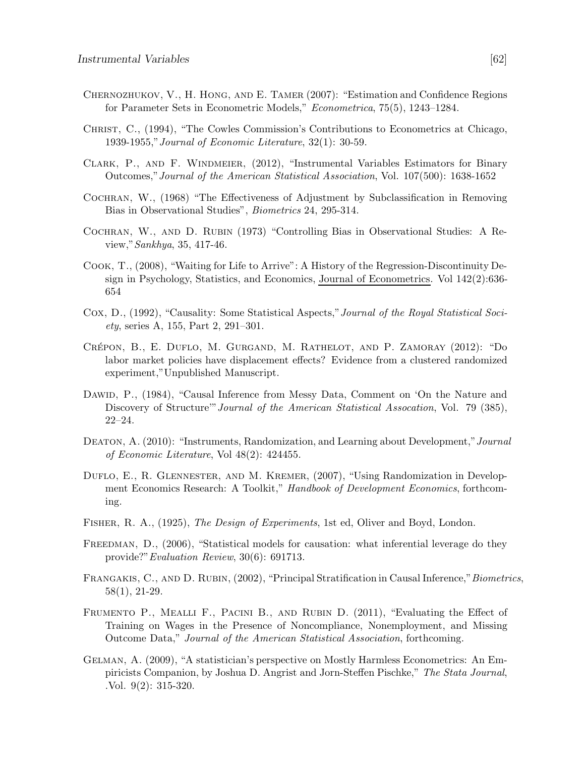Chernozhukov, V., H. Hong, and E. Tamer (2007): "Estimation and Confidence Regions for Parameter Sets in Econometric Models," *Econometrica*, 75(5), 1243–1284.

Christ, C., (1994), "The Cowles Commission's Contributions to Econometrics at Chicago, 1939-1955," *Journal of Economic Literature*, 32(1): 30-59.

Clark, P., and F. Windmeier, (2012), "Instrumental Variables Estimators for Binary Outcomes," *Journal of the American Statistical Association*, Vol. 107(500): 1638-1652

Cochran, W., (1968) "The Effectiveness of Adjustment by Subclassification in Removing Bias in Observational Studies", *Biometrics* 24, 295-314.

Cochran, W., and D. Rubin (1973) "Controlling Bias in Observational Studies: A Review," *Sankhya*, 35, 417-46.

Cook, T., (2008), "Waiting for Life to Arrive": A History of the Regression-Discontinuity Design in Psychology, Statistics, and Economics, Journal of Econometrics. Vol 142(2):636-654

Cox, D., (1992), "Causality: Some Statistical Aspects," *Journal of the Royal Statistical Society*, series A, 155, Part 2, 291–301.

Crépon, B., E. Duflo, M. Gurgand, M. Rathelot, and P. Zamoray (2012): "Do labor market policies have displacement effects? Evidence from a clustered randomized experiment,"Unpublished Manuscript.

Dawid, P., (1984), "Causal Inference from Messy Data, Comment on 'On the Nature and Discovery of Structure'" *Journal of the American Statistical Assocation*, Vol. 79 (385), 22–24.

Deaton, A. (2010): "Instruments, Randomization, and Learning about Development," *Journal of Economic Literature*, Vol 48(2): 424455.

Duflo, E., R. Glennester, and M. Kremer, (2007), "Using Randomization in Development Economics Research: A Toolkit," *Handbook of Development Economics*, forthcoming.

Fisher, R. A., (1925), *The Design of Experiments*, 1st ed, Oliver and Boyd, London.

Freedman, D., (2006), "Statistical models for causation: what inferential leverage do they provide?" *Evaluation Review*, 30(6): 691713.

Frangakis, C., and D. Rubin, (2002), "Principal Stratification in Causal Inference," *Biometrics*, 58(1), 21-29.

Frumento P., Mealli F., Pacini B., and Rubin D. (2011), "Evaluating the Effect of Training on Wages in the Presence of Noncompliance, Nonemployment, and Missing Outcome Data," *Journal of the American Statistical Association*, forthcoming.

Gelman, A. (2009), "A statistician's perspective on Mostly Harmless Econometrics: An Empiricists Companion, by Joshua D. Angrist and Jorn-Steffen Pischke," *The Stata Journal*, .Vol. 9(2): 315-320.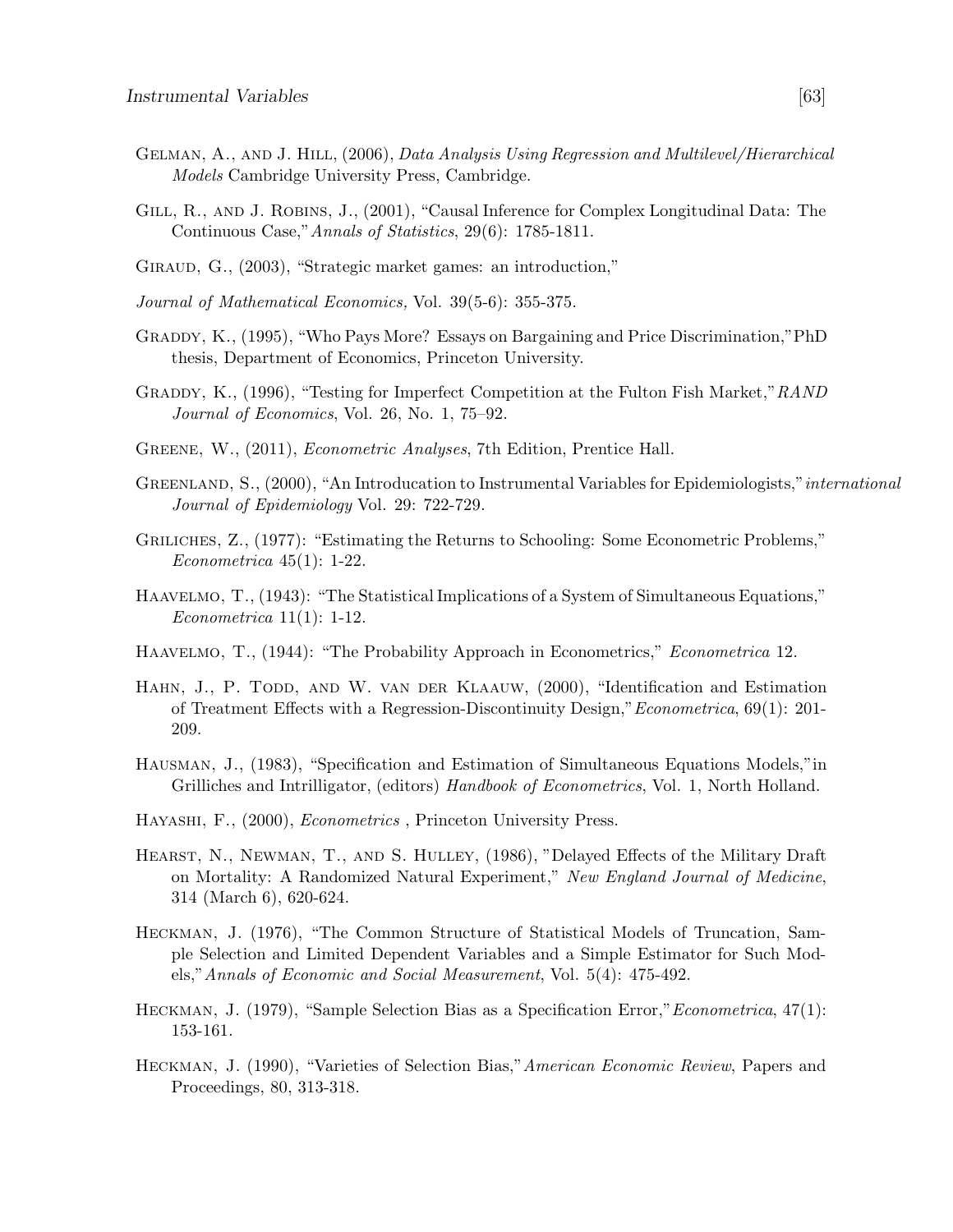Gelman, A., and J. Hill, (2006), *Data Analysis Using Regression and Multilevel/Hierarchical Models* Cambridge University Press, Cambridge.

Gill, R., and J. Robins, J., (2001), "Causal Inference for Complex Longitudinal Data: The Continuous Case,"*Annals of Statistics*, 29(6): 1785-1811.

Giraud, G., (2003), "Strategic market games: an introduction,"

*Journal of Mathematical Economics,* Vol. 39(5-6): 355-375.

Graddy, K., (1995), "Who Pays More? Essays on Bargaining and Price Discrimination,"PhD thesis, Department of Economics, Princeton University.

Graddy, K., (1996), "Testing for Imperfect Competition at the Fulton Fish Market,"*RAND Journal of Economics*, Vol. 26, No. 1, 75–92.

Greene, W., (2011), *Econometric Analyses*, 7th Edition, Prentice Hall.

Greenland, S., (2000), "An Introducation to Instrumental Variables for Epidemiologists,"*international Journal of Epidemiology* Vol. 29: 722-729.

Griliches, Z., (1977): "Estimating the Returns to Schooling: Some Econometric Problems," *Econometrica* 45(1): 1-22.

Haavelmo, T., (1943): "The Statistical Implications of a System of Simultaneous Equations," *Econometrica* 11(1): 1-12.

Haavelmo, T., (1944): "The Probability Approach in Econometrics," *Econometrica* 12.

Hahn, J., P. Todd, and W. van der Klaauw, (2000), "Identification and Estimation of Treatment Effects with a Regression-Discontinuity Design,"*Econometrica*, 69(1): 201-209.

Hausman, J., (1983), "Specification and Estimation of Simultaneous Equations Models,"in Grilliches and Intrilligator, (editors) *Handbook of Econometrics*, Vol. 1, North Holland.

Hayashi, F., (2000), *Econometrics* , Princeton University Press.

Hearst, N., Newman, T., and S. Hulley, (1986), "Delayed Effects of the Military Draft on Mortality: A Randomized Natural Experiment," *New England Journal of Medicine*, 314 (March 6), 620-624.

Heckman, J. (1976), "The Common Structure of Statistical Models of Truncation, Sample Selection and Limited Dependent Variables and a Simple Estimator for Such Models,"*Annals of Economic and Social Measurement*, Vol. 5(4): 475-492.

Heckman, J. (1979), "Sample Selection Bias as a Specification Error,"*Econometrica*, 47(1): 153-161.

Heckman, J. (1990), "Varieties of Selection Bias,"*American Economic Review*, Papers and Proceedings, 80, 313-318.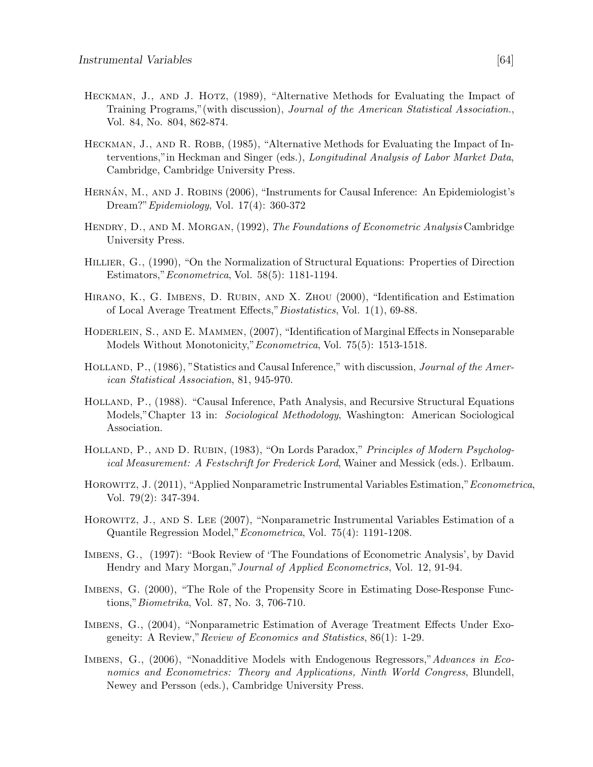Heckman, J., and J. Hotz, (1989), "Alternative Methods for Evaluating the Impact of Training Programs,"(with discussion), *Journal of the American Statistical Association.*, Vol. 84, No. 804, 862-874.

Heckman, J., and R. Robb, (1985), "Alternative Methods for Evaluating the Impact of Interventions,"in Heckman and Singer (eds.), *Longitudinal Analysis of Labor Market Data*, Cambridge, Cambridge University Press.

Hernán, M., and J. Robins (2006), "Instruments for Causal Inference: An Epidemiologist's Dream?"*Epidemiology*, Vol. 17(4): 360-372

Hendry, D., and M. Morgan, (1992), *The Foundations of Econometric Analysis* Cambridge University Press.

Hillier, G., (1990), "On the Normalization of Structural Equations: Properties of Direction Estimators,"*Econometrica*, Vol. 58(5): 1181-1194.

Hirano, K., G. Imbens, D. Rubin, and X. Zhou (2000), "Identification and Estimation of Local Average Treatment Effects,"*Biostatistics*, Vol. 1(1), 69-88.

Hoderlein, S., and E. Mammen, (2007), "Identification of Marginal Effects in Nonseparable Models Without Monotonicity,"*Econometrica*, Vol. 75(5): 1513-1518.

Holland, P., (1986), "Statistics and Causal Inference," with discussion, *Journal of the American Statistical Association*, 81, 945-970.

Holland, P., (1988). "Causal Inference, Path Analysis, and Recursive Structural Equations Models,"Chapter 13 in: *Sociological Methodology*, Washington: American Sociological Association.

Holland, P., and D. Rubin, (1983), "On Lords Paradox," *Principles of Modern Psychological Measurement: A Festschrift for Frederick Lord*, Wainer and Messick (eds.). Erlbaum.

Horowitz, J. (2011), "Applied Nonparametric Instrumental Variables Estimation,"*Econometrica*, Vol. 79(2): 347-394.

Horowitz, J., and S. Lee (2007), "Nonparametric Instrumental Variables Estimation of a Quantile Regression Model,"*Econometrica*, Vol. 75(4): 1191-1208.

Imbens, G., (1997): "Book Review of 'The Foundations of Econometric Analysis', by David Hendry and Mary Morgan,"*Journal of Applied Econometrics*, Vol. 12, 91-94.

Imbens, G. (2000), "The Role of the Propensity Score in Estimating Dose-Response Functions,"*Biometrika*, Vol. 87, No. 3, 706-710.

Imbens, G., (2004), "Nonparametric Estimation of Average Treatment Effects Under Exogeneity: A Review,"*Review of Economics and Statistics*, 86(1): 1-29.

Imbens, G., (2006), "Nonadditive Models with Endogenous Regressors,"*Advances in Economics and Econometrics: Theory and Applications, Ninth World Congress*, Blundell, Newey and Persson (eds.), Cambridge University Press.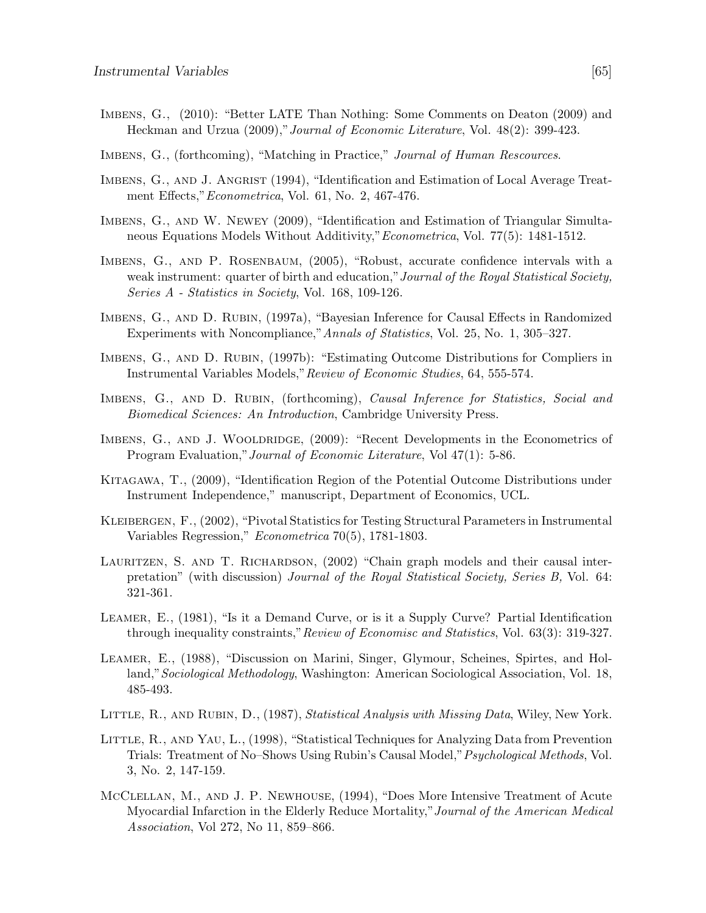Imbens, G., (2010): "Better LATE Than Nothing: Some Comments on Deaton (2009) and Heckman and Urzua (2009)," *Journal of Economic Literature*, Vol. 48(2): 399-423.

Imbens, G., (forthcoming), "Matching in Practice," *Journal of Human Rescources*.

Imbens, G., and J. Angrist (1994), "Identification and Estimation of Local Average Treatment Effects," *Econometrica*, Vol. 61, No. 2, 467-476.

Imbens, G., and W. Newey (2009), "Identification and Estimation of Triangular Simultaneous Equations Models Without Additivity," *Econometrica*, Vol. 77(5): 1481-1512.

Imbens, G., and P. Rosenbaum, (2005), "Robust, accurate confidence intervals with a weak instrument: quarter of birth and education," *Journal of the Royal Statistical Society, Series A - Statistics in Society*, Vol. 168, 109-126.

Imbens, G., and D. Rubin, (1997a), "Bayesian Inference for Causal Effects in Randomized Experiments with Noncompliance," *Annals of Statistics*, Vol. 25, No. 1, 305–327.

Imbens, G., and D. Rubin, (1997b): "Estimating Outcome Distributions for Compliers in Instrumental Variables Models," *Review of Economic Studies*, 64, 555-574.

Imbens, G., and D. Rubin, (forthcoming), *Causal Inference for Statistics, Social and Biomedical Sciences: An Introduction*, Cambridge University Press.

Imbens, G., and J. Wooldridge, (2009): "Recent Developments in the Econometrics of Program Evaluation," *Journal of Economic Literature*, Vol 47(1): 5-86.

Kitagawa, T., (2009), "Identification Region of the Potential Outcome Distributions under Instrument Independence," manuscript, Department of Economics, UCL.

Kleibergen, F., (2002), "Pivotal Statistics for Testing Structural Parameters in Instrumental Variables Regression," *Econometrica* 70(5), 1781-1803.

Lauritzen, S. and T. Richardson, (2002) "Chain graph models and their causal interpretation" (with discussion) *Journal of the Royal Statistical Society, Series B,* Vol. 64: 321-361.

Leamer, E., (1981), "Is it a Demand Curve, or is it a Supply Curve? Partial Identification through inequality constraints," *Review of Economisc and Statistics*, Vol. 63(3): 319-327.

Leamer, E., (1988), "Discussion on Marini, Singer, Glymour, Scheines, Spirtes, and Holland," *Sociological Methodology*, Washington: American Sociological Association, Vol. 18, 485-493.

Little, R., and Rubin, D., (1987), *Statistical Analysis with Missing Data*, Wiley, New York.

Little, R., and Yau, L., (1998), "Statistical Techniques for Analyzing Data from Prevention Trials: Treatment of No–Shows Using Rubin's Causal Model," *Psychological Methods*, Vol. 3, No. 2, 147-159.

McClellan, M., and J. P. Newhouse, (1994), "Does More Intensive Treatment of Acute Myocardial Infarction in the Elderly Reduce Mortality," *Journal of the American Medical Association*, Vol 272, No 11, 859–866.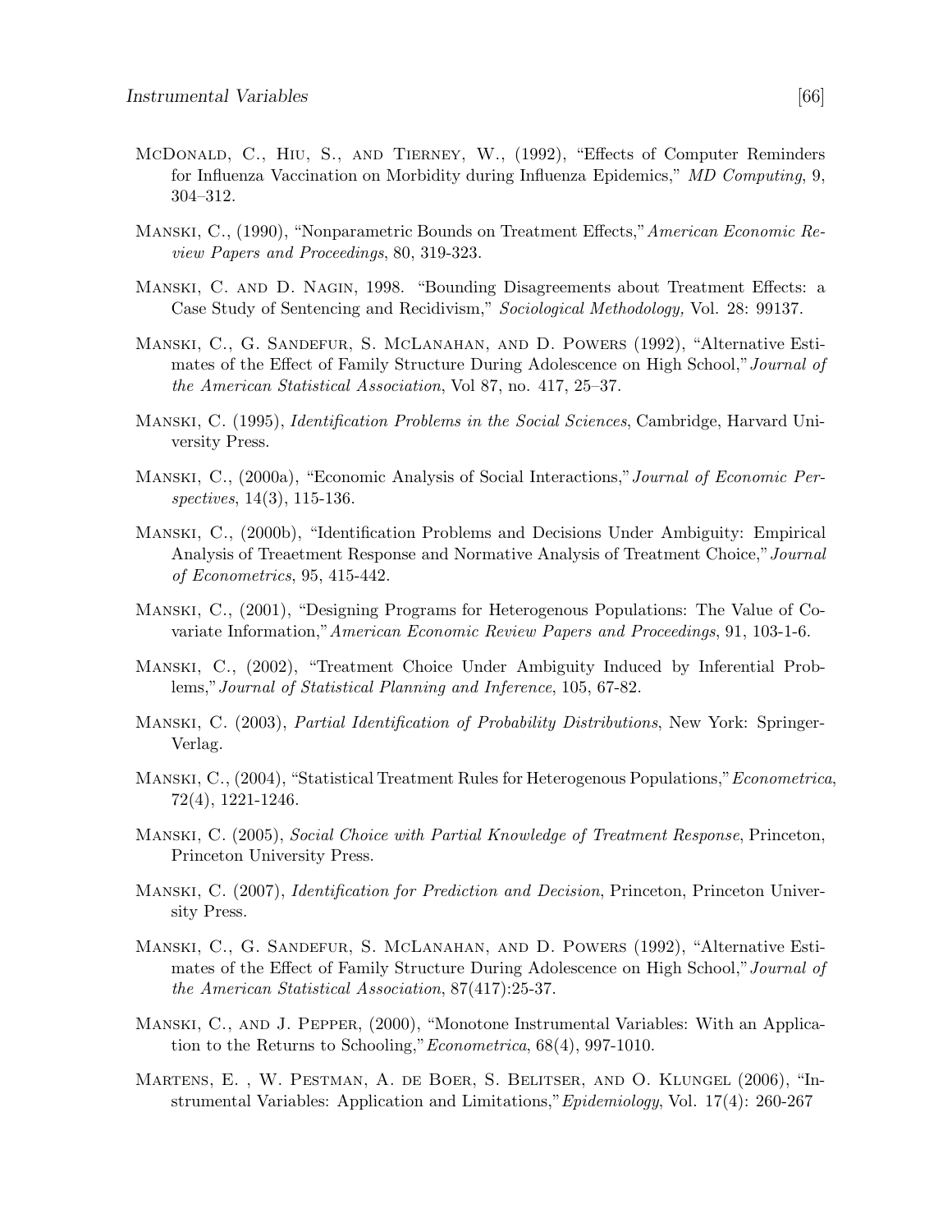McDonald, C., Hiu, S., and Tierney, W., (1992), "Effects of Computer Reminders for Influenza Vaccination on Morbidity during Influenza Epidemics," *MD Computing*, 9, 304–312.

Manski, C., (1990), "Nonparametric Bounds on Treatment Effects," *American Economic Review Papers and Proceedings*, 80, 319-323.

Manski, C. and D. Nagin, 1998. "Bounding Disagreements about Treatment Effects: a Case Study of Sentencing and Recidivism," *Sociological Methodology,* Vol. 28: 99137.

Manski, C., G. Sandefur, S. McLanahan, and D. Powers (1992), "Alternative Estimates of the Effect of Family Structure During Adolescence on High School," *Journal of the American Statistical Association*, Vol 87, no. 417, 25–37.

Manski, C. (1995), *Identification Problems in the Social Sciences*, Cambridge, Harvard University Press.

Manski, C., (2000a), "Economic Analysis of Social Interactions," *Journal of Economic Perspectives*, 14(3), 115-136.

Manski, C., (2000b), "Identification Problems and Decisions Under Ambiguity: Empirical Analysis of Treaetment Response and Normative Analysis of Treatment Choice," *Journal of Econometrics*, 95, 415-442.

Manski, C., (2001), "Designing Programs for Heterogenous Populations: The Value of Covariate Information," *American Economic Review Papers and Proceedings*, 91, 103-1-6.

Manski, C., (2002), "Treatment Choice Under Ambiguity Induced by Inferential Problems," *Journal of Statistical Planning and Inference*, 105, 67-82.

Manski, C. (2003), *Partial Identification of Probability Distributions*, New York: Springer-Verlag.

Manski, C., (2004), "Statistical Treatment Rules for Heterogenous Populations," *Econometrica*, 72(4), 1221-1246.

Manski, C. (2005), *Social Choice with Partial Knowledge of Treatment Response*, Princeton, Princeton University Press.

Manski, C. (2007), *Identification for Prediction and Decision*, Princeton, Princeton University Press.

Manski, C., G. Sandefur, S. McLanahan, and D. Powers (1992), "Alternative Estimates of the Effect of Family Structure During Adolescence on High School," *Journal of the American Statistical Association*, 87(417):25-37.

Manski, C., and J. Pepper, (2000), "Monotone Instrumental Variables: With an Application to the Returns to Schooling," *Econometrica*, 68(4), 997-1010.

Martens, E. , W. Pestman, A. de Boer, S. Belitser, and O. Klungel (2006), "Instrumental Variables: Application and Limitations," *Epidemiology*, Vol. 17(4): 260-267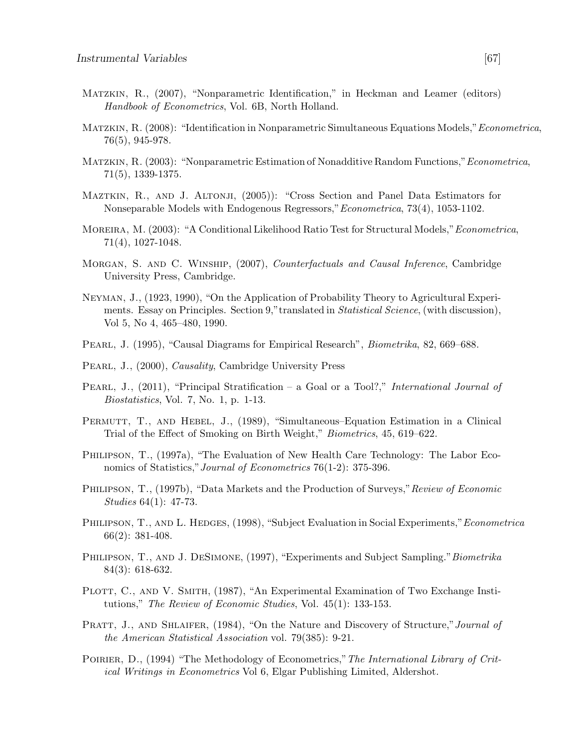Matzkin, R., (2007), "Nonparametric Identification," in Heckman and Leamer (editors) *Handbook of Econometrics*, Vol. 6B, North Holland.

Matzkin, R. (2008): "Identification in Nonparametric Simultaneous Equations Models," *Econometrica*, 76(5), 945-978.

Matzkin, R. (2003): "Nonparametric Estimation of Nonadditive Random Functions," *Econometrica*, 71(5), 1339-1375.

Maztkin, R., and J. Altonji, (2005)): "Cross Section and Panel Data Estimators for Nonseparable Models with Endogenous Regressors," *Econometrica*, 73(4), 1053-1102.

Moreira, M. (2003): "A Conditional Likelihood Ratio Test for Structural Models," *Econometrica*, 71(4), 1027-1048.

Morgan, S. and C. Winship, (2007), *Counterfactuals and Causal Inference*, Cambridge University Press, Cambridge.

Neyman, J., (1923, 1990), "On the Application of Probability Theory to Agricultural Experiments. Essay on Principles. Section 9," translated in *Statistical Science*, (with discussion), Vol 5, No 4, 465–480, 1990.

Pearl, J. (1995), "Causal Diagrams for Empirical Research", *Biometrika*, 82, 669–688.

Pearl, J., (2000), *Causality*, Cambridge University Press

Pearl, J., (2011), "Principal Stratification – a Goal or a Tool?," *International Journal of Biostatistics*, Vol. 7, No. 1, p. 1-13.

Permutt, T., and Hebel, J., (1989), "Simultaneous–Equation Estimation in a Clinical Trial of the Effect of Smoking on Birth Weight," *Biometrics*, 45, 619–622.

Philipson, T., (1997a), "The Evaluation of New Health Care Technology: The Labor Economics of Statistics," *Journal of Econometrics* 76(1-2): 375-396.

Philipson, T., (1997b), "Data Markets and the Production of Surveys," *Review of Economic Studies* 64(1): 47-73.

Philipson, T., and L. Hedges, (1998), "Subject Evaluation in Social Experiments," *Econometrica* 66(2): 381-408.

Philipson, T., and J. DeSimone, (1997), "Experiments and Subject Sampling." *Biometrika* 84(3): 618-632.

Plott, C., and V. Smith, (1987), "An Experimental Examination of Two Exchange Institutions," *The Review of Economic Studies*, Vol. 45(1): 133-153.

Pratt, J., and Shlaifer, (1984), "On the Nature and Discovery of Structure," *Journal of the American Statistical Association* vol. 79(385): 9-21.

Poirier, D., (1994) "The Methodology of Econometrics," *The International Library of Critical Writings in Econometrics* Vol 6, Elgar Publishing Limited, Aldershot.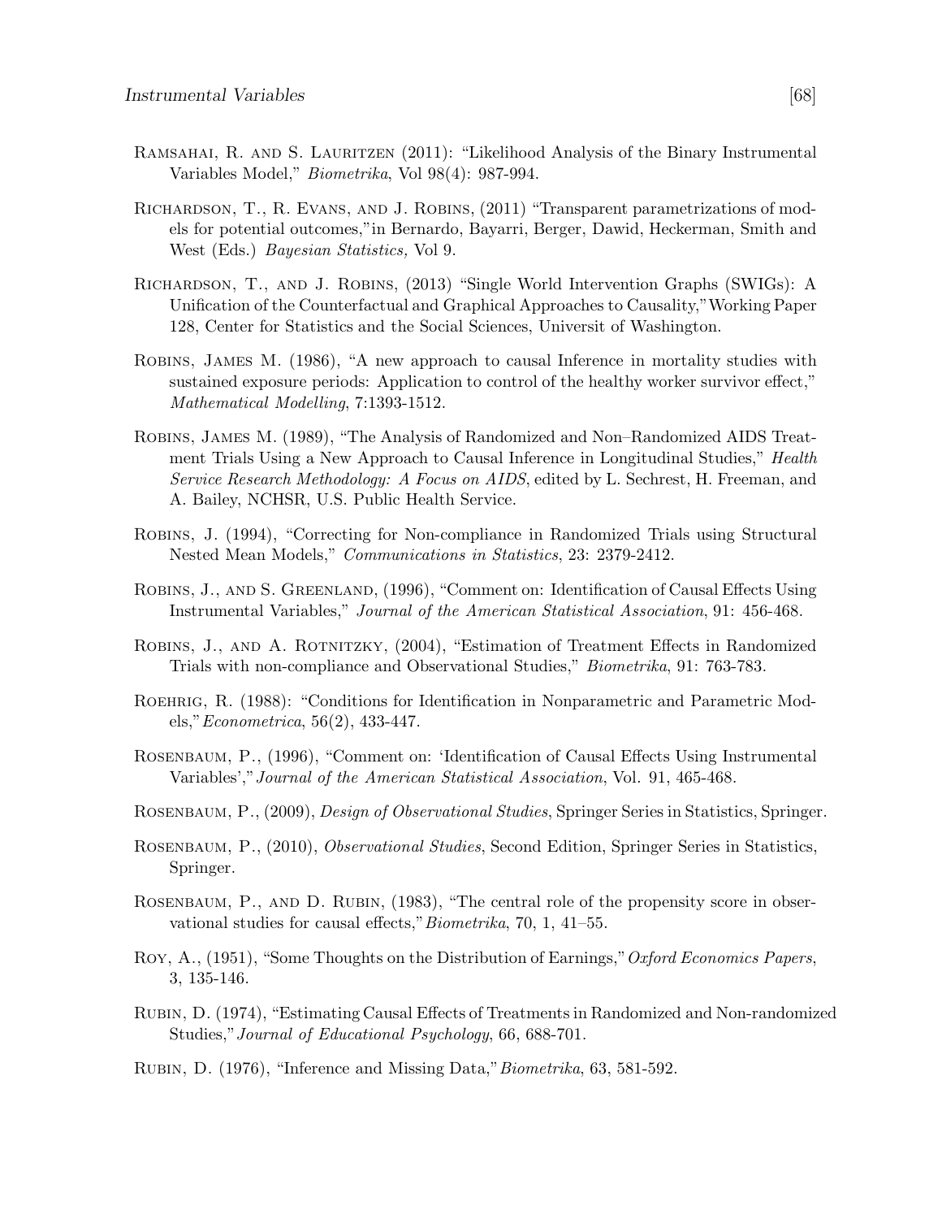Ramsahai, R. and S. Lauritzen (2011): "Likelihood Analysis of the Binary Instrumental Variables Model," *Biometrika*, Vol 98(4): 987-994.

Richardson, T., R. Evans, and J. Robins, (2011) "Transparent parametrizations of models for potential outcomes,"in Bernardo, Bayarri, Berger, Dawid, Heckerman, Smith and West (Eds.) *Bayesian Statistics,* Vol 9.

Richardson, T., and J. Robins, (2013) "Single World Intervention Graphs (SWIGs): A Unification of the Counterfactual and Graphical Approaches to Causality,"Working Paper 128, Center for Statistics and the Social Sciences, Universit of Washington.

Robins, James M. (1986), "A new approach to causal Inference in mortality studies with sustained exposure periods: Application to control of the healthy worker survivor effect," *Mathematical Modelling*, 7:1393-1512.

Robins, James M. (1989), "The Analysis of Randomized and Non–Randomized AIDS Treatment Trials Using a New Approach to Causal Inference in Longitudinal Studies," *Health Service Research Methodology: A Focus on AIDS*, edited by L. Sechrest, H. Freeman, and A. Bailey, NCHSR, U.S. Public Health Service.

Robins, J. (1994), "Correcting for Non-compliance in Randomized Trials using Structural Nested Mean Models," *Communications in Statistics*, 23: 2379-2412.

Robins, J., and S. Greenland, (1996), "Comment on: Identification of Causal Effects Using Instrumental Variables," *Journal of the American Statistical Association*, 91: 456-468.

Robins, J., and A. Rotnitzky, (2004), "Estimation of Treatment Effects in Randomized Trials with non-compliance and Observational Studies," *Biometrika*, 91: 763-783.

Roehrig, R. (1988): "Conditions for Identification in Nonparametric and Parametric Models,"*Econometrica*, 56(2), 433-447.

Rosenbaum, P., (1996), "Comment on: 'Identification of Causal Effects Using Instrumental Variables',"*Journal of the American Statistical Association*, Vol. 91, 465-468.

Rosenbaum, P., (2009), *Design of Observational Studies*, Springer Series in Statistics, Springer.

Rosenbaum, P., (2010), *Observational Studies*, Second Edition, Springer Series in Statistics, Springer.

Rosenbaum, P., and D. Rubin, (1983), "The central role of the propensity score in observational studies for causal effects,"*Biometrika*, 70, 1, 41–55.

Roy, A., (1951), "Some Thoughts on the Distribution of Earnings,"*Oxford Economics Papers*, 3, 135-146.

Rubin, D. (1974), "Estimating Causal Effects of Treatments in Randomized and Non-randomized Studies,"*Journal of Educational Psychology*, 66, 688-701.

Rubin, D. (1976), "Inference and Missing Data,"*Biometrika*, 63, 581-592.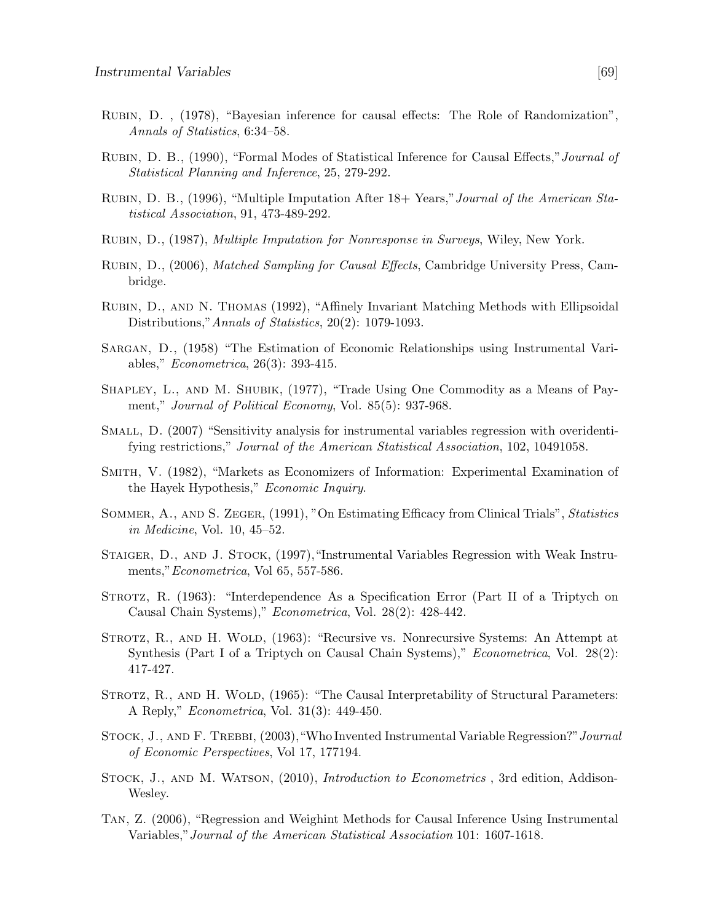Rubin, D. , (1978), "Bayesian inference for causal effects: The Role of Randomization", *Annals of Statistics*, 6:34–58.

Rubin, D. B., (1990), "Formal Modes of Statistical Inference for Causal Effects," *Journal of Statistical Planning and Inference*, 25, 279-292.

Rubin, D. B., (1996), "Multiple Imputation After 18+ Years," *Journal of the American Statistical Association*, 91, 473-489-292.

Rubin, D., (1987), *Multiple Imputation for Nonresponse in Surveys*, Wiley, New York.

Rubin, D., (2006), *Matched Sampling for Causal Effects*, Cambridge University Press, Cambridge.

Rubin, D., and N. Thomas (1992), "Affinely Invariant Matching Methods with Ellipsoidal Distributions," *Annals of Statistics*, 20(2): 1079-1093.

Sargan, D., (1958) "The Estimation of Economic Relationships using Instrumental Variables," *Econometrica*, 26(3): 393-415.

Shapley, L., and M. Shubik, (1977), "Trade Using One Commodity as a Means of Payment," *Journal of Political Economy*, Vol. 85(5): 937-968.

Small, D. (2007) "Sensitivity analysis for instrumental variables regression with overidentifying restrictions," *Journal of the American Statistical Association*, 102, 10491058.

Smith, V. (1982), "Markets as Economizers of Information: Experimental Examination of the Hayek Hypothesis," *Economic Inquiry*.

Sommer, A., and S. Zeger, (1991), "On Estimating Efficacy from Clinical Trials", *Statistics in Medicine*, Vol. 10, 45–52.

Staiger, D., and J. Stock, (1997), "Instrumental Variables Regression with Weak Instruments," *Econometrica*, Vol 65, 557-586.

Strotz, R. (1963): "Interdependence As a Specification Error (Part II of a Triptych on Causal Chain Systems)," *Econometrica*, Vol. 28(2): 428-442.

Strotz, R., and H. Wold, (1963): "Recursive vs. Nonrecursive Systems: An Attempt at Synthesis (Part I of a Triptych on Causal Chain Systems)," *Econometrica*, Vol. 28(2): 417-427.

Strotz, R., and H. Wold, (1965): "The Causal Interpretability of Structural Parameters: A Reply," *Econometrica*, Vol. 31(3): 449-450.

Stock, J., and F. Trebbi, (2003), "Who Invented Instrumental Variable Regression?" *Journal of Economic Perspectives*, Vol 17, 177194.

Stock, J., and M. Watson, (2010), *Introduction to Econometrics* , 3rd edition, Addison-Wesley.

Tan, Z. (2006), "Regression and Weighint Methods for Causal Inference Using Instrumental Variables," *Journal of the American Statistical Association* 101: 1607-1618.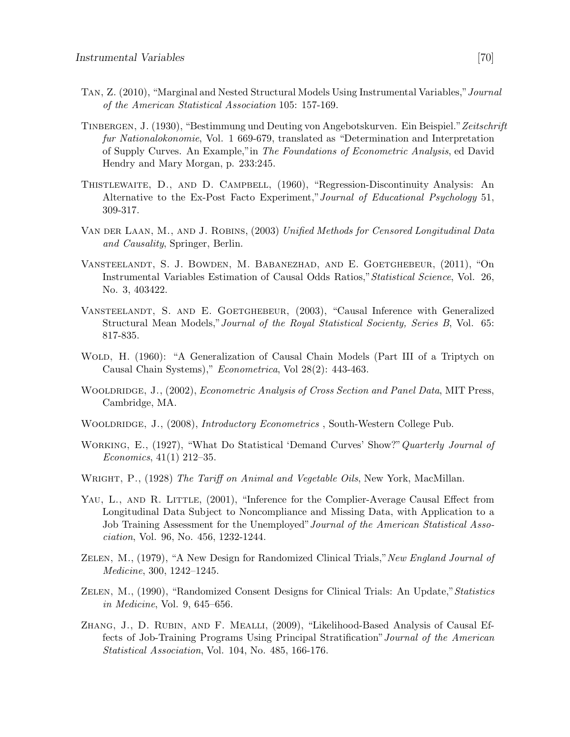Tan, Z. (2010), "Marginal and Nested Structural Models Using Instrumental Variables," *Journal of the American Statistical Association* 105: 157-169.

Tinbergen, J. (1930), "Bestimmung und Deuting von Angebotskurven. Ein Beispiel." *Zeitschrift fur Nationalokonomie*, Vol. 1 669-679, translated as "Determination and Interpretation of Supply Curves. An Example,"in *The Foundations of Econometric Analysis*, ed David Hendry and Mary Morgan, p. 233:245.

Thistlewaite, D., and D. Campbell, (1960), "Regression-Discontinuity Analysis: An Alternative to the Ex-Post Facto Experiment," *Journal of Educational Psychology* 51, 309-317.

Van der Laan, M., and J. Robins, (2003) *Unified Methods for Censored Longitudinal Data and Causality*, Springer, Berlin.

Vansteelandt, S. J. Bowden, M. Babanezhad, and E. Goetghebeur, (2011), "On Instrumental Variables Estimation of Causal Odds Ratios," *Statistical Science*, Vol. 26, No. 3, 403422.

Vansteelandt, S. and E. Goetghebeur, (2003), "Causal Inference with Generalized Structural Mean Models," *Journal of the Royal Statistical Socienty, Series B*, Vol. 65: 817-835.

Wold, H. (1960): "A Generalization of Causal Chain Models (Part III of a Triptych on Causal Chain Systems)," *Econometrica*, Vol 28(2): 443-463.

Wooldridge, J., (2002), *Econometric Analysis of Cross Section and Panel Data*, MIT Press, Cambridge, MA.

Wooldridge, J., (2008), *Introductory Econometrics* , South-Western College Pub.

Working, E., (1927), "What Do Statistical 'Demand Curves' Show?" *Quarterly Journal of Economics*, 41(1) 212–35.

Wright, P., (1928) *The Tariff on Animal and Vegetable Oils*, New York, MacMillan.

Yau, L., and R. Little, (2001), "Inference for the Complier-Average Causal Effect from Longitudinal Data Subject to Noncompliance and Missing Data, with Application to a Job Training Assessment for the Unemployed" *Journal of the American Statistical Association*, Vol. 96, No. 456, 1232-1244.

Zelen, M., (1979), "A New Design for Randomized Clinical Trials," *New England Journal of Medicine*, 300, 1242–1245.

Zelen, M., (1990), "Randomized Consent Designs for Clinical Trials: An Update," *Statistics in Medicine*, Vol. 9, 645–656.

Zhang, J., D. Rubin, and F. Mealli, (2009), "Likelihood-Based Analysis of Causal Effects of Job-Training Programs Using Principal Stratification" *Journal of the American Statistical Association*, Vol. 104, No. 485, 166-176.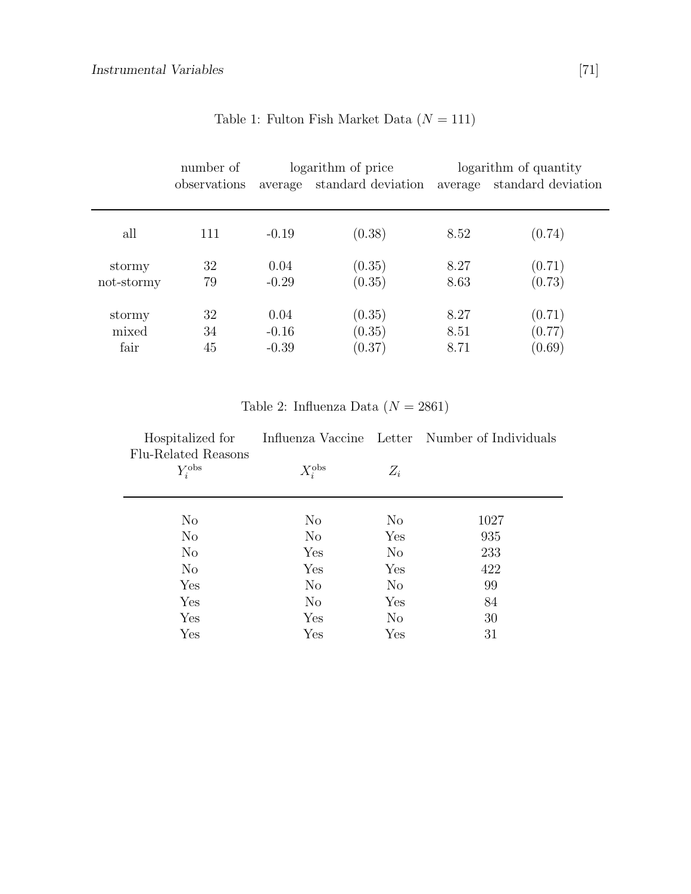Table 1: Fulton Fish Market Data ($N = 111$)

| | number of observations | logarithm of price | | logarithm of quantity | |
|---|---|---|---|---|---|
| | | average | standard deviation | average | standard deviation |
| all | 111 | -0.19 | (0.38) | 8.52 | (0.74) |
| stormy | 32 | 0.04 | (0.35) | 8.27 | (0.71) |
| not-stormy | 79 | -0.29 | (0.35) | 8.63 | (0.73) |
| stormy | 32 | 0.04 | (0.35) | 8.27 | (0.71) |
| mixed | 34 | -0.16 | (0.35) | 8.51 | (0.77) |
| fair | 45 | -0.39 | (0.37) | 8.71 | (0.69) |

Table 2: Influenza Data ($N = 2861$)

| Hospitalized for Flu-Related Reasons $Y_i^{\text{obs}}$ | Influenza Vaccine $X_i^{\text{obs}}$ | Letter $Z_i$ | Number of Individuals |
|---|---|---|---|
| No | No | No | 1027 |
| No | No | Yes | 935 |
| No | Yes | No | 233 |
| No | Yes | Yes | 422 |
| Yes | No | No | 99 |
| Yes | No | Yes | 84 |
| Yes | Yes | No | 30 |
| Yes | Yes | Yes | 31 |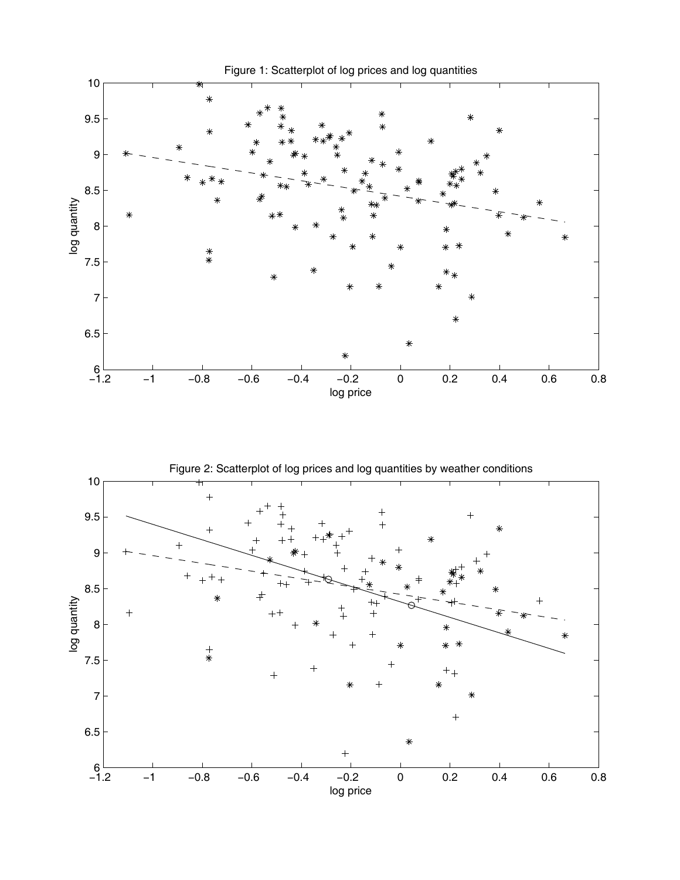Figure 1: Scatterplot of log prices and log quantities

log quantity

log price

10
9.5
9
8.5
8
7.5
7
6.5
6

−1.2
−1
−0.8
−0.6
−0.4
−0.2
0
0.2
0.4
0.6
0.8

Figure 2: Scatterplot of log prices and log quantities by weather conditions

log quantity

log price

10
9.5
9
8.5
8
7.5
7
6.5
6

−1.2
−1
−0.8
−0.6
−0.4
−0.2
0
0.2
0.4
0.6
0.8